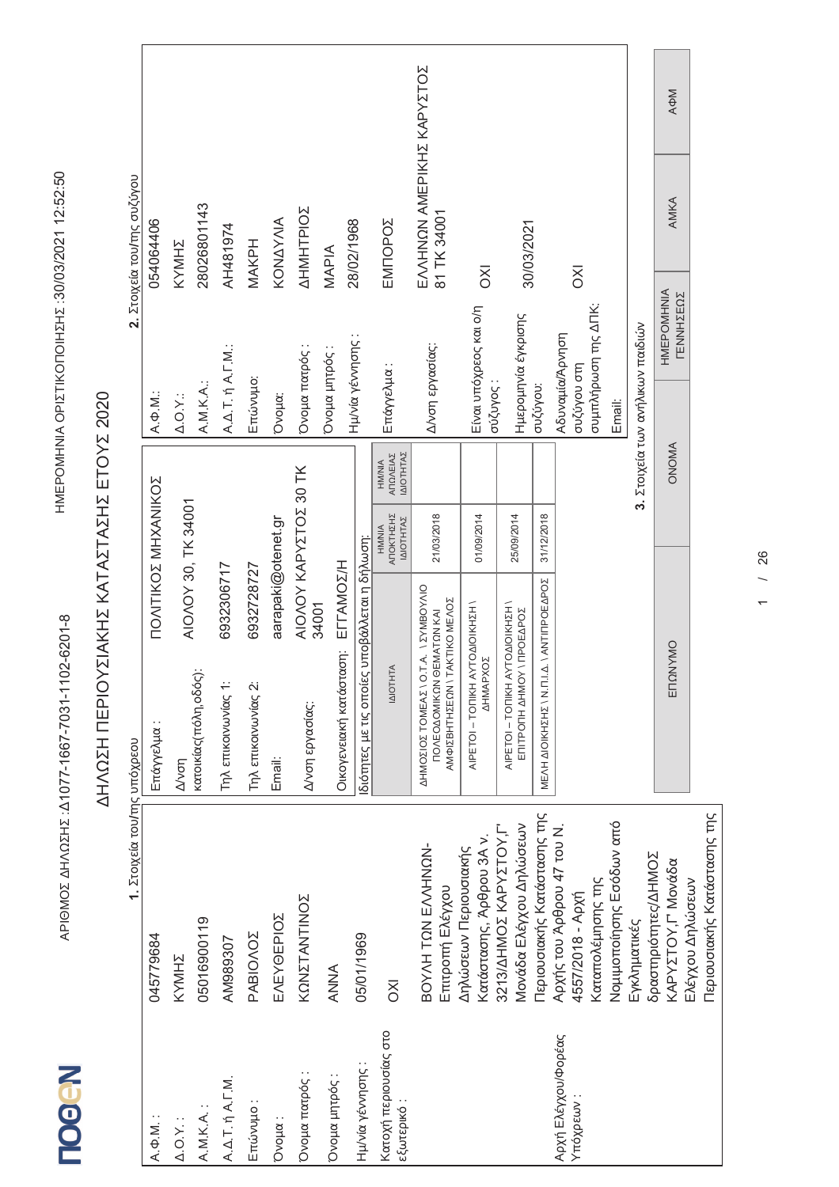ΑΡΙΘΜΟΣ ΔΗΛΩΣΗΣ :Δ1077-1667-7031-1102-6201-8 ΗΜΕΡΟΜΗΝΙΑ ΟΡΙΣΤΙΚΟΠΟΙΗΣΗΣ :30/03/2021 12:52:50

# ΔΗΛΩΣΗ ΠΕΡΙΟΥΣΙΑΚΗΣ ΚΑΤΑΣΤΑΣΗΣ ΕΤΟΥΣ 2020

## 1. Στοιχεία του/της υπόχρεου

| | |
|---|---|
| Α.Φ.Μ. : | 045779684 |
| Δ.Ο.Υ. : | ΚΥΜΗΣ |
| Α.Μ.Κ.Α. : | 05016900119 |
| Α.Δ.Τ. ή Α.Γ.Μ. | ΑΜ989307 |
| Επώνυμο : | ΡΑΒΙΟΛΟΣ |
| Όνομα : | ΕΛΕΥΘΕΡΙΟΣ |
| Όνομα πατρός : | ΚΩΝΣΤΑΝΤΙΝΟΣ |
| Όνομα μητρός : | ΑΝΝΑ |
| Ημ/νία γέννησης : | 05/01/1969 |
| Κατοχή περιουσίας στο εξωτερικό : | ΟΧΙ |
| Αρχή Ελέγχου/Φορέας Υπόχρεων : | ΒΟΥΛΗ ΤΩΝ ΕΛΛΗΝΩΝ-Επιτροπή Ελέγχου Δηλώσεων Περιουσιακής Κατάστασης, Άρθρου 3Α ν. 3213/ΔΗΜΟΣ ΚΑΡΥΣΤΟΥ,Γ' Μονάδα Ελέγχου Δηλώσεων Περιουσιακής Κατάστασης της Αρχής του Άρθρου 47 του Ν. 4557/2018 - Αρχή Καταπολέμησης της Νομιμοποίησης Εσόδων από Εγκληματικές δραστηριότητες/ΔΗΜΟΣ ΚΑΡΥΣΤΟΥ,Γ' Μονάδα Ελέγχου Δηλώσεων Περιουσιακής Κατάστασης της |
| Επάγγελμα : | ΠΟΛΙΤΙΚΟΣ ΜΗΧΑΝΙΚΟΣ |
| Δ/νση κατοικίας(πόλη,οδός): | ΑΙΟΛΟΥ 30, ΤΚ 34001 |
| Τηλ επικοινωνίας 1: | 6932306717 |
| Τηλ επικοινωνίας 2: | 6932728727 |
| Email: | aarapaki@otenet.gr |
| Δ/νση εργασίας: | ΑΙΟΛΟΥ ΚΑΡΥΣΤΟΣ 30 ΤΚ 34001 |
| Οικογενειακή κατάσταση: | ΕΓΓΑΜΟΣ/Η |

Ιδιότητες με τις οποίες υποβάλλεται η δήλωση:

| ΙΔΙΟΤΗΤΑ | ΗΜ/ΝΙΑ ΑΠΟΚΤΗΣΗΣ ΙΔΙΟΤΗΤΑΣ | ΗΜ/ΝΙΑ ΑΠΩΛΕΙΑΣ ΙΔΙΟΤΗΤΑΣ |
|---|---|---|
| ΔΗΜΟΣΙΟΣ ΤΟΜΕΑΣ \ Ο.Τ.Α. \ ΣΥΜΒΟΥΛΙΟ ΠΟΛΕΟΔΟΜΙΚΩΝ ΘΕΜΑΤΩΝ ΚΑΙ ΑΜΦΙΣΒΗΤΗΣΕΩΝ \ ΤΑΚΤΙΚΟ ΜΕΛΟΣ | 21/03/2018 | |
| ΑΙΡΕΤΟΙ – ΤΟΠΙΚΗ ΑΥΤΟΔΙΟΙΚΗΣΗ \ ΔΗΜΑΡΧΟΣ | 01/09/2014 | |
| ΑΙΡΕΤΟΙ – ΤΟΠΙΚΗ ΑΥΤΟΔΙΟΙΚΗΣΗ \ ΕΠΙΤΡΟΠΗ ΔΗΜΟΥ \ ΠΡΟΕΔΡΟΣ | 25/09/2014 | |
| ΜΕΛΗ ΔΙΟΙΚΗΣΗΣ \ Ν.Π.Ι.Δ. \ ΑΝΤΙΠΡΟΕΔΡΟΣ | 31/12/2018 | |

## 2. Στοιχεία του/της συζύγου

| | |
|---|---|
| Α.Φ.Μ.: | 054064406 |
| Δ.Ο.Υ.: | ΚΥΜΗΣ |
| Α.Μ.Κ.Α.: | 28026801143 |
| Α.Δ.Τ. ή Α.Γ.Μ.: | ΑΗ481974 |
| Επώνυμο: | ΜΑΚΡΗ |
| Όνομα: | ΚΟΝΔΥΛΙΑ |
| Όνομα πατρός : | ΔΗΜΗΤΡΙΟΣ |
| Όνομα μητρός : | ΜΑΡΙΑ |
| Ημ/νία γέννησης : | 28/02/1968 |
| Επάγγελμα : | ΕΜΠΟΡΟΣ |
| Δ/νση εργασίας: | ΕΛΛΗΝΩΝ ΑΜΕΡΙΚΗΣ ΚΑΡΥΣΤΟΣ 81 ΤΚ 34001 |
| Είναι υπόχρεος και ο/η σύζυγος : | ΟΧΙ |
| Ημερομηνία έγκρισης συζύγου: | 30/03/2021 |
| Αδυναμία/Άρνηση συζύγου στη συμπλήρωση της ΔΠΚ: | ΟΧΙ |
| Email: | |

## 3. Στοιχεία των ανήλικων παιδιών

| ΕΠΩΝΥΜΟ | ΟΝΟΜΑ | ΗΜΕΡΟΜΗΝΙΑ ΓΕΝΝΗΣΕΩΣ | ΑΜΚΑ | ΑΦΜ |
|---|---|---|---|---|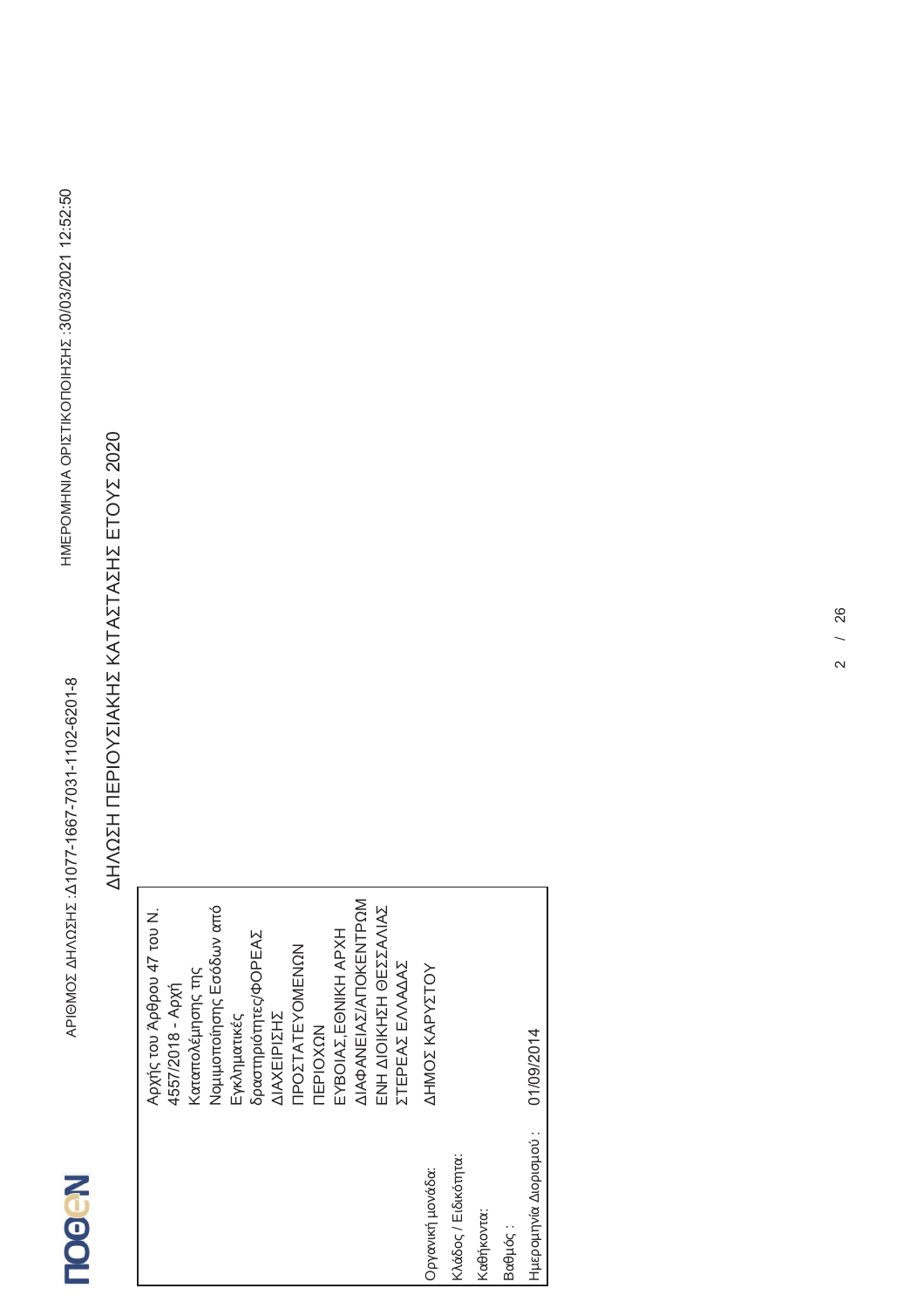ΑΡΙΘΜΟΣ ΔΗΛΩΣΗΣ :Δ1077-1667-7031-1102-6201-8

ΗΜΕΡΟΜΗΝΙΑ ΟΡΙΣΤΙΚΟΠΟΙΗΣΗΣ :30/03/2021 12:52:50

# ΔΗΛΩΣΗ ΠΕΡΙΟΥΣΙΑΚΗΣ ΚΑΤΑΣΤΑΣΗΣ ΕΤΟΥΣ 2020

| | |
|---|---|
| | Αρχής του Άρθρου 47 του Ν. 4557/2018 - Αρχή Καταπολέμησης της Νομιμοποίησης Εσόδων από Εγκληματικές δραστηριότητες/ΦΟΡΕΑΣ ΔΙΑΧΕΙΡΙΣΗΣ ΠΡΟΣΤΑΤΕΥΟΜΕΝΩΝ ΠΕΡΙΟΧΩΝ ΕΥΒΟΙΑΣ,ΕΘΝΙΚΗ ΑΡΧΗ ΔΙΑΦΑΝΕΙΑΣ/ΑΠΟΚΕΝΤΡΩΜ ΕΝΗ ΔΙΟΙΚΗΣΗ ΘΕΣΣΑΛΙΑΣ ΣΤΕΡΕΑΣ ΕΛΛΑΔΑΣ |
| Οργανική μονάδα: | ΔΗΜΟΣ ΚΑΡΥΣΤΟΥ |
| Κλάδος / Ειδικότητα: | |
| Καθήκοντα: | |
| Βαθμός : | |
| Ημερομηνία Διορισμού : | 01/09/2014 |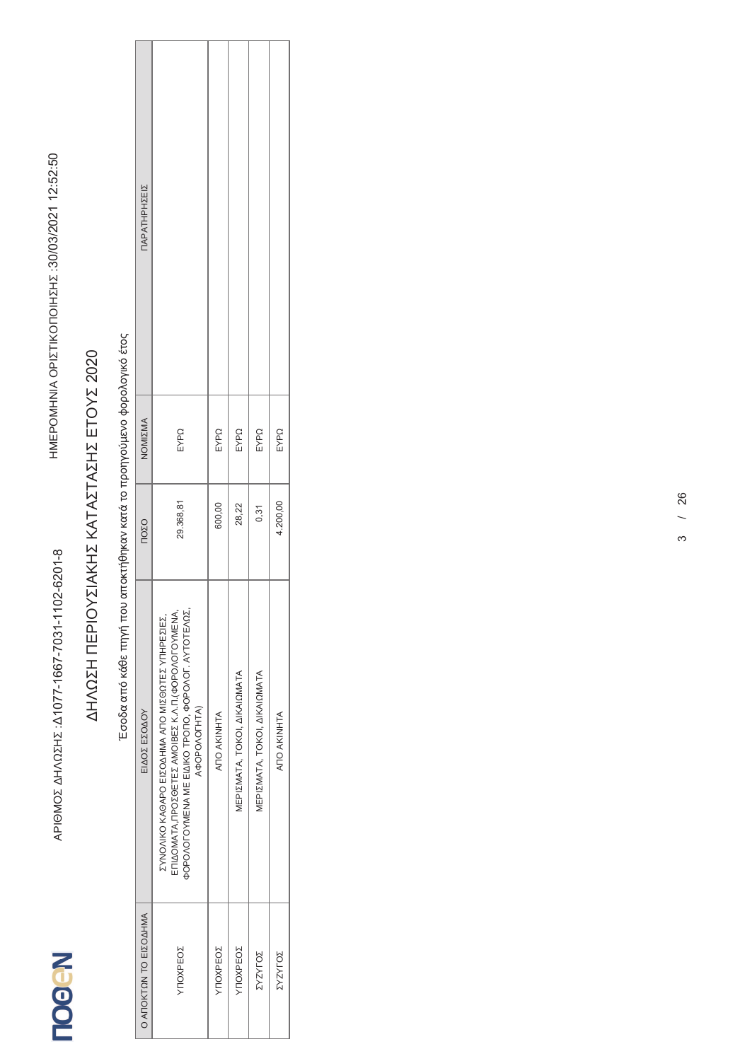ΑΡΙΘΜΟΣ ΔΗΛΩΣΗΣ :Δ1077-1667-7031-1102-6201-8

ΗΜΕΡΟΜΗΝΙΑ ΟΡΙΣΤΙΚΟΠΟΙΗΣΗΣ :30/03/2021 12:52:50

# ΔΗΛΩΣΗ ΠΕΡΙΟΥΣΙΑΚΗΣ ΚΑΤΑΣΤΑΣΗΣ ΕΤΟΥΣ 2020

Έσοδα από κάθε πηγή που αποκτήθηκαν κατά το προηγούμενο φορολογικό έτος

| Ο ΑΠΟΚΤΩΝ ΤΟ ΕΙΣΟΔΗΜΑ | ΕΙΔΟΣ ΕΣΟΔΟΥ | ΠΟΣΟ | ΝΟΜΙΣΜΑ | ΠΑΡΑΤΗΡΗΣΕΙΣ |
|---|---|---|---|---|
| ΥΠΟΧΡΕΟΣ | ΣΥΝΟΛΙΚΟ ΚΑΘΑΡΟ ΕΙΣΟΔΗΜΑ ΑΠΟ ΜΙΣΘΩΤΕΣ ΥΠΗΡΕΣΙΕΣ, ΕΠΙΔΟΜΑΤΑ,ΠΡΟΣΘΕΤΕΣ ΑΜΟΙΒΕΣ Κ.Λ.Π.(ΦΟΡΟΛΟΓΟΥΜΕΝΑ, ΦΟΡΟΛΟΓΟΥΜΕΝΑ ΜΕ ΕΙΔΙΚΟ ΤΡΟΠΟ, ΦΟΡΟΛΟΓ. ΑΥΤΟΤΕΛΩΣ, ΑΦΟΡΟΛΟΓΗΤΑ) | 29.368,81 | ΕΥΡΩ | |
| ΥΠΟΧΡΕΟΣ | ΑΠΟ ΑΚΙΝΗΤΑ | 600,00 | ΕΥΡΩ | |
| ΥΠΟΧΡΕΟΣ | ΜΕΡΙΣΜΑΤΑ, ΤΟΚΟΙ, ΔΙΚΑΙΩΜΑΤΑ | 28,22 | ΕΥΡΩ | |
| ΣΥΖΥΓΟΣ | ΜΕΡΙΣΜΑΤΑ, ΤΟΚΟΙ, ΔΙΚΑΙΩΜΑΤΑ | 0,31 | ΕΥΡΩ | |
| ΣΥΖΥΓΟΣ | ΑΠΟ ΑΚΙΝΗΤΑ | 4.200,00 | ΕΥΡΩ | |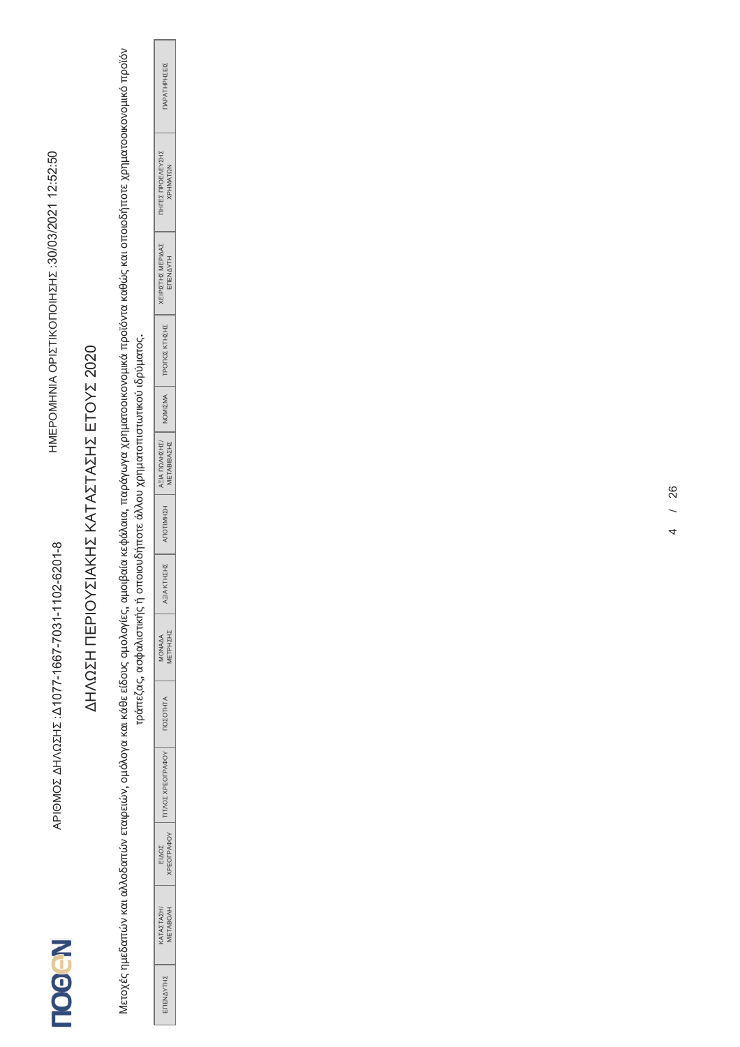ΑΡΙΘΜΟΣ ΔΗΛΩΣΗΣ :Δ1077-1667-7031-1102-6201-8

ΗΜΕΡΟΜΗΝΙΑ ΟΡΙΣΤΙΚΟΠΟΙΗΣΗΣ :30/03/2021 12:52:50

# ΔΗΛΩΣΗ ΠΕΡΙΟΥΣΙΑΚΗΣ ΚΑΤΑΣΤΑΣΗΣ ΕΤΟΥΣ 2020

Μετοχές ημεδαπών και αλλοδαπών εταιρειών, ομόλογα και κάθε είδους ομολογίες, αμοιβαία κεφάλαια, παράγωγα χρηματοοικονομικά προϊόντα καθώς και οποιοδήποτε χρηματοοικονομικό προϊόν τράπεζας, ασφαλιστικής ή οποιουδήποτε άλλου χρηματοπιστωτικού ιδρύματος.

| ΕΠΕΝΔΥΤΗΣ | ΚΑΤΑΣΤΑΣΗ/ ΜΕΤΑΒΟΛΗ | ΕΙΔΟΣ ΧΡΕΟΓΡΑΦΟΥ | ΤΙΤΛΟΣ ΧΡΕΟΓΡΑΦΟΥ | ΠΟΣΟΤΗΤΑ | ΜΟΝΑΔΑ ΜΕΤΡΗΣΗΣ | ΑΞΙΑ ΚΤΗΣΗΣ | ΑΠΟΤΙΜΗΣΗ | ΑΞΙΑ ΠΩΛΗΣΗΣ/ ΜΕΤΑΒΙΒΑΣΗΣ | ΝΟΜΙΣΜΑ | ΤΡΟΠΟΣ ΚΤΗΣΗΣ | ΧΕΙΡΙΣΤΗΣ ΜΕΡΙΔΑΣ ΕΠΕΝΔΥΤΗ | ΠΗΓΕΣ ΠΡΟΕΛΕΥΣΗΣ ΧΡΗΜΑΤΩΝ | ΠΑΡΑΤΗΡΗΣΕΙΣ |
|---|---|---|---|---|---|---|---|---|---|---|---|---|---|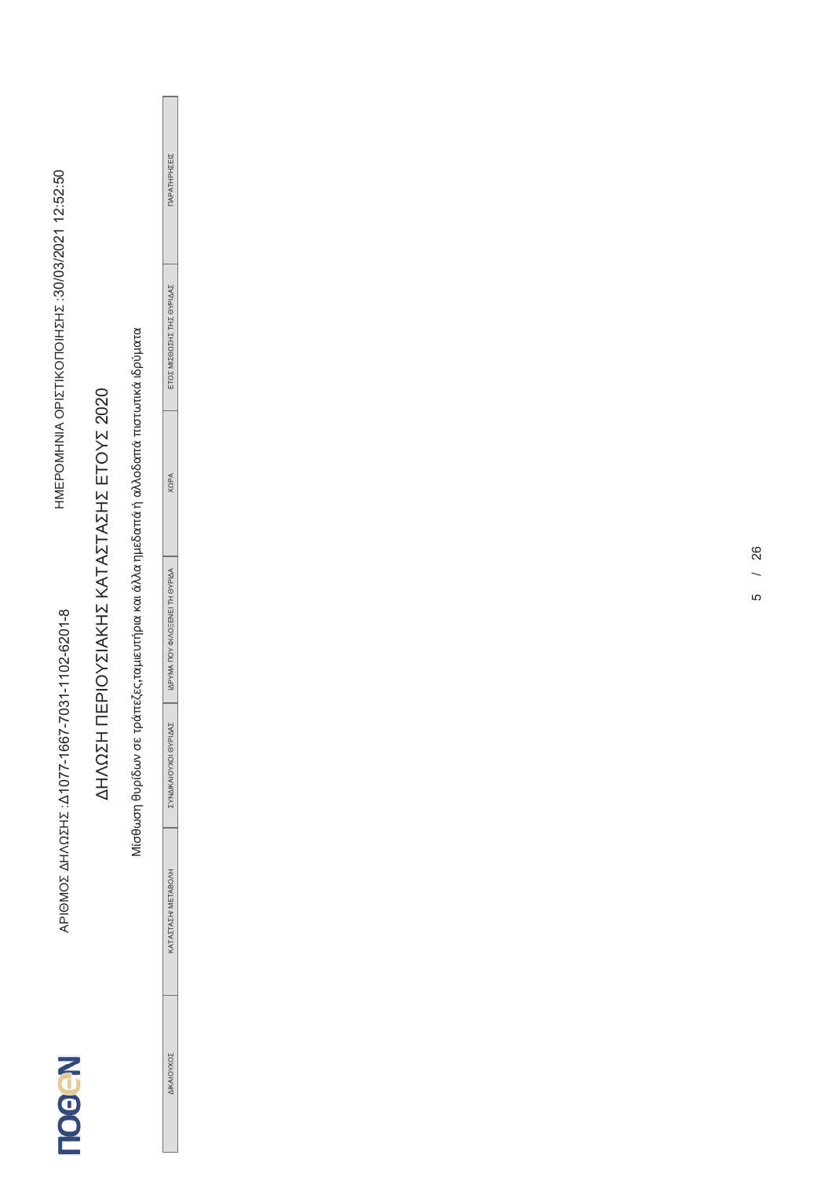ΑΡΙΘΜΟΣ ΔΗΛΩΣΗΣ :Δ1077-1667-7031-1102-6201-8

ΗΜΕΡΟΜΗΝΙΑ ΟΡΙΣΤΙΚΟΠΟΙΗΣΗΣ :30/03/2021 12:52:50

# ΔΗΛΩΣΗ ΠΕΡΙΟΥΣΙΑΚΗΣ ΚΑΤΑΣΤΑΣΗΣ ΕΤΟΥΣ 2020

Μίσθωση θυρίδων σε τράπεζες,ταμιευτήρια και άλλα ημεδαπά ή αλλοδαπά πιστωτικά ιδρύματα

| ΔΙΚΑΙΟΥΧΟΣ | ΚΑΤΑΣΤΑΣΗ ΜΕΤΑΒΟΛΗ | ΣΥΝΔΙΚΑΙΟΥΧΟΙ ΘΥΡΙΔΑΣ | ΙΔΡΥΜΑ ΠΟΥ ΦΙΛΟΞΕΝΕΙ ΤΗ ΘΥΡΙΔΑ | ΧΩΡΑ | ΕΤΟΣ ΜΙΣΘΩΣΗΣ ΤΗΣ ΘΥΡΙΔΑΣ | ΠΑΡΑΤΗΡΗΣΕΙΣ |
| --- | --- | --- | --- | --- | --- | --- |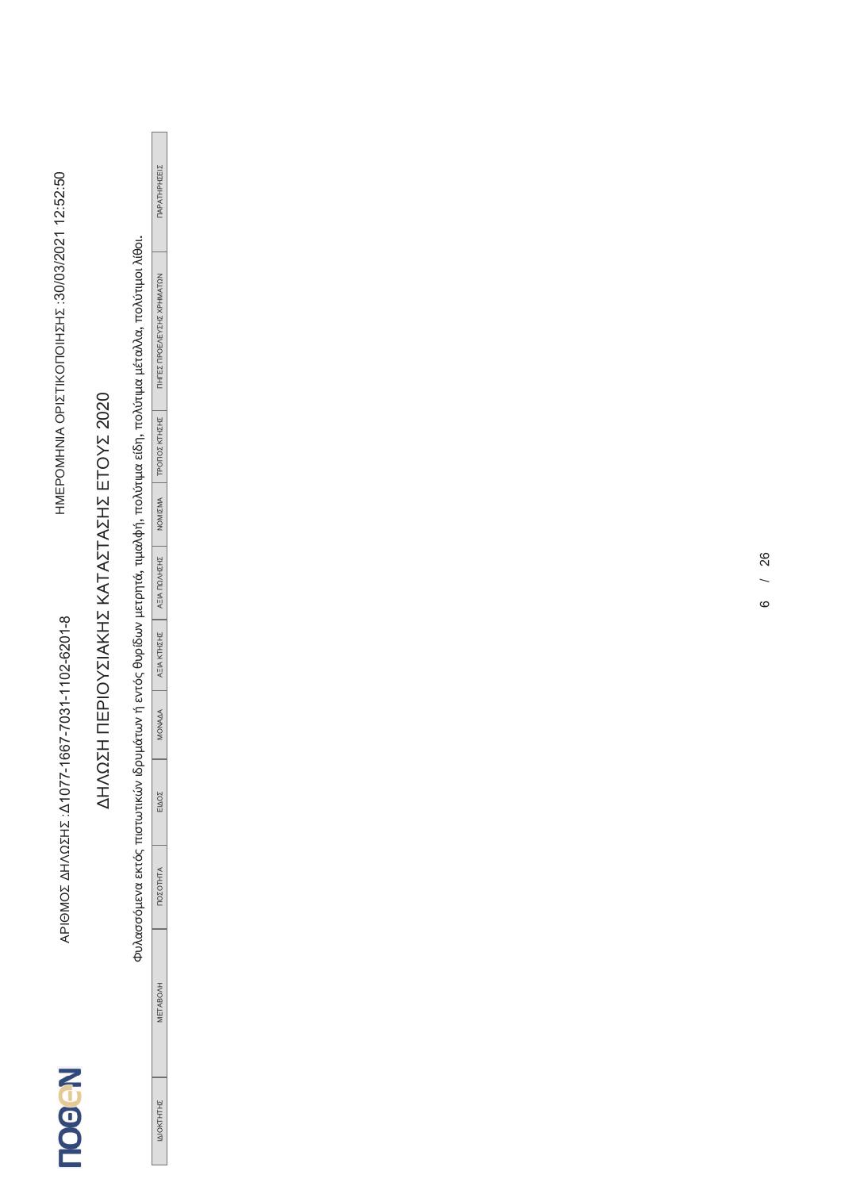ΑΡΙΘΜΟΣ ΔΗΛΩΣΗΣ :Δ1077-1667-7031-1102-6201-8

ΗΜΕΡΟΜΗΝΙΑ ΟΡΙΣΤΙΚΟΠΟΙΗΣΗΣ :30/03/2021 12:52:50

# ΔΗΛΩΣΗ ΠΕΡΙΟΥΣΙΑΚΗΣ ΚΑΤΑΣΤΑΣΗΣ ΕΤΟΥΣ 2020

Φυλασσόμενα εκτός πιστωτικών ιδρυμάτων ή εντός θυρίδων μετρητά, τιμαλφή, πολύτιμα είδη, πολύτιμα μέταλλα, πολύτιμοι λίθοι.

| ΙΔΙΟΚΤΗΤΗΣ | ΜΕΤΑΒΟΛΗ | ΠΟΣΟΤΗΤΑ | ΕΙΔΟΣ | ΜΟΝΑΔΑ | ΑΞΙΑ ΚΤΗΣΗΣ | ΑΞΙΑ ΠΩΛΗΣΗΣ | ΝΟΜΙΣΜΑ | ΤΡΟΠΟΣ ΚΤΗΣΗΣ | ΠΗΓΕΣ ΠΡΟΕΛΕΥΣΗΣ ΧΡΗΜΑΤΩΝ | ΠΑΡΑΤΗΡΗΣΕΙΣ |
|---|---|---|---|---|---|---|---|---|---|---|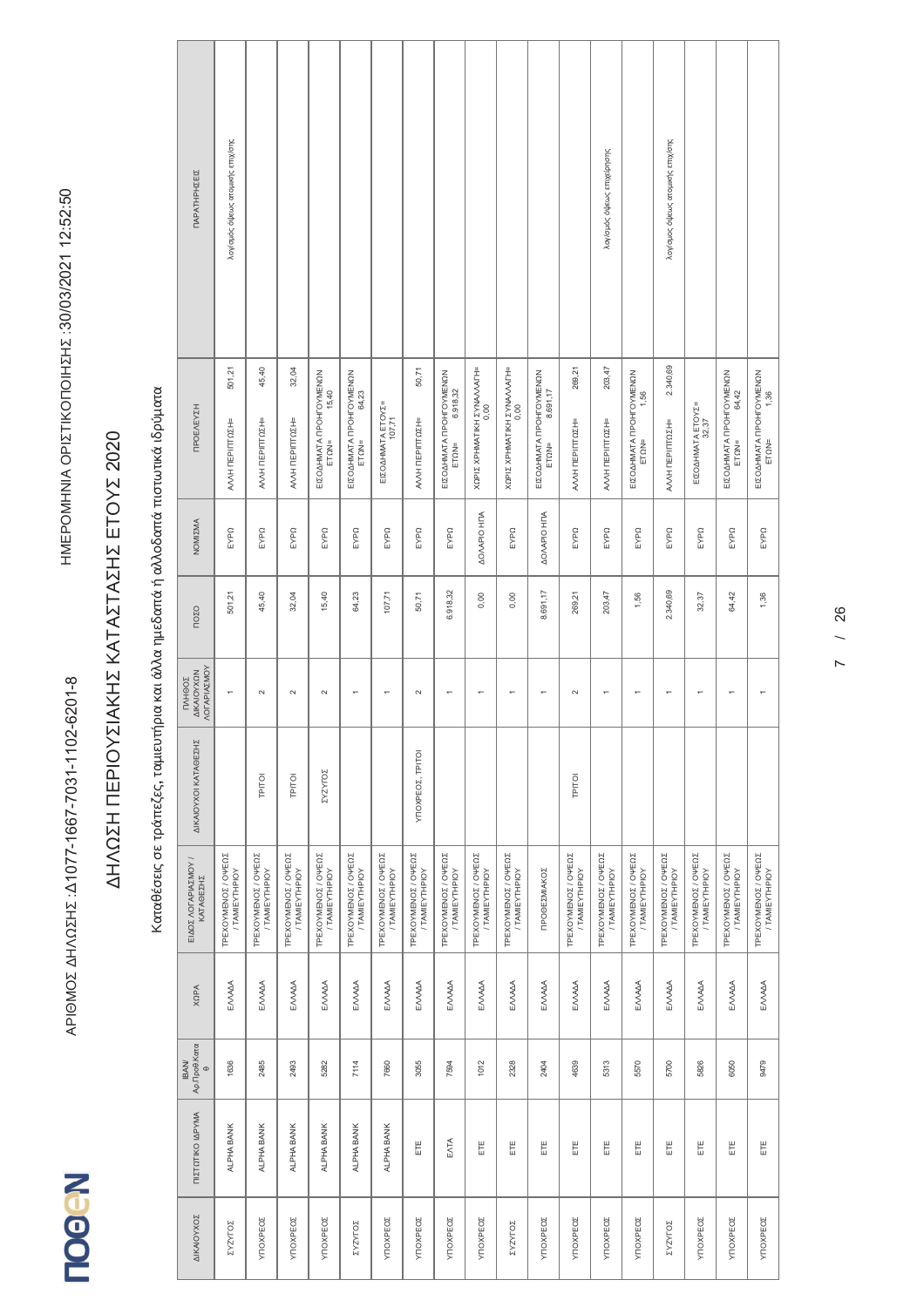ΠΟΘΕΝ

ΑΡΙΘΜΟΣ ΔΗΛΩΣΗΣ :Δ1077-1667-7031-1102-6201-8

ΗΜΕΡΟΜΗΝΙΑ ΟΡΙΣΤΙΚΟΠΟΙΗΣΗΣ :30/03/2021 12:52:50

# ΔΗΛΩΣΗ ΠΕΡΙΟΥΣΙΑΚΗΣ ΚΑΤΑΣΤΑΣΗΣ ΕΤΟΥΣ 2020

## Καταθέσεις σε τράπεζες, ταμιευτήρια και άλλα ημεδαπά ή αλλοδαπά πιστωτικά ιδρύματα

| ΔΙΚΑΙΟΥΧΟΣ | ΠΙΣΤΩΤΙΚΟ ΙΔΡΥΜΑ | IBAN Αρ.Προθ.Καταθ | ΧΩΡΑ | ΕΙΔΟΣ ΛΟΓΑΡΙΑΣΜΟΥ / ΚΑΤΑΘΕΣΗΣ | ΔΙΚΑΙΟΥΧΟΙ ΚΑΤΑΘΕΣΗΣ | ΠΛΗΘΟΣ ΔΙΚΑΙΟΥΧΩΝ ΛΟΓΑΡΙΑΣΜΟΥ | ΠΟΣΟ | ΝΟΜΙΣΜΑ | ΠΡΟΕΛΕΥΣΗ | ΠΑΡΑΤΗΡΗΣΕΙΣ |
|---|---|---|---|---|---|---|---|---|---|---|
| ΣΥΖΥΓΟΣ | ALPHA BANK | 1636 | ΕΛΛΑΔΑ | ΤΡΕΧΟΥΜΕΝΟΣ / ΟΨΕΩΣ / ΤΑΜΕΥΤΗΡΙΟΥ | | 1 | 501,21 | ΕΥΡΩ | ΑΛΛΗ ΠΕΡΙΠΤΩΣΗ= 501,21 | λογ/σμός όψεως ατομικής επιχ/σης |
| ΥΠΟΧΡΕΟΣ | ALPHA BANK | 2485 | ΕΛΛΑΔΑ | ΤΡΕΧΟΥΜΕΝΟΣ / ΟΨΕΩΣ / ΤΑΜΕΥΤΗΡΙΟΥ | ΤΡΙΤΟΙ | 2 | 45,40 | ΕΥΡΩ | ΑΛΛΗ ΠΕΡΙΠΤΩΣΗ= 45,40 | |
| ΥΠΟΧΡΕΟΣ | ALPHA BANK | 2493 | ΕΛΛΑΔΑ | ΤΡΕΧΟΥΜΕΝΟΣ / ΟΨΕΩΣ / ΤΑΜΕΥΤΗΡΙΟΥ | ΤΡΙΤΟΙ | 2 | 32,04 | ΕΥΡΩ | ΑΛΛΗ ΠΕΡΙΠΤΩΣΗ= 32,04 | |
| ΥΠΟΧΡΕΟΣ | ALPHA BANK | 5282 | ΕΛΛΑΔΑ | ΤΡΕΧΟΥΜΕΝΟΣ / ΟΨΕΩΣ / ΤΑΜΕΥΤΗΡΙΟΥ | ΣΥΖΥΓΟΣ | 2 | 15,40 | ΕΥΡΩ | ΕΙΣΟΔΗΜΑΤΑ ΠΡΟΗΓΟΥΜΕΝΩΝ ΕΤΩΝ= 15,40 | |
| ΣΥΖΥΓΟΣ | ALPHA BANK | 7114 | ΕΛΛΑΔΑ | ΤΡΕΧΟΥΜΕΝΟΣ / ΟΨΕΩΣ / ΤΑΜΕΥΤΗΡΙΟΥ | | 1 | 64,23 | ΕΥΡΩ | ΕΙΣΟΔΗΜΑΤΑ ΠΡΟΗΓΟΥΜΕΝΩΝ ΕΤΩΝ= 64,23 | |
| ΥΠΟΧΡΕΟΣ | ALPHA BANK | 7660 | ΕΛΛΑΔΑ | ΤΡΕΧΟΥΜΕΝΟΣ / ΟΨΕΩΣ / ΤΑΜΕΥΤΗΡΙΟΥ | | 1 | 107,71 | ΕΥΡΩ | ΕΙΣΟΔΗΜΑΤΑ ΕΤΟΥΣ= 107,71 | |
| ΥΠΟΧΡΕΟΣ | ΕΤΕ | 3055 | ΕΛΛΑΔΑ | ΤΡΕΧΟΥΜΕΝΟΣ / ΟΨΕΩΣ / ΤΑΜΕΥΤΗΡΙΟΥ | ΥΠΟΧΡΕΟΣ, ΤΡΙΤΟΙ | 2 | 50,71 | ΕΥΡΩ | ΑΛΛΗ ΠΕΡΙΠΤΩΣΗ= 50,71 | |
| ΥΠΟΧΡΕΟΣ | ΕΛΤΑ | 7584 | ΕΛΛΑΔΑ | ΤΡΕΧΟΥΜΕΝΟΣ / ΟΨΕΩΣ / ΤΑΜΕΥΤΗΡΙΟΥ | | 1 | 6.918,32 | ΕΥΡΩ | ΕΙΣΟΔΗΜΑΤΑ ΠΡΟΗΓΟΥΜΕΝΩΝ ΕΤΩΝ= 6.918,32 | |
| ΥΠΟΧΡΕΟΣ | ΕΤΕ | 1012 | ΕΛΛΑΔΑ | ΤΡΕΧΟΥΜΕΝΟΣ / ΟΨΕΩΣ / ΤΑΜΕΥΤΗΡΙΟΥ | | 1 | 0,00 | ΔΟΛΑΡΙΟ ΗΠΑ | ΧΩΡΙΣ ΧΡΗΜΑΤΙΚΗ ΣΥΝΑΛΛΑΓΗ= 0,00 | |
| ΣΥΖΥΓΟΣ | ΕΤΕ | 2328 | ΕΛΛΑΔΑ | ΤΡΕΧΟΥΜΕΝΟΣ / ΟΨΕΩΣ / ΤΑΜΕΥΤΗΡΙΟΥ | | 1 | 0,00 | ΕΥΡΩ | ΧΩΡΙΣ ΧΡΗΜΑΤΙΚΗ ΣΥΝΑΛΛΑΓΗ= 0,00 | |
| ΥΠΟΧΡΕΟΣ | ΕΤΕ | 2404 | ΕΛΛΑΔΑ | ΠΡΟΘΕΣΜΙΑΚΟΣ | | 1 | 8.691,17 | ΔΟΛΑΡΙΟ ΗΠΑ | ΕΙΣΟΔΗΜΑΤΑ ΠΡΟΗΓΟΥΜΕΝΩΝ ΕΤΩΝ= 8.691,17 | |
| ΥΠΟΧΡΕΟΣ | ΕΤΕ | 4639 | ΕΛΛΑΔΑ | ΤΡΕΧΟΥΜΕΝΟΣ / ΟΨΕΩΣ / ΤΑΜΕΥΤΗΡΙΟΥ | ΤΡΙΤΟΙ | 2 | 269,21 | ΕΥΡΩ | ΑΛΛΗ ΠΕΡΙΠΤΩΣΗ= 269,21 | |
| ΥΠΟΧΡΕΟΣ | ΕΤΕ | 5313 | ΕΛΛΑΔΑ | ΤΡΕΧΟΥΜΕΝΟΣ / ΟΨΕΩΣ / ΤΑΜΕΥΤΗΡΙΟΥ | | 1 | 203,47 | ΕΥΡΩ | ΑΛΛΗ ΠΕΡΙΠΤΩΣΗ= 203,47 | λογ/σμός όψεως επιχείρησης |
| ΥΠΟΧΡΕΟΣ | ΕΤΕ | 5570 | ΕΛΛΑΔΑ | ΤΡΕΧΟΥΜΕΝΟΣ / ΟΨΕΩΣ / ΤΑΜΕΥΤΗΡΙΟΥ | | 1 | 1,56 | ΕΥΡΩ | ΕΙΣΟΔΗΜΑΤΑ ΠΡΟΗΓΟΥΜΕΝΩΝ ΕΤΩΝ= 1,56 | |
| ΣΥΖΥΓΟΣ | ΕΤΕ | 5700 | ΕΛΛΑΔΑ | ΤΡΕΧΟΥΜΕΝΟΣ / ΟΨΕΩΣ / ΤΑΜΕΥΤΗΡΙΟΥ | | 1 | 2.340,69 | ΕΥΡΩ | ΑΛΛΗ ΠΕΡΙΠΤΩΣΗ= 2.340,69 | λογ/σμός όψεως ατομικής επιχ/σης |
| ΥΠΟΧΡΕΟΣ | ΕΤΕ | 5826 | ΕΛΛΑΔΑ | ΤΡΕΧΟΥΜΕΝΟΣ / ΟΨΕΩΣ / ΤΑΜΕΥΤΗΡΙΟΥ | | 1 | 32,37 | ΕΥΡΩ | ΕΙΣΟΔΗΜΑΤΑ ΕΤΟΥΣ= 32,37 | |
| ΥΠΟΧΡΕΟΣ | ΕΤΕ | 6050 | ΕΛΛΑΔΑ | ΤΡΕΧΟΥΜΕΝΟΣ / ΟΨΕΩΣ / ΤΑΜΕΥΤΗΡΙΟΥ | | 1 | 64,42 | ΕΥΡΩ | ΕΙΣΟΔΗΜΑΤΑ ΠΡΟΗΓΟΥΜΕΝΩΝ ΕΤΩΝ= 64,42 | |
| ΥΠΟΧΡΕΟΣ | ΕΤΕ | 9479 | ΕΛΛΑΔΑ | ΤΡΕΧΟΥΜΕΝΟΣ / ΟΨΕΩΣ / ΤΑΜΕΥΤΗΡΙΟΥ | | 1 | 1,36 | ΕΥΡΩ | ΕΙΣΟΔΗΜΑΤΑ ΠΡΟΗΓΟΥΜΕΝΩΝ ΕΤΩΝ= 1,36 | |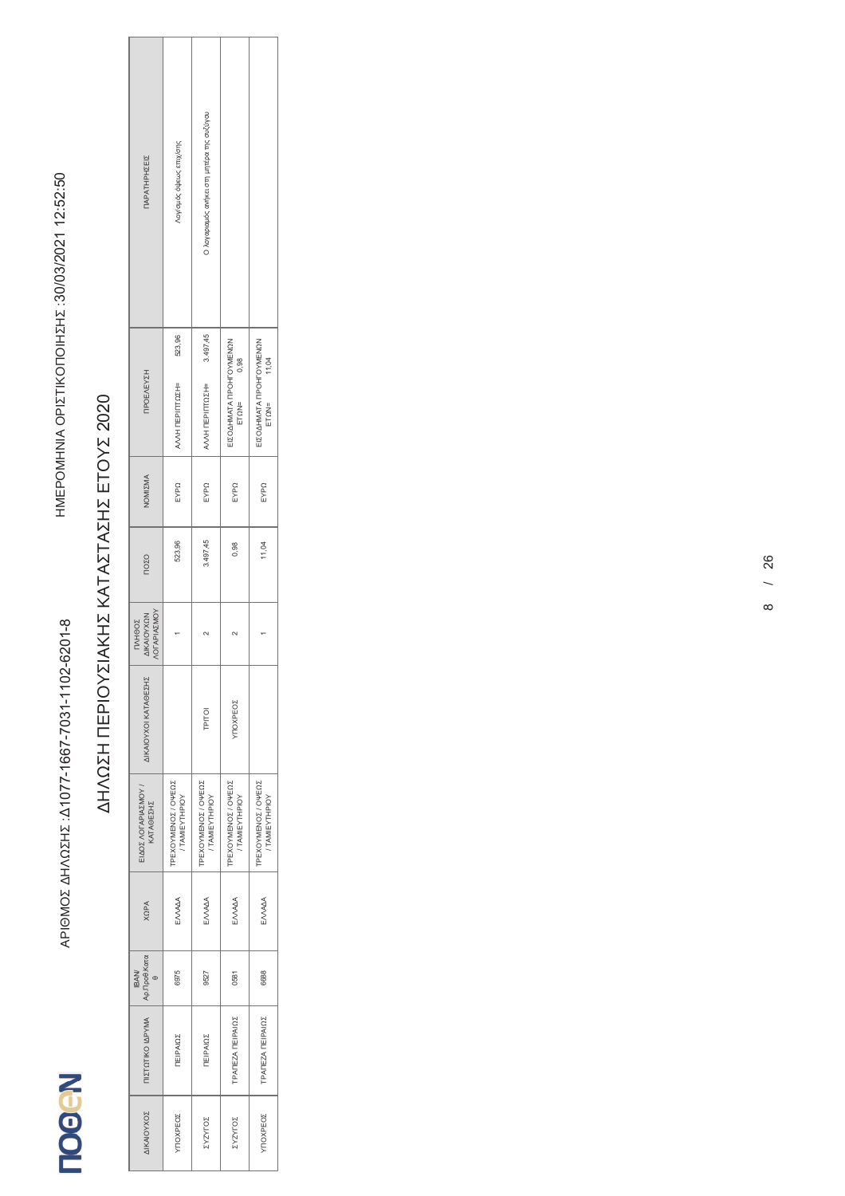ΑΡΙΘΜΟΣ ΔΗΛΩΣΗΣ :Δ1077-1667-7031-1102-6201-8

ΗΜΕΡΟΜΗΝΙΑ ΟΡΙΣΤΙΚΟΠΟΙΗΣΗΣ :30/03/2021 12:52:50

# ΔΗΛΩΣΗ ΠΕΡΙΟΥΣΙΑΚΗΣ ΚΑΤΑΣΤΑΣΗΣ ΕΤΟΥΣ 2020

| ΔΙΚΑΙΟΥΧΟΣ | ΠΙΣΤΩΤΙΚΟ ΙΔΡΥΜΑ | IBAN Αρ.Προϊ.Καταθ | ΧΩΡΑ | ΕΙΔΟΣ ΛΟΓΑΡΙΑΣΜΟΥ / ΚΑΤΑΘΕΣΗΣ | ΔΙΚΑΙΟΥΧΟΙ ΚΑΤΑΘΕΣΗΣ | ΠΛΗΘΟΣ ΔΙΚΑΙΟΥΧΩΝ ΛΟΓΑΡΙΑΣΜΟΥ | ΠΟΣΟ | ΝΟΜΙΣΜΑ | ΠΡΟΕΛΕΥΣΗ | ΠΑΡΑΤΗΡΗΣΕΙΣ |
|---|---|---|---|---|---|---|---|---|---|---|
| ΥΠΟΧΡΕΟΣ | ΠΕΙΡΑΙΩΣ | 6975 | ΕΛΛΑΔΑ | ΤΡΕΧΟΥΜΕΝΟΣ / ΟΨΕΩΣ / ΤΑΜΙΕΥΤΗΡΙΟΥ | | 1 | 523,96 | ΕΥΡΩ | ΑΛΛΗ ΠΕΡΙΠΤΩΣΗ= 523,96 | Λογαριασμός όψεως επιχ/σης |
| ΣΥΖΥΓΟΣ | ΠΕΙΡΑΙΩΣ | 9527 | ΕΛΛΑΔΑ | ΤΡΕΧΟΥΜΕΝΟΣ / ΟΨΕΩΣ / ΤΑΜΙΕΥΤΗΡΙΟΥ | ΤΡΙΤΟΙ | 2 | 3.497,45 | ΕΥΡΩ | ΑΛΛΗ ΠΕΡΙΠΤΩΣΗ= 3.497,45 | Ο λογαριασμός ανήκει στη μητέρα της συζύγου |
| ΣΥΖΥΓΟΣ | ΤΡΑΠΕΖΑ ΠΕΙΡΑΙΩΣ | 0581 | ΕΛΛΑΔΑ | ΤΡΕΧΟΥΜΕΝΟΣ / ΟΨΕΩΣ / ΤΑΜΙΕΥΤΗΡΙΟΥ | ΥΠΟΧΡΕΟΣ | 2 | 0,98 | ΕΥΡΩ | ΕΙΣΟΔΗΜΑΤΑ ΠΡΟΗΓΟΥΜΕΝΩΝ ΕΤΩΝ= 0,98 | |
| ΥΠΟΧΡΕΟΣ | ΤΡΑΠΕΖΑ ΠΕΙΡΑΙΩΣ | 6688 | ΕΛΛΑΔΑ | ΤΡΕΧΟΥΜΕΝΟΣ / ΟΨΕΩΣ / ΤΑΜΙΕΥΤΗΡΙΟΥ | | 1 | 11,04 | ΕΥΡΩ | ΕΙΣΟΔΗΜΑΤΑ ΠΡΟΗΓΟΥΜΕΝΩΝ ΕΤΩΝ= 11,04 | |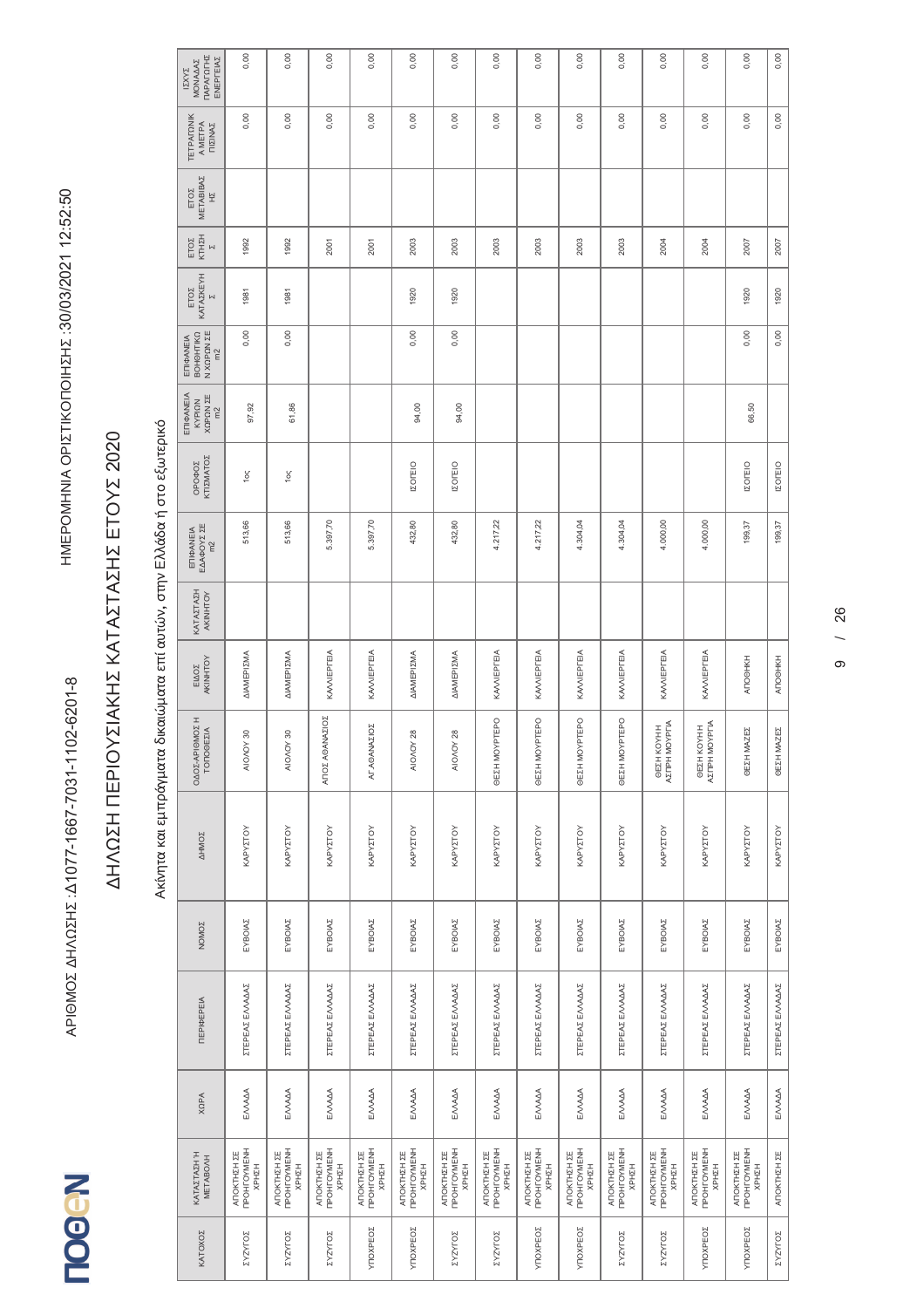ΑΡΙΘΜΟΣ ΔΗΛΩΣΗΣ :Δ1077-1667-7031-1102-6201-8

ΗΜΕΡΟΜΗΝΙΑ ΟΡΙΣΤΙΚΟΠΟΙΗΣΗΣ :30/03/2021 12:52:50

# ΔΗΛΩΣΗ ΠΕΡΙΟΥΣΙΑΚΗΣ ΚΑΤΑΣΤΑΣΗΣ ΕΤΟΥΣ 2020

## Ακίνητα και εμπράγματα δικαιώματα επί αυτών, στην Ελλάδα ή στο εξωτερικό

| ΚΑΤΟΧΟΣ | ΚΑΤΑΣΤΑΣΗ Ή ΜΕΤΑΒΟΛΗ | ΧΩΡΑ | ΠΕΡΙΦΕΡΕΙΑ | ΝΟΜΟΣ | ΔΗΜΟΣ | ΟΔΟΣ-ΑΡΙΘΜΟΣ Η ΤΟΠΟΘΕΣΙΑ | ΕΙΔΟΣ ΑΚΙΝΗΤΟΥ | ΚΑΤΑΣΤΑΣΗ ΑΚΙΝΗΤΟΥ | ΕΠΙΦΑΝΕΙΑ ΕΔΑΦΟΥΣ ΣΕ m2 | ΟΡΟΦΟΣ ΚΤΙΣΜΑΤΟΣ | ΕΠΙΦΑΝΕΙΑ ΚΥΡΙΩΝ ΧΩΡΩΝ ΣΕ m2 | ΕΠΙΦΑΝΕΙΑ ΒΟΗΘΗΤΙΚΩΝ ΧΩΡΩΝ ΣΕ m2 | ΕΤΟΣ ΚΑΤΑΣΚΕΥΗΣ | ΕΤΟΣ ΚΤΗΣΗΣ | ΕΤΟΣ ΜΕΤΑΒΙΒΑΣΗΣ | ΤΕΤΡΑΓΩΝΙΚΑ ΜΕΤΡΑ ΠΙΣΙΝΑΣ | ΙΣΧΥΣ ΜΟΝΑΔΑΣ ΠΑΡΑΓΩΓΗΣ ΕΝΕΡΓΕΙΑΣ |
|---|---|---|---|---|---|---|---|---|---|---|---|---|---|---|---|---|---|
| ΣΥΖΥΓΟΣ | ΑΠΟΚΤΗΣΗ ΣΕ ΠΡΟΗΓΟΥΜΕΝΗ ΧΡΗΣΗ | ΕΛΛΑΔΑ | ΣΤΕΡΕΑΣ ΕΛΛΑΔΑΣ | ΕΥΒΟΙΑΣ | ΚΑΡΥΣΤΟΥ | ΑΙΟΛΟΥ 30 | ΔΙΑΜΕΡΙΣΜΑ | | 513,66 | 1ος | 97,92 | 0,00 | 1981 | 1992 | | 0,00 | 0,00 |
| ΣΥΖΥΓΟΣ | ΑΠΟΚΤΗΣΗ ΣΕ ΠΡΟΗΓΟΥΜΕΝΗ ΧΡΗΣΗ | ΕΛΛΑΔΑ | ΣΤΕΡΕΑΣ ΕΛΛΑΔΑΣ | ΕΥΒΟΙΑΣ | ΚΑΡΥΣΤΟΥ | ΑΙΟΛΟΥ 30 | ΔΙΑΜΕΡΙΣΜΑ | | 513,66 | 1ος | 61,86 | 0,00 | 1981 | 1992 | | 0,00 | 0,00 |
| ΣΥΖΥΓΟΣ | ΑΠΟΚΤΗΣΗ ΣΕ ΠΡΟΗΓΟΥΜΕΝΗ ΧΡΗΣΗ | ΕΛΛΑΔΑ | ΣΤΕΡΕΑΣ ΕΛΛΑΔΑΣ | ΕΥΒΟΙΑΣ | ΚΑΡΥΣΤΟΥ | ΑΓΙΟΣ ΑΘΑΝΑΣΙΟΣ | ΚΑΛΛΙΕΡΓΕΙΑ | | 5.397,70 | | | | | 2001 | | 0,00 | 0,00 |
| ΥΠΟΧΡΕΟΣ | ΑΠΟΚΤΗΣΗ ΣΕ ΠΡΟΗΓΟΥΜΕΝΗ ΧΡΗΣΗ | ΕΛΛΑΔΑ | ΣΤΕΡΕΑΣ ΕΛΛΑΔΑΣ | ΕΥΒΟΙΑΣ | ΚΑΡΥΣΤΟΥ | ΑΓ.ΑΘΑΝΑΣΙΟΣ | ΚΑΛΛΙΕΡΓΕΙΑ | | 5.397,70 | | | | | 2001 | | 0,00 | 0,00 |
| ΥΠΟΧΡΕΟΣ | ΑΠΟΚΤΗΣΗ ΣΕ ΠΡΟΗΓΟΥΜΕΝΗ ΧΡΗΣΗ | ΕΛΛΑΔΑ | ΣΤΕΡΕΑΣ ΕΛΛΑΔΑΣ | ΕΥΒΟΙΑΣ | ΚΑΡΥΣΤΟΥ | ΑΙΟΛΟΥ 28 | ΔΙΑΜΕΡΙΣΜΑ | | 432,80 | ΙΣΟΓΕΙΟ | 94,00 | 0,00 | 1920 | 2003 | | 0,00 | 0,00 |
| ΣΥΖΥΓΟΣ | ΑΠΟΚΤΗΣΗ ΣΕ ΠΡΟΗΓΟΥΜΕΝΗ ΧΡΗΣΗ | ΕΛΛΑΔΑ | ΣΤΕΡΕΑΣ ΕΛΛΑΔΑΣ | ΕΥΒΟΙΑΣ | ΚΑΡΥΣΤΟΥ | ΑΙΟΛΟΥ 28 | ΔΙΑΜΕΡΙΣΜΑ | | 432,80 | ΙΣΟΓΕΙΟ | 94,00 | 0,00 | 1920 | 2003 | | 0,00 | 0,00 |
| ΣΥΖΥΓΟΣ | ΑΠΟΚΤΗΣΗ ΣΕ ΠΡΟΗΓΟΥΜΕΝΗ ΧΡΗΣΗ | ΕΛΛΑΔΑ | ΣΤΕΡΕΑΣ ΕΛΛΑΔΑΣ | ΕΥΒΟΙΑΣ | ΚΑΡΥΣΤΟΥ | ΘΕΣΗ ΜΟΥΡΤΕΡΟ | ΚΑΛΛΙΕΡΓΕΙΑ | | 4.217,22 | | | | | 2003 | | 0,00 | 0,00 |
| ΥΠΟΧΡΕΟΣ | ΑΠΟΚΤΗΣΗ ΣΕ ΠΡΟΗΓΟΥΜΕΝΗ ΧΡΗΣΗ | ΕΛΛΑΔΑ | ΣΤΕΡΕΑΣ ΕΛΛΑΔΑΣ | ΕΥΒΟΙΑΣ | ΚΑΡΥΣΤΟΥ | ΘΕΣΗ ΜΟΥΡΤΕΡΟ | ΚΑΛΛΙΕΡΓΕΙΑ | | 4.217,22 | | | | | 2003 | | 0,00 | 0,00 |
| ΥΠΟΧΡΕΟΣ | ΑΠΟΚΤΗΣΗ ΣΕ ΠΡΟΗΓΟΥΜΕΝΗ ΧΡΗΣΗ | ΕΛΛΑΔΑ | ΣΤΕΡΕΑΣ ΕΛΛΑΔΑΣ | ΕΥΒΟΙΑΣ | ΚΑΡΥΣΤΟΥ | ΘΕΣΗ ΜΟΥΡΤΕΡΟ | ΚΑΛΛΙΕΡΓΕΙΑ | | 4.304,04 | | | | | 2003 | | 0,00 | 0,00 |
| ΣΥΖΥΓΟΣ | ΑΠΟΚΤΗΣΗ ΣΕ ΠΡΟΗΓΟΥΜΕΝΗ ΧΡΗΣΗ | ΕΛΛΑΔΑ | ΣΤΕΡΕΑΣ ΕΛΛΑΔΑΣ | ΕΥΒΟΙΑΣ | ΚΑΡΥΣΤΟΥ | ΘΕΣΗ ΜΟΥΡΤΕΡΟ | ΚΑΛΛΙΕΡΓΕΙΑ | | 4.304,04 | | | | | 2003 | | 0,00 | 0,00 |
| ΣΥΖΥΓΟΣ | ΑΠΟΚΤΗΣΗ ΣΕ ΠΡΟΗΓΟΥΜΕΝΗ ΧΡΗΣΗ | ΕΛΛΑΔΑ | ΣΤΕΡΕΑΣ ΕΛΛΑΔΑΣ | ΕΥΒΟΙΑΣ | ΚΑΡΥΣΤΟΥ | ΘΕΣΗ ΚΟΥΗ Η ΑΣΠΡΗ ΜΟΥΡΓΙΑ | ΚΑΛΛΙΕΡΓΕΙΑ | | 4.000,00 | | | | | 2004 | | 0,00 | 0,00 |
| ΥΠΟΧΡΕΟΣ | ΑΠΟΚΤΗΣΗ ΣΕ ΠΡΟΗΓΟΥΜΕΝΗ ΧΡΗΣΗ | ΕΛΛΑΔΑ | ΣΤΕΡΕΑΣ ΕΛΛΑΔΑΣ | ΕΥΒΟΙΑΣ | ΚΑΡΥΣΤΟΥ | ΘΕΣΗ ΚΟΥΗ Η ΑΣΠΡΗ ΜΟΥΡΓΙΑ | ΚΑΛΛΙΕΡΓΕΙΑ | | 4.000,00 | | | | | 2004 | | 0,00 | 0,00 |
| ΥΠΟΧΡΕΟΣ | ΑΠΟΚΤΗΣΗ ΣΕ ΠΡΟΗΓΟΥΜΕΝΗ ΧΡΗΣΗ | ΕΛΛΑΔΑ | ΣΤΕΡΕΑΣ ΕΛΛΑΔΑΣ | ΕΥΒΟΙΑΣ | ΚΑΡΥΣΤΟΥ | ΘΕΣΗ ΜΑΖΕΣ | ΑΠΟΘΗΚΗ | | 199,37 | ΙΣΟΓΕΙΟ | 66,50 | 0,00 | 1920 | 2007 | | 0,00 | 0,00 |
| ΣΥΖΥΓΟΣ | ΑΠΟΚΤΗΣΗ ΣΕ | ΕΛΛΑΔΑ | ΣΤΕΡΕΑΣ ΕΛΛΑΔΑΣ | ΕΥΒΟΙΑΣ | ΚΑΡΥΣΤΟΥ | ΘΕΣΗ ΜΑΖΕΣ | ΑΠΟΘΗΚΗ | | 199,37 | ΙΣΟΓΕΙΟ | | 0,00 | 1920 | 2007 | | 0,00 | 0,00 |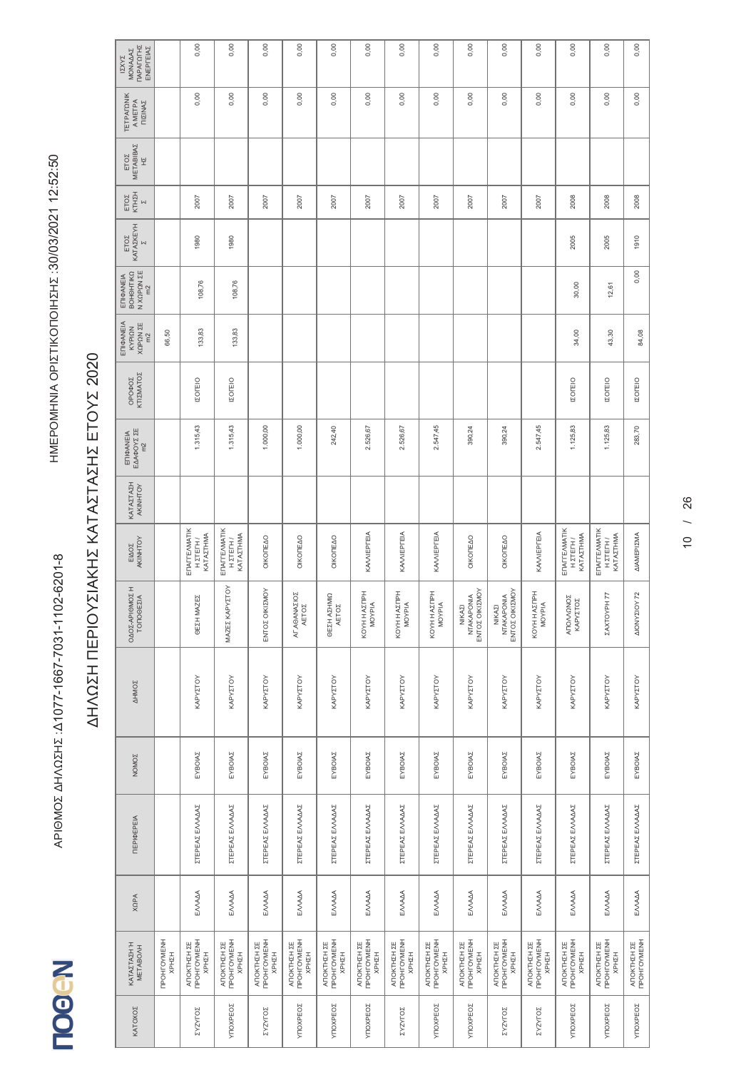ΠΟΘΕΝ

ΑΡΙΘΜΟΣ ΔΗΛΩΣΗΣ :Δ1077-1667-7031-1102-6201-8

ΗΜΕΡΟΜΗΝΙΑ ΟΡΙΣΤΙΚΟΠΟΙΗΣΗΣ :30/03/2021 12:52:50

# ΔΗΛΩΣΗ ΠΕΡΙΟΥΣΙΑΚΗΣ ΚΑΤΑΣΤΑΣΗΣ ΕΤΟΥΣ 2020

| ΚΑΤΟΧΟΣ | ΚΑΤΑΣΤΑΣΗ Ή ΜΕΤΑΒΟΛΗ | ΧΩΡΑ | ΠΕΡΙΦΕΡΕΙΑ | ΝΟΜΟΣ | ΔΗΜΟΣ | ΟΔΟΣ-ΑΡΙΘΜΟΣ Ή ΤΟΠΟΘΕΣΙΑ | ΕΙΔΟΣ ΑΚΙΝΗΤΟΥ | ΚΑΤΑΣΤΑΣΗ ΑΚΙΝΗΤΟΥ | ΕΠΙΦΑΝΕΙΑ ΕΔΑΦΟΥΣ ΣΕ m2 | ΟΡΟΦΟΣ ΚΤΙΣΜΑΤΟΣ | ΕΠΙΦΑΝΕΙΑ ΚΥΡΙΩΝ ΧΩΡΩΝ ΣΕ m2 | ΕΠΙΦΑΝΕΙΑ ΒΟΗΘΗΤΙΚΩΝ ΧΩΡΩΝ ΣΕ m2 | ΕΤΟΣ ΚΑΤΑΣΚΕΥΗΣ | ΕΤΟΣ ΚΤΗΣΗΣ | ΕΤΟΣ ΜΕΤΑΒΙΒΑΣΗΣ | ΤΕΤΡΑΓΩΝΙΚΑ ΜΕΤΡΑ ΠΙΣΙΝΑΣ | ΙΣΧΥΣ ΜΟΝΑΔΑΣ ΠΑΡΑΓΩΓΗΣ ΕΝΕΡΓΕΙΑΣ |
|---|---|---|---|---|---|---|---|---|---|---|---|---|---|---|---|---|---|
| | ΠΡΟΗΓΟΥΜΕΝΗ ΧΡΗΣΗ | | | | | | | | | | 66,50 | | | | | | |
| ΣΥΖΥΓΟΣ | ΑΠΟΚΤΗΣΗ ΣΕ ΠΡΟΗΓΟΥΜΕΝΗ ΧΡΗΣΗ | ΕΛΛΑΔΑ | ΣΤΕΡΕΑΣ ΕΛΛΑΔΑΣ | ΕΥΒΟΙΑΣ | ΚΑΡΥΣΤΟΥ | ΘΕΣΗ ΜΑΖΕΣ | ΕΠΑΓΓΕΛΜΑΤΙΚΗ ΣΤΕΓΗ / ΚΑΤΑΣΤΗΜΑ | | 1.315,43 | ΙΣΟΓΕΙΟ | 133,83 | 108,76 | 1980 | 2007 | | 0,00 | 0,00 |
| ΥΠΟΧΡΕΟΣ | ΑΠΟΚΤΗΣΗ ΣΕ ΠΡΟΗΓΟΥΜΕΝΗ ΧΡΗΣΗ | ΕΛΛΑΔΑ | ΣΤΕΡΕΑΣ ΕΛΛΑΔΑΣ | ΕΥΒΟΙΑΣ | ΚΑΡΥΣΤΟΥ | ΜΑΖΕΣ ΚΑΡΥΣΤΟΥ | ΕΠΑΓΓΕΛΜΑΤΙΚΗ ΣΤΕΓΗ / ΚΑΤΑΣΤΗΜΑ | | 1.315,43 | ΙΣΟΓΕΙΟ | 133,83 | 108,76 | 1980 | 2007 | | 0,00 | 0,00 |
| ΣΥΖΥΓΟΣ | ΑΠΟΚΤΗΣΗ ΣΕ ΠΡΟΗΓΟΥΜΕΝΗ ΧΡΗΣΗ | ΕΛΛΑΔΑ | ΣΤΕΡΕΑΣ ΕΛΛΑΔΑΣ | ΕΥΒΟΙΑΣ | ΚΑΡΥΣΤΟΥ | ΕΝΤΟΣ ΟΙΚΙΣΜΟΥ | ΟΙΚΟΠΕΔΟ | | 1.000,00 | | | | | 2007 | | 0,00 | 0,00 |
| ΥΠΟΧΡΕΟΣ | ΑΠΟΚΤΗΣΗ ΣΕ ΠΡΟΗΓΟΥΜΕΝΗ ΧΡΗΣΗ | ΕΛΛΑΔΑ | ΣΤΕΡΕΑΣ ΕΛΛΑΔΑΣ | ΕΥΒΟΙΑΣ | ΚΑΡΥΣΤΟΥ | ΑΓ ΑΘΑΝΑΣΙΟΣ ΑΕΤΟΣ | ΟΙΚΟΠΕΔΟ | | 1.000,00 | | | | | 2007 | | 0,00 | 0,00 |
| ΥΠΟΧΡΕΟΣ | ΑΠΟΚΤΗΣΗ ΣΕ ΠΡΟΗΓΟΥΜΕΝΗ ΧΡΗΣΗ | ΕΛΛΑΔΑ | ΣΤΕΡΕΑΣ ΕΛΛΑΔΑΣ | ΕΥΒΟΙΑΣ | ΚΑΡΥΣΤΟΥ | ΘΕΣΗ ΑΣΗΜΙΩ ΑΕΤΟΣ | ΟΙΚΟΠΕΔΟ | | 242,40 | | | | | 2007 | | 0,00 | 0,00 |
| ΥΠΟΧΡΕΟΣ | ΑΠΟΚΤΗΣΗ ΣΕ ΠΡΟΗΓΟΥΜΕΝΗ ΧΡΗΣΗ | ΕΛΛΑΔΑ | ΣΤΕΡΕΑΣ ΕΛΛΑΔΑΣ | ΕΥΒΟΙΑΣ | ΚΑΡΥΣΤΟΥ | ΚΟΥΗ Η ΑΣΠΡΗ ΜΟΥΡΙΑ | ΚΑΛΛΙΕΡΓΕΙΑ | | 2.526,67 | | | | | 2007 | | 0,00 | 0,00 |
| ΣΥΖΥΓΟΣ | ΑΠΟΚΤΗΣΗ ΣΕ ΠΡΟΗΓΟΥΜΕΝΗ ΧΡΗΣΗ | ΕΛΛΑΔΑ | ΣΤΕΡΕΑΣ ΕΛΛΑΔΑΣ | ΕΥΒΟΙΑΣ | ΚΑΡΥΣΤΟΥ | ΚΟΥΗ Η ΑΣΠΡΗ ΜΟΥΡΙΑ | ΚΑΛΛΙΕΡΓΕΙΑ | | 2.526,67 | | | | | 2007 | | 0,00 | 0,00 |
| ΥΠΟΧΡΕΟΣ | ΑΠΟΚΤΗΣΗ ΣΕ ΠΡΟΗΓΟΥΜΕΝΗ ΧΡΗΣΗ | ΕΛΛΑΔΑ | ΣΤΕΡΕΑΣ ΕΛΛΑΔΑΣ | ΕΥΒΟΙΑΣ | ΚΑΡΥΣΤΟΥ | ΚΟΥΗ Η ΑΣΠΡΗ ΜΟΥΡΙΑ | ΚΑΛΛΙΕΡΓΕΙΑ | | 2.547,45 | | | | | 2007 | | 0,00 | 0,00 |
| ΥΠΟΧΡΕΟΣ | ΑΠΟΚΤΗΣΗ ΣΕ ΠΡΟΗΓΟΥΜΕΝΗ ΧΡΗΣΗ | ΕΛΛΑΔΑ | ΣΤΕΡΕΑΣ ΕΛΛΑΔΑΣ | ΕΥΒΟΙΑΣ | ΚΑΡΥΣΤΟΥ | ΝΙΚΑΣΙ ΝΤΑΚΑΡΩΝΙΑ ΕΝΤΟΣ ΟΙΚΙΣΜΟΥ | ΟΙΚΟΠΕΔΟ | | 390,24 | | | | | 2007 | | 0,00 | 0,00 |
| ΣΥΖΥΓΟΣ | ΑΠΟΚΤΗΣΗ ΣΕ ΠΡΟΗΓΟΥΜΕΝΗ ΧΡΗΣΗ | ΕΛΛΑΔΑ | ΣΤΕΡΕΑΣ ΕΛΛΑΔΑΣ | ΕΥΒΟΙΑΣ | ΚΑΡΥΣΤΟΥ | ΝΙΚΑΣΙ ΝΤΑΚΑΡΩΝΙΑ ΕΝΤΟΣ ΟΙΚΙΣΜΟΥ | ΟΙΚΟΠΕΔΟ | | 390,24 | | | | | 2007 | | 0,00 | 0,00 |
| ΣΥΖΥΓΟΣ | ΑΠΟΚΤΗΣΗ ΣΕ ΠΡΟΗΓΟΥΜΕΝΗ ΧΡΗΣΗ | ΕΛΛΑΔΑ | ΣΤΕΡΕΑΣ ΕΛΛΑΔΑΣ | ΕΥΒΟΙΑΣ | ΚΑΡΥΣΤΟΥ | ΚΟΥΗ Η ΑΣΠΡΗ ΜΟΥΡΙΑ | ΚΑΛΛΙΕΡΓΕΙΑ | | 2.547,45 | | | | | 2007 | | 0,00 | 0,00 |
| ΥΠΟΧΡΕΟΣ | ΑΠΟΚΤΗΣΗ ΣΕ ΠΡΟΗΓΟΥΜΕΝΗ ΧΡΗΣΗ | ΕΛΛΑΔΑ | ΣΤΕΡΕΑΣ ΕΛΛΑΔΑΣ | ΕΥΒΟΙΑΣ | ΚΑΡΥΣΤΟΥ | ΑΠΟΛΛΩΝΟΣ ΚΑΡΥΣΤΟΣ | ΕΠΑΓΓΕΛΜΑΤΙΚΗ ΣΤΕΓΗ / ΚΑΤΑΣΤΗΜΑ | | 1.125,83 | ΙΣΟΓΕΙΟ | 34,00 | 30,00 | 2005 | 2008 | | 0,00 | 0,00 |
| ΥΠΟΧΡΕΟΣ | ΑΠΟΚΤΗΣΗ ΣΕ ΠΡΟΗΓΟΥΜΕΝΗ ΧΡΗΣΗ | ΕΛΛΑΔΑ | ΣΤΕΡΕΑΣ ΕΛΛΑΔΑΣ | ΕΥΒΟΙΑΣ | ΚΑΡΥΣΤΟΥ | ΣΑΧΤΟΥΡΗ 77 | ΕΠΑΓΓΕΛΜΑΤΙΚΗ ΣΤΕΓΗ / ΚΑΤΑΣΤΗΜΑ | | 1.125,83 | ΙΣΟΓΕΙΟ | 43,30 | 12,61 | 2005 | 2008 | | 0,00 | 0,00 |
| ΥΠΟΧΡΕΟΣ | ΑΠΟΚΤΗΣΗ ΣΕ ΠΡΟΗΓΟΥΜΕΝΗ | ΕΛΛΑΔΑ | ΣΤΕΡΕΑΣ ΕΛΛΑΔΑΣ | ΕΥΒΟΙΑΣ | ΚΑΡΥΣΤΟΥ | ΔΙΟΝΥΣΙΟΥ 72 | ΔΙΑΜΕΡΙΣΜΑ | | 283,70 | ΙΣΟΓΕΙΟ | 84,08 | 0,00 | 1910 | 2008 | | 0,00 | 0,00 |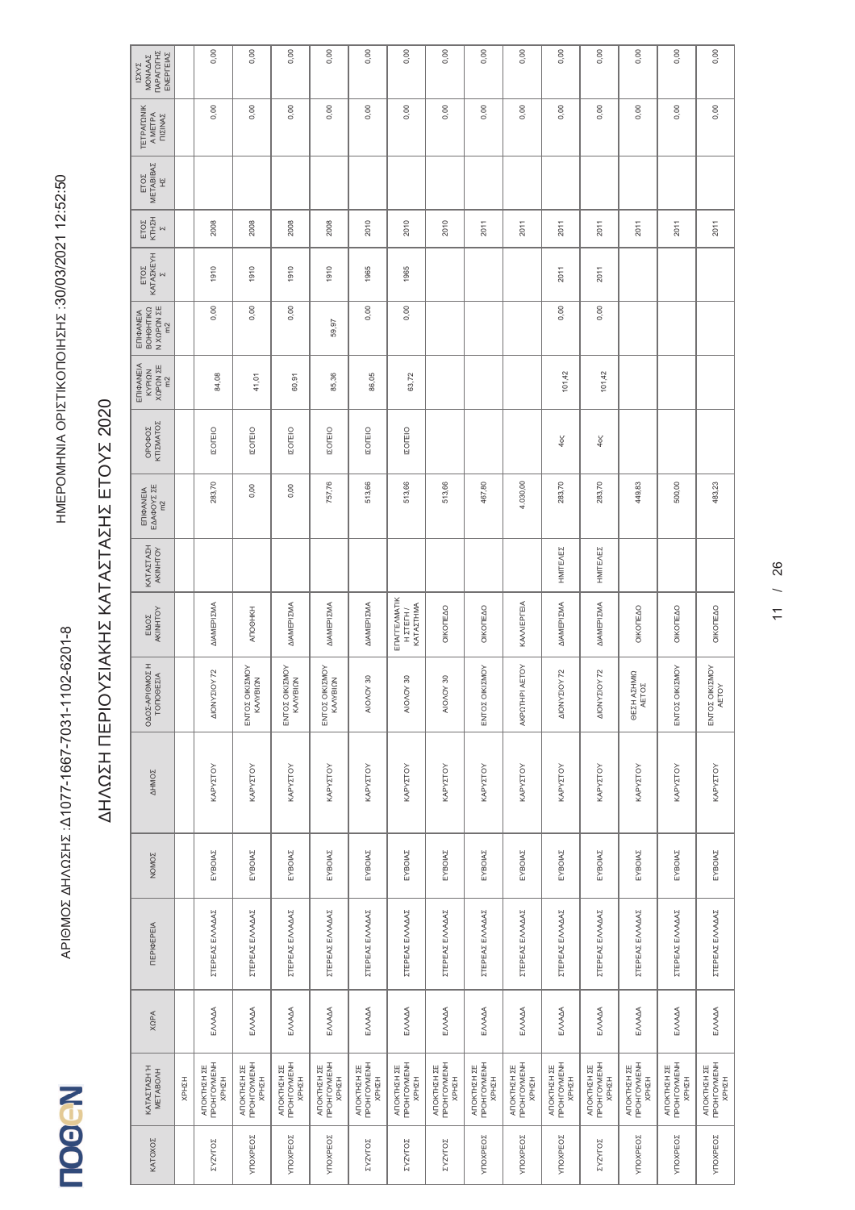ΑΡΙΘΜΟΣ ΔΗΛΩΣΗΣ :Δ1077-1667-7031-1102-6201-8

ΗΜΕΡΟΜΗΝΙΑ ΟΡΙΣΤΙΚΟΠΟΙΗΣΗΣ :30/03/2021 12:52:50

# ΔΗΛΩΣΗ ΠΕΡΙΟΥΣΙΑΚΗΣ ΚΑΤΑΣΤΑΣΗΣ ΕΤΟΥΣ 2020

| ΚΑΤΟΧΟΣ | ΚΑΤΑΣΤΑΣΗ Ή ΜΕΤΑΒΟΛΗ | ΧΩΡΑ | ΠΕΡΙΦΕΡΕΙΑ | ΝΟΜΟΣ | ΔΗΜΟΣ | ΟΔΟΣ-ΑΡΙΘΜΟΣ Η ΤΟΠΟΘΕΣΙΑ | ΕΙΔΟΣ ΑΚΙΝΗΤΟΥ | ΚΑΤΑΣΤΑΣΗ ΑΚΙΝΗΤΟΥ | ΕΠΙΦΑΝΕΙΑ ΕΔΑΦΟΥΣ ΣΕ m2 | ΟΡΟΦΟΣ ΚΤΙΣΜΑΤΟΣ | ΕΠΙΦΑΝΕΙΑ ΚΥΡΙΩΝ ΧΩΡΩΝ ΣΕ m2 | ΕΠΙΦΑΝΕΙΑ ΒΟΗΘΗΤΙΚΩΝ ΧΩΡΩΝ ΣΕ m2 | ΕΤΟΣ ΚΑΤΑΣΚΕΥΗΣ | ΕΤΟΣ ΚΤΗΣΗΣ | ΕΤΟΣ ΜΕΤΑΒΙΒΑΣΗΣ | ΤΕΤΡΑΓΩΝΙΚΑ ΜΕΤΡΑ ΠΙΣΙΝΑΣ | ΙΣΧΥΣ ΜΟΝΑΔΑΣ ΠΑΡΑΓΩΓΗΣ ΕΝΕΡΓΕΙΑΣ |
|---|---|---|---|---|---|---|---|---|---|---|---|---|---|---|---|---|---|
| | ΧΡΗΣΗ | | | | | | | | | | | | | | | | |
| ΣΥΖΥΓΟΣ | ΑΠΟΚΤΗΣΗ ΣΕ ΠΡΟΗΓΟΥΜΕΝΗ ΧΡΗΣΗ | ΕΛΛΑΔΑ | ΣΤΕΡΕΑΣ ΕΛΛΑΔΑΣ | ΕΥΒΟΙΑΣ | ΚΑΡΥΣΤΟΥ | ΔΙΟΝΥΣΙΟΥ 72 | ΔΙΑΜΕΡΙΣΜΑ | | 283,70 | ΙΣΟΓΕΙΟ | 84,08 | 0,00 | 1910 | 2008 | | 0,00 | 0,00 |
| ΥΠΟΧΡΕΟΣ | ΑΠΟΚΤΗΣΗ ΣΕ ΠΡΟΗΓΟΥΜΕΝΗ ΧΡΗΣΗ | ΕΛΛΑΔΑ | ΣΤΕΡΕΑΣ ΕΛΛΑΔΑΣ | ΕΥΒΟΙΑΣ | ΚΑΡΥΣΤΟΥ | ΕΝΤΟΣ ΟΙΚΙΣΜΟΥ ΚΑΛΥΒΙΩΝ | ΑΠΟΘΗΚΗ | | 0,00 | ΙΣΟΓΕΙΟ | 41,01 | 0,00 | 1910 | 2008 | | 0,00 | 0,00 |
| ΥΠΟΧΡΕΟΣ | ΑΠΟΚΤΗΣΗ ΣΕ ΠΡΟΗΓΟΥΜΕΝΗ ΧΡΗΣΗ | ΕΛΛΑΔΑ | ΣΤΕΡΕΑΣ ΕΛΛΑΔΑΣ | ΕΥΒΟΙΑΣ | ΚΑΡΥΣΤΟΥ | ΕΝΤΟΣ ΟΙΚΙΣΜΟΥ ΚΑΛΥΒΙΩΝ | ΔΙΑΜΕΡΙΣΜΑ | | 0,00 | ΙΣΟΓΕΙΟ | 60,91 | 0,00 | 1910 | 2008 | | 0,00 | 0,00 |
| ΥΠΟΧΡΕΟΣ | ΑΠΟΚΤΗΣΗ ΣΕ ΠΡΟΗΓΟΥΜΕΝΗ ΧΡΗΣΗ | ΕΛΛΑΔΑ | ΣΤΕΡΕΑΣ ΕΛΛΑΔΑΣ | ΕΥΒΟΙΑΣ | ΚΑΡΥΣΤΟΥ | ΕΝΤΟΣ ΟΙΚΙΣΜΟΥ ΚΑΛΥΒΙΩΝ | ΔΙΑΜΕΡΙΣΜΑ | | 757,76 | ΙΣΟΓΕΙΟ | 85,36 | 59,97 | 1910 | 2008 | | 0,00 | 0,00 |
| ΣΥΖΥΓΟΣ | ΑΠΟΚΤΗΣΗ ΣΕ ΠΡΟΗΓΟΥΜΕΝΗ ΧΡΗΣΗ | ΕΛΛΑΔΑ | ΣΤΕΡΕΑΣ ΕΛΛΑΔΑΣ | ΕΥΒΟΙΑΣ | ΚΑΡΥΣΤΟΥ | ΑΙΟΛΟΥ 30 | ΔΙΑΜΕΡΙΣΜΑ | | 513,66 | ΙΣΟΓΕΙΟ | 86,05 | 0,00 | 1965 | 2010 | | 0,00 | 0,00 |
| ΣΥΖΥΓΟΣ | ΑΠΟΚΤΗΣΗ ΣΕ ΠΡΟΗΓΟΥΜΕΝΗ ΧΡΗΣΗ | ΕΛΛΑΔΑ | ΣΤΕΡΕΑΣ ΕΛΛΑΔΑΣ | ΕΥΒΟΙΑΣ | ΚΑΡΥΣΤΟΥ | ΑΙΟΛΟΥ 30 | ΕΠΑΓΓΕΛΜΑΤΙΚΗ ΣΤΕΓΗ / ΚΑΤΑΣΤΗΜΑ | | 513,66 | ΙΣΟΓΕΙΟ | 63,72 | 0,00 | 1965 | 2010 | | 0,00 | 0,00 |
| ΣΥΖΥΓΟΣ | ΑΠΟΚΤΗΣΗ ΣΕ ΠΡΟΗΓΟΥΜΕΝΗ ΧΡΗΣΗ | ΕΛΛΑΔΑ | ΣΤΕΡΕΑΣ ΕΛΛΑΔΑΣ | ΕΥΒΟΙΑΣ | ΚΑΡΥΣΤΟΥ | ΑΙΟΛΟΥ 30 | ΟΙΚΟΠΕΔΟ | | 513,66 | | | | | 2010 | | 0,00 | 0,00 |
| ΥΠΟΧΡΕΟΣ | ΑΠΟΚΤΗΣΗ ΣΕ ΠΡΟΗΓΟΥΜΕΝΗ ΧΡΗΣΗ | ΕΛΛΑΔΑ | ΣΤΕΡΕΑΣ ΕΛΛΑΔΑΣ | ΕΥΒΟΙΑΣ | ΚΑΡΥΣΤΟΥ | ΕΝΤΟΣ ΟΙΚΙΣΜΟΥ | ΟΙΚΟΠΕΔΟ | | 467,80 | | | | | 2011 | | 0,00 | 0,00 |
| ΥΠΟΧΡΕΟΣ | ΑΠΟΚΤΗΣΗ ΣΕ ΠΡΟΗΓΟΥΜΕΝΗ ΧΡΗΣΗ | ΕΛΛΑΔΑ | ΣΤΕΡΕΑΣ ΕΛΛΑΔΑΣ | ΕΥΒΟΙΑΣ | ΚΑΡΥΣΤΟΥ | ΑΚΡΩΤΗΡΙ ΑΕΤΟΥ | ΚΑΛΛΙΕΡΓΕΙΑ | | 4.030,00 | | | | | 2011 | | 0,00 | 0,00 |
| ΥΠΟΧΡΕΟΣ | ΑΠΟΚΤΗΣΗ ΣΕ ΠΡΟΗΓΟΥΜΕΝΗ ΧΡΗΣΗ | ΕΛΛΑΔΑ | ΣΤΕΡΕΑΣ ΕΛΛΑΔΑΣ | ΕΥΒΟΙΑΣ | ΚΑΡΥΣΤΟΥ | ΔΙΟΝΥΣΙΟΥ 72 | ΔΙΑΜΕΡΙΣΜΑ | ΗΜΙΤΕΛΕΣ | 283,70 | 4ος | 101,42 | 0,00 | 2011 | 2011 | | 0,00 | 0,00 |
| ΣΥΖΥΓΟΣ | ΑΠΟΚΤΗΣΗ ΣΕ ΠΡΟΗΓΟΥΜΕΝΗ ΧΡΗΣΗ | ΕΛΛΑΔΑ | ΣΤΕΡΕΑΣ ΕΛΛΑΔΑΣ | ΕΥΒΟΙΑΣ | ΚΑΡΥΣΤΟΥ | ΔΙΟΝΥΣΙΟΥ 72 | ΔΙΑΜΕΡΙΣΜΑ | ΗΜΙΤΕΛΕΣ | 283,70 | 4ος | 101,42 | 0,00 | 2011 | 2011 | | 0,00 | 0,00 |
| ΥΠΟΧΡΕΟΣ | ΑΠΟΚΤΗΣΗ ΣΕ ΠΡΟΗΓΟΥΜΕΝΗ ΧΡΗΣΗ | ΕΛΛΑΔΑ | ΣΤΕΡΕΑΣ ΕΛΛΑΔΑΣ | ΕΥΒΟΙΑΣ | ΚΑΡΥΣΤΟΥ | ΘΕΣΗ ΑΣΗΜΙΩ ΑΕΤΟΣ | ΟΙΚΟΠΕΔΟ | | 449,83 | | | | | 2011 | | 0,00 | 0,00 |
| ΥΠΟΧΡΕΟΣ | ΑΠΟΚΤΗΣΗ ΣΕ ΠΡΟΗΓΟΥΜΕΝΗ ΧΡΗΣΗ | ΕΛΛΑΔΑ | ΣΤΕΡΕΑΣ ΕΛΛΑΔΑΣ | ΕΥΒΟΙΑΣ | ΚΑΡΥΣΤΟΥ | ΕΝΤΟΣ ΟΙΚΙΣΜΟΥ | ΟΙΚΟΠΕΔΟ | | 500,00 | | | | | 2011 | | 0,00 | 0,00 |
| ΥΠΟΧΡΕΟΣ | ΑΠΟΚΤΗΣΗ ΣΕ ΠΡΟΗΓΟΥΜΕΝΗ ΧΡΗΣΗ | ΕΛΛΑΔΑ | ΣΤΕΡΕΑΣ ΕΛΛΑΔΑΣ | ΕΥΒΟΙΑΣ | ΚΑΡΥΣΤΟΥ | ΕΝΤΟΣ ΟΙΚΙΣΜΟΥ ΑΕΤΟΥ | ΟΙΚΟΠΕΔΟ | | 483,23 | | | | | 2011 | | 0,00 | 0,00 |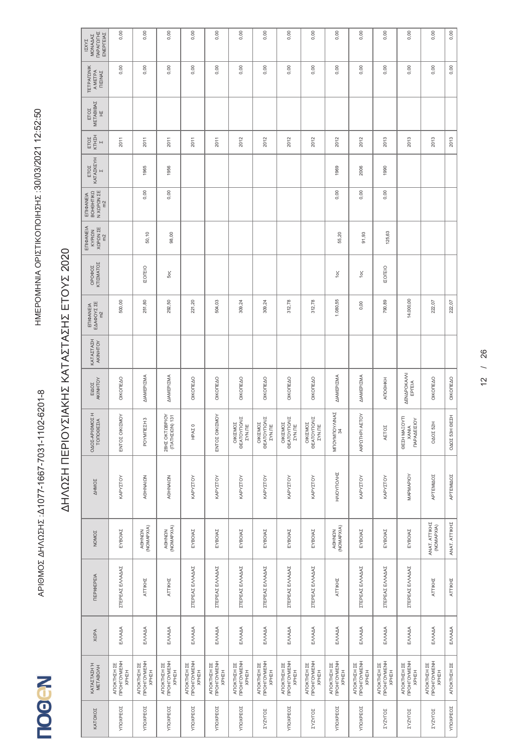ΑΡΙΘΜΟΣ ΔΗΛΩΣΗΣ :Δ1077-1667-7031-1102-6201-8

ΗΜΕΡΟΜΗΝΙΑ ΟΡΙΣΤΙΚΟΠΟΙΗΣΗΣ :30/03/2021 12:52:50

# ΔΗΛΩΣΗ ΠΕΡΙΟΥΣΙΑΚΗΣ ΚΑΤΑΣΤΑΣΗΣ ΕΤΟΥΣ 2020

| ΚΑΤΟΧΟΣ | ΚΑΤΑΣΤΑΣΗ Ή ΜΕΤΑΒΟΛΗ | ΧΩΡΑ | ΠΕΡΙΦΕΡΕΙΑ | ΝΟΜΟΣ | ΔΗΜΟΣ | ΟΔΟΣ-ΑΡΙΘΜΟΣ Η ΤΟΠΟΘΕΣΙΑ | ΕΙΔΟΣ ΑΚΙΝΗΤΟΥ | ΚΑΤΑΣΤΑΣΗ ΑΚΙΝΗΤΟΥ | ΕΠΙΦΑΝΕΙΑ ΕΔΑΦΟΥΣ ΣΕ m2 | ΟΡΟΦΟΣ ΚΤΙΣΜΑΤΟΣ | ΕΠΙΦΑΝΕΙΑ ΚΥΡΙΩΝ ΧΩΡΩΝ ΣΕ m2 | ΕΠΙΦΑΝΕΙΑ ΒΟΗΘΗΤΙΚΩΝ ΧΩΡΩΝ ΣΕ m2 | ΕΤΟΣ ΚΑΤΑΣΚΕΥΗΣ | ΕΤΟΣ ΚΤΗΣΗΣ | ΕΤΟΣ ΜΕΤΑΒΙΒΑΣΗΣ | ΤΕΤΡΑΓΩΝΙΚΑ ΜΕΤΡΑ ΠΙΣΙΝΑΣ | ΙΣΧΥΣ ΜΟΝΑΔΑΣ ΠΑΡΑΓΩΓΗΣ ΕΝΕΡΓΕΙΑΣ |
|---|---|---|---|---|---|---|---|---|---|---|---|---|---|---|---|---|---|
| ΥΠΟΧΡΕΟΣ | ΑΠΟΚΤΗΣΗ ΣΕ ΠΡΟΗΓΟΥΜΕΝΗ ΧΡΗΣΗ | ΕΛΛΑΔΑ | ΣΤΕΡΕΑΣ ΕΛΛΑΔΑΣ | ΕΥΒΟΙΑΣ | ΚΑΡΥΣΤΟΥ | ΕΝΤΟΣ ΟΙΚΙΣΜΟΥ | ΟΙΚΟΠΕΔΟ | | 500,00 | | | | | 2011 | | 0,00 | 0,00 |
| ΥΠΟΧΡΕΟΣ | ΑΠΟΚΤΗΣΗ ΣΕ ΠΡΟΗΓΟΥΜΕΝΗ ΧΡΗΣΗ | ΕΛΛΑΔΑ | ΑΤΤΙΚΗΣ | ΑΘΗΝΩΝ (ΝΟΜΑΡΧΙΑ) | ΑΘΗΝΑΙΩΝ | ΡΟΥΜΠΕΣΗ 3 | ΔΙΑΜΕΡΙΣΜΑ | | 251,80 | ΙΣΟΓΕΙΟ | 50,10 | 0,00 | 1965 | 2011 | | 0,00 | 0,00 |
| ΥΠΟΧΡΕΟΣ | ΑΠΟΚΤΗΣΗ ΣΕ ΠΡΟΗΓΟΥΜΕΝΗ ΧΡΗΣΗ | ΕΛΛΑΔΑ | ΑΤΤΙΚΗΣ | ΑΘΗΝΩΝ (ΝΟΜΑΡΧΙΑ) | ΑΘΗΝΑΙΩΝ | 28ΗΣ ΟΚΤΩΒΡΙΟΥ (ΠΑΤΗΣΙΩΝ) 131 | ΔΙΑΜΕΡΙΣΜΑ | | 292,50 | 5ος | 98,00 | 0,00 | 1956 | 2011 | | 0,00 | 0,00 |
| ΥΠΟΧΡΕΟΣ | ΑΠΟΚΤΗΣΗ ΣΕ ΠΡΟΗΓΟΥΜΕΝΗ ΧΡΗΣΗ | ΕΛΛΑΔΑ | ΣΤΕΡΕΑΣ ΕΛΛΑΔΑΣ | ΕΥΒΟΙΑΣ | ΚΑΡΥΣΤΟΥ | ΗΡΑΣ 0 | ΟΙΚΟΠΕΔΟ | | 221,20 | | | | | 2011 | | 0,00 | 0,00 |
| ΥΠΟΧΡΕΟΣ | ΑΠΟΚΤΗΣΗ ΣΕ ΠΡΟΗΓΟΥΜΕΝΗ ΧΡΗΣΗ | ΕΛΛΑΔΑ | ΣΤΕΡΕΑΣ ΕΛΛΑΔΑΣ | ΕΥΒΟΙΑΣ | ΚΑΡΥΣΤΟΥ | ΕΝΤΟΣ ΟΙΚΙΣΜΟΥ | ΟΙΚΟΠΕΔΟ | | 504,03 | | | | | 2011 | | 0,00 | 0,00 |
| ΥΠΟΧΡΕΟΣ | ΑΠΟΚΤΗΣΗ ΣΕ ΠΡΟΗΓΟΥΜΕΝΗ ΧΡΗΣΗ | ΕΛΛΑΔΑ | ΣΤΕΡΕΑΣ ΕΛΛΑΔΑΣ | ΕΥΒΟΙΑΣ | ΚΑΡΥΣΤΟΥ | ΟΙΚΙΣΜΟΣ ΘΕΑΤΟΥΠΟΛΙΣ ΣΥΝ.ΠΕ | ΟΙΚΟΠΕΔΟ | | 309,24 | | | | | 2012 | | 0,00 | 0,00 |
| ΣΥΖΥΓΟΣ | ΑΠΟΚΤΗΣΗ ΣΕ ΠΡΟΗΓΟΥΜΕΝΗ ΧΡΗΣΗ | ΕΛΛΑΔΑ | ΣΤΕΡΕΑΣ ΕΛΛΑΔΑΣ | ΕΥΒΟΙΑΣ | ΚΑΡΥΣΤΟΥ | ΟΙΚΙΣΜΟΣ ΘΕΑΤΟΥΠΟΛΙΣ ΣΥΝ.ΠΕ | ΟΙΚΟΠΕΔΟ | | 309,24 | | | | | 2012 | | 0,00 | 0,00 |
| ΥΠΟΧΡΕΟΣ | ΑΠΟΚΤΗΣΗ ΣΕ ΠΡΟΗΓΟΥΜΕΝΗ ΧΡΗΣΗ | ΕΛΛΑΔΑ | ΣΤΕΡΕΑΣ ΕΛΛΑΔΑΣ | ΕΥΒΟΙΑΣ | ΚΑΡΥΣΤΟΥ | ΟΙΚΙΣΜΟΣ ΘΕΑΤΟΥΠΟΛΙΣ ΣΥΝ.ΠΕ | ΟΙΚΟΠΕΔΟ | | 312,78 | | | | | 2012 | | 0,00 | 0,00 |
| ΣΥΖΥΓΟΣ | ΑΠΟΚΤΗΣΗ ΣΕ ΠΡΟΗΓΟΥΜΕΝΗ ΧΡΗΣΗ | ΕΛΛΑΔΑ | ΣΤΕΡΕΑΣ ΕΛΛΑΔΑΣ | ΕΥΒΟΙΑΣ | ΚΑΡΥΣΤΟΥ | ΟΙΚΙΣΜΟΣ ΘΕΑΤΟΥΠΟΛΙΣ ΣΥΝ.ΠΕ | ΟΙΚΟΠΕΔΟ | | 312,78 | | | | | 2012 | | 0,00 | 0,00 |
| ΥΠΟΧΡΕΟΣ | ΑΠΟΚΤΗΣΗ ΣΕ ΠΡΟΗΓΟΥΜΕΝΗ ΧΡΗΣΗ | ΕΛΛΑΔΑ | ΑΤΤΙΚΗΣ | ΑΘΗΝΩΝ (ΝΟΜΑΡΧΙΑ) | ΗΛΙΟΥΠΟΛΗΣ | ΜΠΟΥΜΠΟΥΛΙΝΑΣ 34 | ΔΙΑΜΕΡΙΣΜΑ | | 1.080,55 | 1ος | 55,20 | 0,00 | 1969 | 2012 | | 0,00 | 0,00 |
| ΥΠΟΧΡΕΟΣ | ΑΠΟΚΤΗΣΗ ΣΕ ΠΡΟΗΓΟΥΜΕΝΗ ΧΡΗΣΗ | ΕΛΛΑΔΑ | ΣΤΕΡΕΑΣ ΕΛΛΑΔΑΣ | ΕΥΒΟΙΑΣ | ΚΑΡΥΣΤΟΥ | ΑΚΡΩΤΗΡΙ ΑΕΤΟΥ | ΔΙΑΜΕΡΙΣΜΑ | | 0,00 | 1ος | 91,93 | 0,00 | 2006 | 2012 | | 0,00 | 0,00 |
| ΣΥΖΥΓΟΣ | ΑΠΟΚΤΗΣΗ ΣΕ ΠΡΟΗΓΟΥΜΕΝΗ ΧΡΗΣΗ | ΕΛΛΑΔΑ | ΣΤΕΡΕΑΣ ΕΛΛΑΔΑΣ | ΕΥΒΟΙΑΣ | ΚΑΡΥΣΤΟΥ | ΑΕΤΟΣ | ΑΠΟΘΗΚΗ | | 790,89 | ΙΣΟΓΕΙΟ | 125,63 | 0,00 | 1990 | 2013 | | 0,00 | 0,00 |
| ΣΥΖΥΓΟΣ | ΑΠΟΚΤΗΣΗ ΣΕ ΠΡΟΗΓΟΥΜΕΝΗ ΧΡΗΣΗ | ΕΛΛΑΔΑ | ΣΤΕΡΕΑΣ ΕΛΛΑΔΑΣ | ΕΥΒΟΙΑΣ | ΜΑΡΜΑΡΙΟΥ | ΘΕΣΗ ΜΑΞΟΥΤΙ ΧΑΝΙΑ ΠΑΡΑΔΕΙΣΙΟΥ | ΔΕΝΔΡΟΚΑΛΛΙΕΡΓΕΙΑ | | 14.000,00 | | | | | 2013 | | 0,00 | 0,00 |
| ΣΥΖΥΓΟΣ | ΑΠΟΚΤΗΣΗ ΣΕ ΠΡΟΗΓΟΥΜΕΝΗ ΧΡΗΣΗ | ΕΛΛΑΔΑ | ΑΤΤΙΚΗΣ | ΑΝΑΤ. ΑΤΤΙΚΗΣ (ΝΟΜΑΡΧΙΑ) | ΑΡΤΕΜΙΔΟΣ | ΟΔΟΣ 52Η | ΟΙΚΟΠΕΔΟ | | 222,07 | | | | | 2013 | | 0,00 | 0,00 |
| ΥΠΟΧΡΕΟΣ | ΑΠΟΚΤΗΣΗ ΣΕ | ΕΛΛΑΔΑ | ΑΤΤΙΚΗΣ | ΑΝΑΤ. ΑΤΤΙΚΗΣ | ΑΡΤΕΜΙΔΟΣ | ΟΔΟΣ 53Η ΘΕΣΗ | ΟΙΚΟΠΕΔΟ | | 222,07 | | | | | 2013 | | 0,00 | 0,00 |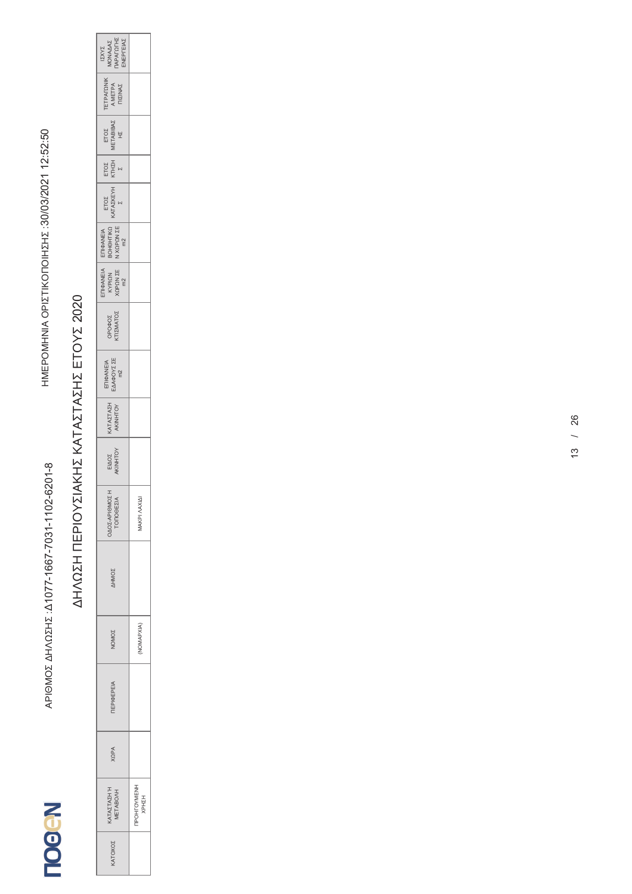ΠΟΘΕΝ

ΑΡΙΘΜΟΣ ΔΗΛΩΣΗΣ :Δ1077-1667-7031-1102-6201-8

ΗΜΕΡΟΜΗΝΙΑ ΟΡΙΣΤΙΚΟΠΟΙΗΣΗΣ :30/03/2021 12:52:50

# ΔΗΛΩΣΗ ΠΕΡΙΟΥΣΙΑΚΗΣ ΚΑΤΑΣΤΑΣΗΣ ΕΤΟΥΣ 2020

| ΚΑΤΟΧΟΣ | ΚΑΤΑΣΤΑΣΗ Ή ΜΕΤΑΒΟΛΗ | ΧΩΡΑ | ΠΕΡΙΦΕΡΕΙΑ | ΝΟΜΟΣ | ΔΗΜΟΣ | ΟΔΟΣ-ΑΡΙΘΜΟΣ Η ΤΟΠΟΘΕΣΙΑ | ΕΙΔΟΣ ΑΚΙΝΗΤΟΥ | ΚΑΤΑΣΤΑΣΗ ΑΚΙΝΗΤΟΥ | ΕΠΙΦΑΝΕΙΑ ΕΔΑΦΟΥΣ ΣΕ m2 | ΟΡΟΦΟΣ ΚΤΙΣΜΑΤΟΣ | ΕΠΙΦΑΝΕΙΑ ΚΥΡΙΩΝ ΧΩΡΩΝ ΣΕ m2 | ΕΠΙΦΑΝΕΙΑ ΒΟΗΘΗΤΙΚΩΝ ΧΩΡΩΝ ΣΕ m2 | ΕΤΟΣ ΚΑΤΑΣΚΕΥΗΣ | ΕΤΟΣ ΚΤΗΣΗΣ | ΕΤΟΣ ΜΕΤΑΒΙΒΑΣΗΣ | ΤΕΤΡΑΓΩΝΙΚΑ ΜΕΤΡΑ ΠΙΣΙΝΑΣ | ΙΣΧΥΣ ΜΟΝΑΔΑΣ ΠΑΡΑΓΩΓΗΣ ΕΝΕΡΓΕΙΑΣ |
|---|---|---|---|---|---|---|---|---|---|---|---|---|---|---|---|---|---|
| | ΠΡΟΗΓΟΥΜΕΝΗ ΧΡΗΣΗ | | | (ΝΟΜΑΡΧΙΑ) | | ΜΑΚΡΙ ΛΑΧΙΔΙ | | | | | | | | | | | |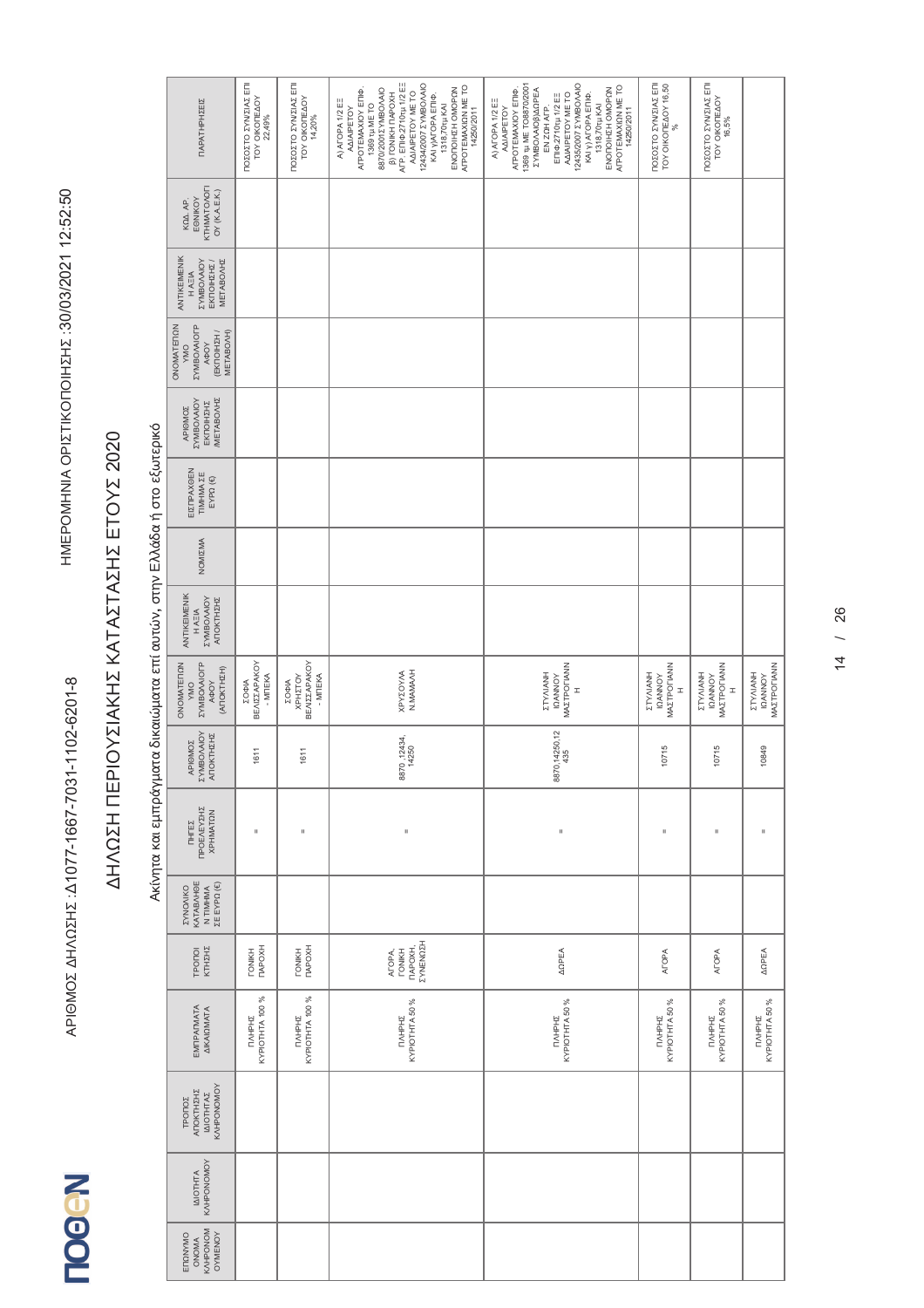ΑΡΙΘΜΟΣ ΔΗΛΩΣΗΣ :Δ1077-1667-7031-1102-6201-8

ΗΜΕΡΟΜΗΝΙΑ ΟΡΙΣΤΙΚΟΠΟΙΗΣΗΣ :30/03/2021 12:52:50

# ΔΗΛΩΣΗ ΠΕΡΙΟΥΣΙΑΚΗΣ ΚΑΤΑΣΤΑΣΗΣ ΕΤΟΥΣ 2020

## Ακίνητα και εμπράγματα δικαιώματα επί αυτών, στην Ελλάδα ή στο εξωτερικό

| ΕΠΩΝΥΜΟ ΟΝΟΜΑ ΚΛΗΡΟΝΟΜΟΥΜΕΝΟΥ | ΙΔΙΟΤΗΤΑ ΚΛΗΡΟΝΟΜΟΥ | ΤΡΟΠΟΣ ΑΠΟΚΤΗΣΗΣ ΙΔΙΟΤΗΤΑΣ ΚΛΗΡΟΝΟΜΟΥ | ΕΜΠΡΑΓΜΑΤΑ ΔΙΚΑΙΩΜΑΤΑ | ΤΡΟΠΟΙ ΚΤΗΣΗΣ | ΣΥΝΟΛΙΚΟ ΚΑΤΑΒΛΗΘΕΝ ΤΙΜΗΜΑ ΣΕ ΕΥΡΩ (€) | ΠΗΓΕΣ ΠΡΟΕΛΕΥΣΗΣ ΧΡΗΜΑΤΩΝ | ΑΡΙΘΜΟΣ ΣΥΜΒΟΛΑΙΟΥ ΑΠΟΚΤΗΣΗΣ | ΟΝΟΜΑΤΕΠΩΝΥΜΟ ΣΥΜΒΟΛΑΙΟΓΡΑΦΟΥ (ΑΠΟΚΤΗΣΗ) | ΑΝΤΙΚΕΙΜΕΝΙΚΗ ΑΞΙΑ ΣΥΜΒΟΛΑΙΟΥ ΑΠΟΚΤΗΣΗΣ | ΝΟΜΙΣΜΑ | ΕΙΣΠΡΑΧΘΕΝ ΤΙΜΗΜΑ ΣΕ ΕΥΡΩ (€) | ΑΡΙΘΜΟΣ ΣΥΜΒΟΛΑΙΟΥ ΕΚΠΟΙΗΣΗΣ /ΜΕΤΑΒΟΛΗΣ | ΟΝΟΜΑΤΕΠΩΝΥΜΟ ΣΥΜΒΟΛΑΙΟΓΡΑΦΟΥ (ΕΚΠΟΙΗΣΗ / ΜΕΤΑΒΟΛΗ) | ΑΝΤΙΚΕΙΜΕΝΙΚΗ ΑΞΙΑ ΣΥΜΒΟΛΑΙΟΥ ΕΚΠΟΙΗΣΗΣ / ΜΕΤΑΒΟΛΗΣ | ΚΩΔ. ΑΡ. ΕΘΝΙΚΟΥ ΚΤΗΜΑΤΟΛΟΓΙΟΥ (Κ.Α.Ε.Κ.) | ΠΑΡΑΤΗΡΗΣΕΙΣ |
|---|---|---|---|---|---|---|---|---|---|---|---|---|---|---|---|---|
| | | | ΠΛΗΡΗΣ ΚΥΡΙΟΤΗΤΑ 100 % | ΓΟΝΙΚΗ ΠΑΡΟΧΗ | | = | 1611 | ΣΟΦΙΑ ΒΕΛΙΣΣΑΡΑΚΟΥ - ΜΠΕΚΑ | | | | | | | | ΠΟΣΟΣΤΟ ΣΥΝΙΔΙΟΚΤΗΣΙΑΣ ΕΠΙ ΤΟΥ ΟΙΚΟΠΕΔΟΥ 22,49% |
| | | | ΠΛΗΡΗΣ ΚΥΡΙΟΤΗΤΑ 100 % | ΓΟΝΙΚΗ ΠΑΡΟΧΗ | | = | 1611 | ΣΟΦΙΑ ΧΡΗΣΤΟΥ ΒΕΛΙΣΣΑΡΑΚΟΥ - ΜΠΕΚΑ | | | | | | | | ΠΟΣΟΣΤΟ ΣΥΝΙΔΙΟΚΤΗΣΙΑΣ ΕΠΙ ΤΟΥ ΟΙΚΟΠΕΔΟΥ 14,20% |
| | | | ΠΛΗΡΗΣ ΚΥΡΙΟΤΗΤΑ 50 % | ΑΓΟΡΑ, ΓΟΝΙΚΗ ΠΑΡΟΧΗ, ΣΥΝΕΝΩΣΗ | | = | 8870,12434, 14250 | ΧΡΥΣΟΥΛΑ Ν.ΜΑΜΑΛΗ | | | | | | | | Α) ΑΓΟΡΑ 1/2 ΕΞ ΑΔΙΑΙΡΕΤΟΥ ΑΓΡΟΤΕΜΑΧΙΟΥ ΕΠΙΦ. 1369 τμ ΜΕ ΤΟ 8870/2001ΣΥΜΒΟΛΑΙΟ Β) ΓΟΝΙΚΗ ΠΑΡΟΧΗ ΑΓΡ. ΕΠΙΦ.2710τμ 1/2 ΕΞ ΑΔΙΑΙΡΕΤΟΥ ΜΕ ΤΟ 12434/2007 ΣΥΜΒΟΛΑΙΟ ΚΑΙ γ)ΑΓΟΡΑ ΕΠΙΦ. 1318,70τμ ΚΑΙ ΕΝΟΠΟΙΗΣΗ ΟΜΟΡΩΝ ΑΓΡΟΤΕΜΑΧΙΩΝ ΜΕ ΤΟ 14250/2011 |
| | | | ΠΛΗΡΗΣ ΚΥΡΙΟΤΗΤΑ 50 % | ΔΩΡΕΑ | | = | 8870,14250,12435 | ΣΤΥΛΙΑΝΗ ΙΩΑΝΝΟΥ ΜΑΣΤΡΟΓΙΑΝΝΗ | | | | | | | | Α) ΑΓΟΡΑ 1/2 ΕΞ ΑΔΙΑΙΡΕΤΟΥ ΑΓΡΟΤΕΜΑΧΙΟΥ ΕΠΙΦ. 1369 τμ ΜΕ ΤΟ 8870/2001 ΣΥΜΒΟΛΑΙΟ,Β)ΔΩΡΕΑ ΕΝ ΖΩΗ ΑΓΡ. ΕΠΙΦ.2710τμ 1/2 ΕΞ ΑΔΙΑΙΡΕΤΟΥ ΜΕ ΤΟ 12435/2007 ΣΥΜΒΟΛΑΙΟ ΚΑΙ γ) ΑΓΟΡΑ ΕΠΙΦ. 1318,70τμ ΚΑΙ ΕΝΟΠΟΙΗΣΗ ΟΜΟΡΩΝ ΑΓΡΟΤΕΜΑΧΙΩΝ ΜΕ ΤΟ 14250/2011 |
| | | | ΠΛΗΡΗΣ ΚΥΡΙΟΤΗΤΑ 50 % | ΑΓΟΡΑ | | = | 10715 | ΣΤΥΛΙΑΝΗ ΙΩΑΝΝΟΥ ΜΑΣΤΡΟΓΙΑΝΝΗ | | | | | | | | ΠΟΣΟΣΤΟ ΣΥΝΙΔΙΟΚΤΗΣΙΑΣ ΕΠΙ ΤΟΥ ΟΙΚΟΠΕΔΟΥ 16,50 % |
| | | | ΠΛΗΡΗΣ ΚΥΡΙΟΤΗΤΑ 50 % | ΑΓΟΡΑ | | = | 10715 | ΣΤΥΛΙΑΝΗ ΙΩΑΝΝΟΥ ΜΑΣΤΡΟΓΙΑΝΝΗ | | | | | | | | ΠΟΣΟΣΤΟ ΣΥΝΙΔΙΟΚΤΗΣΙΑΣ ΕΠΙ ΤΟΥ ΟΙΚΟΠΕΔΟΥ 16,5% |
| | | | ΠΛΗΡΗΣ ΚΥΡΙΟΤΗΤΑ 50 % | ΔΩΡΕΑ | | = | 10849 | ΣΤΥΛΙΑΝΗ ΙΩΑΝΝΟΥ ΜΑΣΤΡΟΓΙΑΝΝΗ | | | | | | | | |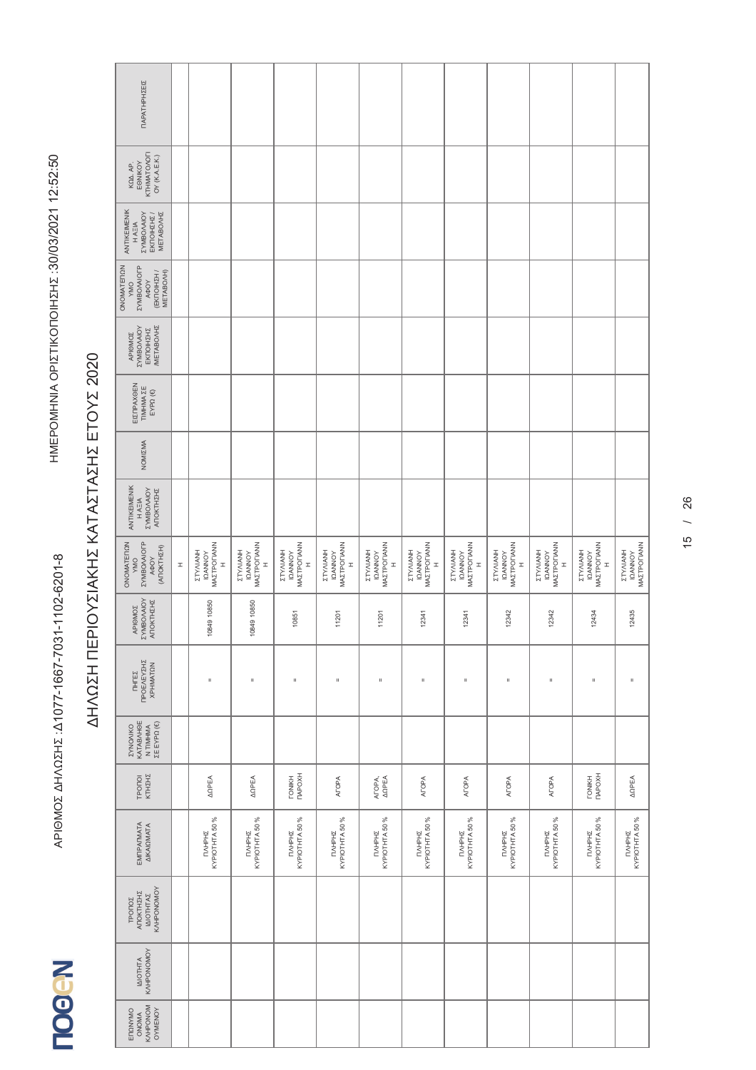ΑΡΙΘΜΟΣ ΔΗΛΩΣΗΣ :Δ1077-1667-7031-1102-6201-8

ΗΜΕΡΟΜΗΝΙΑ ΟΡΙΣΤΙΚΟΠΟΙΗΣΗΣ :30/03/2021 12:52:50

# ΔΗΛΩΣΗ ΠΕΡΙΟΥΣΙΑΚΗΣ ΚΑΤΑΣΤΑΣΗΣ ΕΤΟΥΣ 2020

| ΕΠΩΝΥΜΟ ΟΝΟΜΑ ΚΛΗΡΟΝΟΜΟΥΜΕΝΟΥ | ΙΔΙΟΤΗΤΑ ΚΛΗΡΟΝΟΜΟΥ | ΤΡΟΠΟΣ ΑΠΟΚΤΗΣΗΣ ΙΔΙΟΤΗΤΑΣ ΚΛΗΡΟΝΟΜΟΥ | ΕΜΠΡΑΓΜΑΤΑ ΔΙΚΑΙΩΜΑΤΑ | ΤΡΟΠΟΙ ΚΤΗΣΗΣ | ΣΥΝΟΛΙΚΟ ΚΑΤΑΒΛΗΘΕΝ ΤΙΜΗΜΑ ΣΕ ΕΥΡΩ (€) | ΠΗΓΕΣ ΠΡΟΕΛΕΥΣΗΣ ΧΡΗΜΑΤΩΝ | ΑΡΙΘΜΟΣ ΣΥΜΒΟΛΑΙΟΥ ΑΠΟΚΤΗΣΗΣ | ΟΝΟΜΑΤΕΠΩΝΥΜΟ ΣΥΜΒΟΛΑΙΟΓΡΑΦΟΥ (ΑΠΟΚΤΗΣΗ) | ΑΝΤΙΚΕΙΜΕΝΙΚΗ ΑΞΙΑ ΣΥΜΒΟΛΑΙΟΥ ΑΠΟΚΤΗΣΗΣ | ΝΟΜΙΣΜΑ | ΕΙΣΠΡΑΧΘΕΝ ΤΙΜΗΜΑ ΣΕ ΕΥΡΩ (€) | ΑΡΙΘΜΟΣ ΣΥΜΒΟΛΑΙΟΥ ΕΚΠΟΙΗΣΗΣ /ΜΕΤΑΒΟΛΗΣ | ΟΝΟΜΑΤΕΠΩΝΥΜΟ ΣΥΜΒΟΛΑΙΟΓΡΑΦΟΥ (ΕΚΠΟΙΗΣΗ / ΜΕΤΑΒΟΛΗ) | ΑΝΤΙΚΕΙΜΕΝΙΚΗ ΑΞΙΑ ΣΥΜΒΟΛΑΙΟΥ ΕΚΠΟΙΗΣΗΣ / ΜΕΤΑΒΟΛΗΣ | ΚΩΔ. ΑΡ. ΕΘΝΙΚΟΥ ΚΤΗΜΑΤΟΛΟΓΙΟΥ (Κ.Α.Ε.Κ.) | ΠΑΡΑΤΗΡΗΣΕΙΣ |
|---|---|---|---|---|---|---|---|---|---|---|---|---|---|---|---|---|
| | | | | | | | | Η | | | | | | | | |
| | | | ΠΛΗΡΗΣ ΚΥΡΙΟΤΗΤΑ 50 % | ΔΩΡΕΑ | | = | 10849 10850 | ΣΤΥΛΙΑΝΗ ΙΩΑΝΝΟΥ ΜΑΣΤΡΟΓΙΑΝΝΗ | | | | | | | | |
| | | | ΠΛΗΡΗΣ ΚΥΡΙΟΤΗΤΑ 50 % | ΔΩΡΕΑ | | = | 10849 10850 | ΣΤΥΛΙΑΝΗ ΙΩΑΝΝΟΥ ΜΑΣΤΡΟΓΙΑΝΝΗ | | | | | | | | |
| | | | ΠΛΗΡΗΣ ΚΥΡΙΟΤΗΤΑ 50 % | ΓΟΝΙΚΗ ΠΑΡΟΧΗ | | = | 10851 | ΣΤΥΛΙΑΝΗ ΙΩΑΝΝΟΥ ΜΑΣΤΡΟΓΙΑΝΝΗ | | | | | | | | |
| | | | ΠΛΗΡΗΣ ΚΥΡΙΟΤΗΤΑ 50 % | ΑΓΟΡΑ | | = | 11201 | ΣΤΥΛΙΑΝΗ ΙΩΑΝΝΟΥ ΜΑΣΤΡΟΓΙΑΝΝΗ | | | | | | | | |
| | | | ΠΛΗΡΗΣ ΚΥΡΙΟΤΗΤΑ 50 % | ΑΓΟΡΑ, ΔΩΡΕΑ | | = | 11201 | ΣΤΥΛΙΑΝΗ ΙΩΑΝΝΟΥ ΜΑΣΤΡΟΓΙΑΝΝΗ | | | | | | | | |
| | | | ΠΛΗΡΗΣ ΚΥΡΙΟΤΗΤΑ 50 % | ΑΓΟΡΑ | | = | 12341 | ΣΤΥΛΙΑΝΗ ΙΩΑΝΝΟΥ ΜΑΣΤΡΟΓΙΑΝΝΗ | | | | | | | | |
| | | | ΠΛΗΡΗΣ ΚΥΡΙΟΤΗΤΑ 50 % | ΑΓΟΡΑ | | = | 12341 | ΣΤΥΛΙΑΝΗ ΙΩΑΝΝΟΥ ΜΑΣΤΡΟΓΙΑΝΝΗ | | | | | | | | |
| | | | ΠΛΗΡΗΣ ΚΥΡΙΟΤΗΤΑ 50 % | ΑΓΟΡΑ | | = | 12342 | ΣΤΥΛΙΑΝΗ ΙΩΑΝΝΟΥ ΜΑΣΤΡΟΓΙΑΝΝΗ | | | | | | | | |
| | | | ΠΛΗΡΗΣ ΚΥΡΙΟΤΗΤΑ 50 % | ΑΓΟΡΑ | | = | 12342 | ΣΤΥΛΙΑΝΗ ΙΩΑΝΝΟΥ ΜΑΣΤΡΟΓΙΑΝΝΗ | | | | | | | | |
| | | | ΠΛΗΡΗΣ ΚΥΡΙΟΤΗΤΑ 50 % | ΓΟΝΙΚΗ ΠΑΡΟΧΗ | | = | 12434 | ΣΤΥΛΙΑΝΗ ΙΩΑΝΝΟΥ ΜΑΣΤΡΟΓΙΑΝΝΗ | | | | | | | | |
| | | | ΠΛΗΡΗΣ ΚΥΡΙΟΤΗΤΑ 50 % | ΔΩΡΕΑ | | = | 12435 | ΣΤΥΛΙΑΝΗ ΙΩΑΝΝΟΥ ΜΑΣΤΡΟΓΙΑΝΝ | | | | | | | | |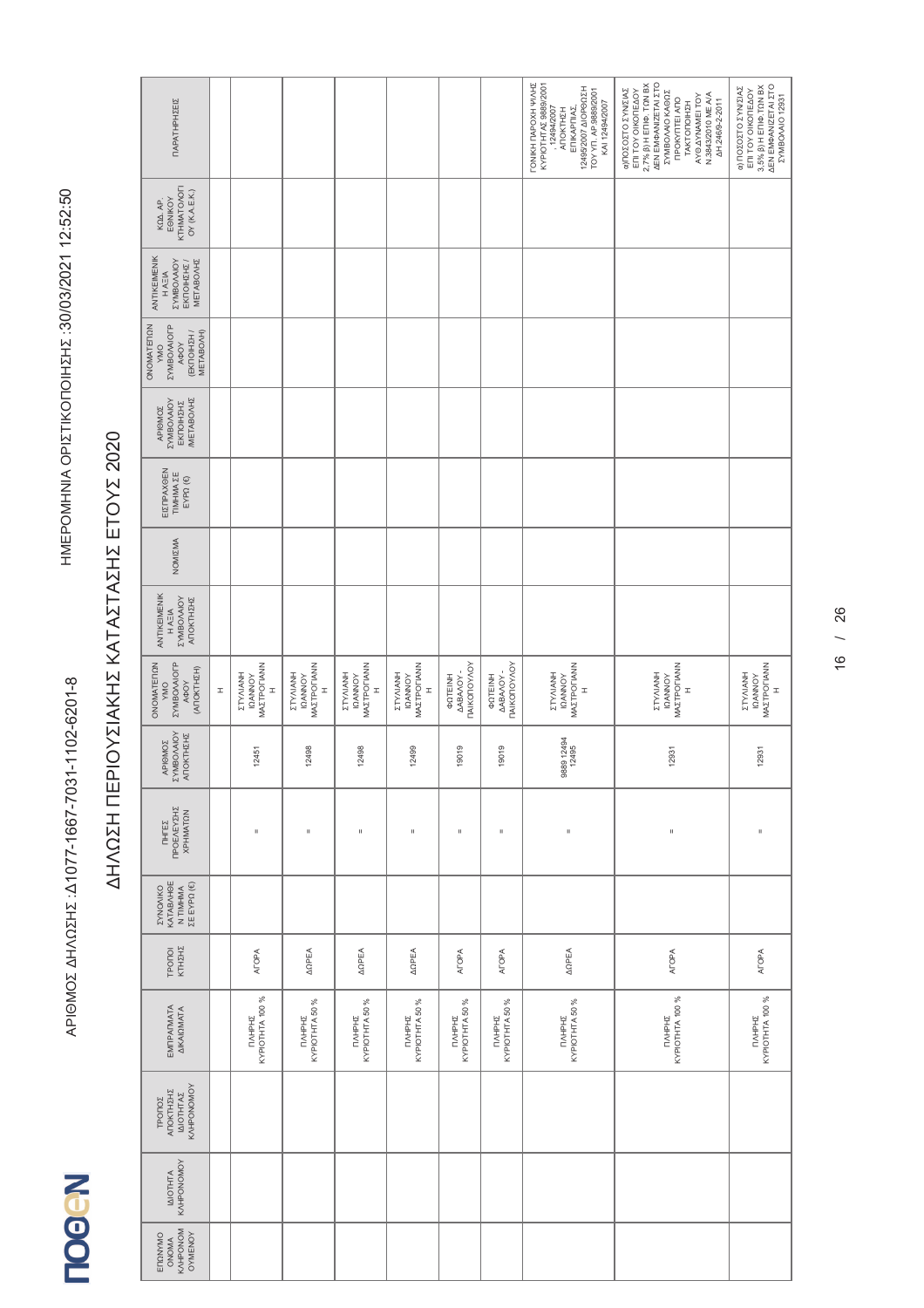ΑΡΙΘΜΟΣ ΔΗΛΩΣΗΣ :Δ1077-1667-7031-1102-6201-8

ΗΜΕΡΟΜΗΝΙΑ ΟΡΙΣΤΙΚΟΠΟΙΗΣΗΣ :30/03/2021 12:52:50

# ΔΗΛΩΣΗ ΠΕΡΙΟΥΣΙΑΚΗΣ ΚΑΤΑΣΤΑΣΗΣ ΕΤΟΥΣ 2020

| ΕΠΩΝΥΜΟ ΟΝΟΜΑ ΚΛΗΡΟΝΟΜΟΥΜΕΝΟΥ | ΙΔΙΟΤΗΤΑ ΚΛΗΡΟΝΟΜΟΥ | ΤΡΟΠΟΣ ΑΠΟΚΤΗΣΗΣ ΙΔΙΟΤΗΤΑΣ ΚΛΗΡΟΝΟΜΟΥ | ΕΜΠΡΑΓΜΑΤΑ ΔΙΚΑΙΩΜΑΤΑ | ΤΡΟΠΟΙ ΚΤΗΣΗΣ | ΣΥΝΟΛΙΚΟ ΚΑΤΑΒΛΗΘΕΝ ΤΙΜΗΜΑ ΣΕ ΕΥΡΩ (€) | ΠΗΓΕΣ ΠΡΟΕΛΕΥΣΗΣ ΧΡΗΜΑΤΩΝ | ΑΡΙΘΜΟΣ ΣΥΜΒΟΛΑΙΟΥ ΑΠΟΚΤΗΣΗΣ | ΟΝΟΜΑΤΕΠΩΝΥΜΟ ΣΥΜΒΟΛΑΙΟΓΡΑΦΟΥ (ΑΠΟΚΤΗΣΗ) | ΑΝΤΙΚΕΙΜΕΝΙΚΗ ΑΞΙΑ ΣΥΜΒΟΛΑΙΟΥ ΑΠΟΚΤΗΣΗΣ | ΝΟΜΙΣΜΑ | ΕΙΣΠΡΑΧΘΕΝ ΤΙΜΗΜΑ ΣΕ ΕΥΡΩ (€) | ΑΡΙΘΜΟΣ ΣΥΜΒΟΛΑΙΟΥ ΕΚΠΟΙΗΣΗΣ /ΜΕΤΑΒΟΛΗΣ | ΟΝΟΜΑΤΕΠΩΝΥΜΟ ΣΥΜΒΟΛΑΙΟΓΡΑΦΟΥ (ΕΚΠΟΙΗΣΗ / ΜΕΤΑΒΟΛΗ) | ΑΝΤΙΚΕΙΜΕΝΙΚΗ ΑΞΙΑ ΣΥΜΒΟΛΑΙΟΥ ΕΚΠΟΙΗΣΗΣ / ΜΕΤΑΒΟΛΗΣ | ΚΩΔ. ΑΡ. ΕΘΝΙΚΟΥ ΚΤΗΜΑΤΟΛΟΓΙΟΥ (Κ.Α.Ε.Κ.) | ΠΑΡΑΤΗΡΗΣΕΙΣ |
|---|---|---|---|---|---|---|---|---|---|---|---|---|---|---|---|---|
| | | | | | | | | Η | | | | | | | | |
| | | | ΠΛΗΡΗΣ ΚΥΡΙΟΤΗΤΑ 100 % | ΑΓΟΡΑ | | = | 12451 | ΣΤΥΛΙΑΝΗ ΙΩΑΝΝΟΥ ΜΑΣΤΡΟΓΙΑΝΝΗ | | | | | | | | |
| | | | ΠΛΗΡΗΣ ΚΥΡΙΟΤΗΤΑ 50 % | ΔΩΡΕΑ | | = | 12498 | ΣΤΥΛΙΑΝΗ ΙΩΑΝΝΟΥ ΜΑΣΤΡΟΓΙΑΝΝΗ | | | | | | | | |
| | | | ΠΛΗΡΗΣ ΚΥΡΙΟΤΗΤΑ 50 % | ΔΩΡΕΑ | | = | 12498 | ΣΤΥΛΙΑΝΗ ΙΩΑΝΝΟΥ ΜΑΣΤΡΟΓΙΑΝΝΗ | | | | | | | | |
| | | | ΠΛΗΡΗΣ ΚΥΡΙΟΤΗΤΑ 50 % | ΔΩΡΕΑ | | = | 12499 | ΣΤΥΛΙΑΝΗ ΙΩΑΝΝΟΥ ΜΑΣΤΡΟΓΙΑΝΝΗ | | | | | | | | |
| | | | ΠΛΗΡΗΣ ΚΥΡΙΟΤΗΤΑ 50 % | ΑΓΟΡΑ | | = | 19019 | ΦΩΤΕΙΝΗ ΔΑΒΑΛΟΥ - ΠΑΙΚΟΠΟΥΛΟΥ | | | | | | | | |
| | | | ΠΛΗΡΗΣ ΚΥΡΙΟΤΗΤΑ 50 % | ΑΓΟΡΑ | | = | 19019 | ΦΩΤΕΙΝΗ ΔΑΒΑΛΟΥ - ΠΑΙΚΟΠΟΥΛΟΥ | | | | | | | | |
| | | | ΠΛΗΡΗΣ ΚΥΡΙΟΤΗΤΑ 50 % | ΔΩΡΕΑ | | = | 9889 12494 12495 | ΣΤΥΛΙΑΝΗ ΙΩΑΝΝΟΥ ΜΑΣΤΡΟΓΙΑΝΝΗ | | | | | | | | ΓΟΝΙΚΗ ΠΑΡΟΧΗ ΨΙΛΗΣ ΚΥΡΙΟΤΗΤΑΣ 9889/2001 , 12494/2007 ΑΠΟΚΤΗΣΗ ΕΠΙΚΑΡΠΙΑΣ 12495/2007 ΔΙΟΡΘΩΣΗ ΤΟΥ ΥΠ. ΑΡ 9889/2001 ΚΑΙ 12494/2007 |
| | | | ΠΛΗΡΗΣ ΚΥΡΙΟΤΗΤΑ 100 % | ΑΓΟΡΑ | | = | 12931 | ΣΤΥΛΙΑΝΗ ΙΩΑΝΝΟΥ ΜΑΣΤΡΟΓΙΑΝΝΗ | | | | | | | | α)ΠΟΣΟΣΤΟ ΣΥΝΙΔΙΑΣ ΕΠΙ ΤΟΥ ΟΙΚΟΠΕΔΟΥ 2,7% β) Η ΕΠΙΦ. ΤΩΝ ΒΧ ΔΕΝ ΕΜΦΑΝΙΖΕΤΑΙ ΣΤΟ ΣΥΜΒΟΛΑΙΟ ΚΑΘΩΣ ΠΡΟΚΥΠΤΕΙ ΑΠΟ ΤΑΚΤΟΠΟΙΗΣΗ ΑΥΘ/ΔΥΝΑΜΕΙ ΤΟΥ Ν.3843/2010 ΜΕ Α/Α ΔΗ.2469-2-2011 |
| | | | ΠΛΗΡΗΣ ΚΥΡΙΟΤΗΤΑ 100 % | ΑΓΟΡΑ | | = | 12931 | ΣΤΥΛΙΑΝΗ ΙΩΑΝΝΟΥ ΜΑΣΤΡΟΓΙΑΝΝΗ | | | | | | | | α) ΠΟΣΟΣΤΟ ΣΥΝΙΔΙΑΣ ΕΠΙ ΤΟΥ ΟΙΚΟΠΕΔΟΥ 3,5% β) Η ΕΠΙΦ. ΤΩΝ ΒΧ ΔΕΝ ΕΜΦΑΝΙΖΕΤΑΙ ΣΤΟ ΣΥΜΒΟΛΑΙΟ 12931 |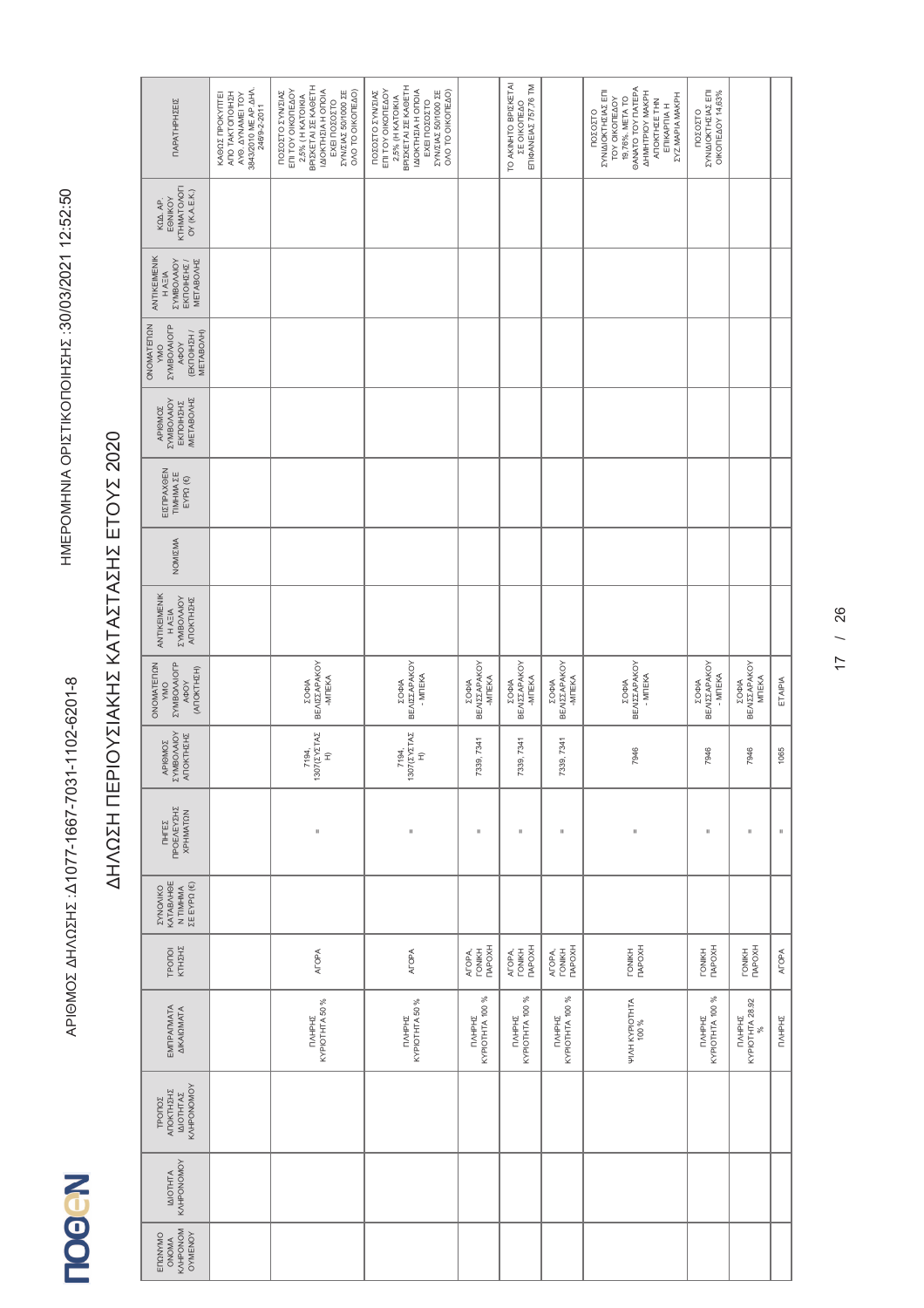# ΔΗΛΩΣΗ ΠΕΡΙΟΥΣΙΑΚΗΣ ΚΑΤΑΣΤΑΣΗΣ ΕΤΟΥΣ 2020

| ΕΠΩΝΥΜΟ ΟΝΟΜΑ ΚΛΗΡΟΝΟΜΟΥΜΕΝΟΥ | ΙΔΙΟΤΗΤΑ ΚΛΗΡΟΝΟΜΟΥ | ΤΡΟΠΟΣ ΑΠΟΚΤΗΣΗΣ ΙΔΙΟΤΗΤΑΣ ΚΛΗΡΟΝΟΜΟΥ | ΕΜΠΡΑΓΜΑΤΑ ΔΙΚΑΙΩΜΑΤΑ | ΤΡΟΠΟΙ ΚΤΗΣΗΣ | ΣΥΝΟΛΙΚΟ ΚΑΤΑΒΛΗΘΕΝ ΤΙΜΗΜΑ ΣΕ ΕΥΡΩ (€) | ΠΗΓΕΣ ΠΡΟΕΛΕΥΣΗΣ ΧΡΗΜΑΤΩΝ | ΑΡΙΘΜΟΣ ΣΥΜΒΟΛΑΙΟΥ ΑΠΟΚΤΗΣΗΣ | ΟΝΟΜΑΤΕΠΩΝΥΜΟ ΣΥΜΒΟΛΑΙΟΓΡΑΦΟΥ (ΑΠΟΚΤΗΣΗ) | ΑΝΤΙΚΕΙΜΕΝΙΚΗ ΑΞΙΑ ΣΥΜΒΟΛΑΙΟΥ ΑΠΟΚΤΗΣΗΣ | ΝΟΜΙΣΜΑ | ΕΙΣΠΡΑΧΘΕΝ ΤΙΜΗΜΑ ΣΕ ΕΥΡΩ (€) | ΑΡΙΘΜΟΣ ΣΥΜΒΟΛΑΙΟΥ ΕΚΠΟΙΗΣΗΣ /ΜΕΤΑΒΟΛΗΣ | ΟΝΟΜΑΤΕΠΩΝΥΜΟ ΣΥΜΒΟΛΑΙΟΓΡΑΦΟΥ (ΕΚΠΟΙΗΣΗ / ΜΕΤΑΒΟΛΗ) | ΑΝΤΙΚΕΙΜΕΝΙΚΗ ΑΞΙΑ ΣΥΜΒΟΛΑΙΟΥ ΕΚΠΟΙΗΣΗΣ / ΜΕΤΑΒΟΛΗΣ | ΚΩΔ. ΑΡ. ΕΘΝΙΚΟΥ ΚΤΗΜΑΤΟΛΟΓΙΟΥ (Κ.Α.Ε.Κ.) | ΠΑΡΑΤΗΡΗΣΕΙΣ |
|---|---|---|---|---|---|---|---|---|---|---|---|---|---|---|---|---|
| | | | | | | | | | | | | | | | | ΚΑΘΩΣ ΠΡΟΚΥΠΤΕΙ ΑΠΟ ΤΑΚΤΟΠΟΙΗΣΗ ΑΥΘ. ΔΥΝΑΜΕΙ ΤΟΥ 3843/2010 ΜΕ ΑΡ.ΔΗΛ. 246/9-2-2011 |
| | | | ΠΛΗΡΗΣ ΚΥΡΙΟΤΗΤΑ 50 % | ΑΓΟΡΑ | | = | 7194, 1307(ΣΥΣΤΑΣΗ) | ΣΟΦΙΑ ΒΕΛΙΣΣΑΡΑΚΟΥ -ΜΠΕΚΑ | | | | | | | | ΠΟΣΟΣΤΟ ΣΥΝ/ΣΙΑΣ ΕΠΙ ΤΟΥ ΟΙΚΟΠΕΔΟΥ 2,5% (Η ΚΑΤΟΙΚΙΑ ΒΡΙΣΚΕΤΑΙ ΣΕ ΚΑΘΕΤΗ ΙΔΙΟΚΤΗΣΙΑ Η ΟΠΟΙΑ ΕΧΕΙ ΠΟΣΟΣΤΟ ΣΥΝ/ΣΙΑΣ 50/1000 ΣΕ ΟΛΟ ΤΟ ΟΙΚΟΠΕΔΟ) |
| | | | ΠΛΗΡΗΣ ΚΥΡΙΟΤΗΤΑ 50 % | ΑΓΟΡΑ | | = | 7194, 1307(ΣΥΣΤΑΣΗ) | ΣΟΦΙΑ ΒΕΛΙΣΣΑΡΑΚΟΥ - ΜΠΕΚΑ | | | | | | | | ΠΟΣΟΣΤΟ ΣΥΝ/ΣΙΑΣ ΕΠΙ ΤΟΥ ΟΙΚΟΠΕΔΟΥ 2,5% (Η ΚΑΤΟΙΚΙΑ ΒΡΙΣΚΕΤΑΙ ΣΕ ΚΑΘΕΤΗ ΙΔΙΟΚΤΗΣΙΑ Η ΟΠΟΙΑ ΕΧΕΙ ΠΟΣΟΣΤΟ ΣΥΝ/ΣΙΑΣ 50/1000 ΣΕ ΟΛΟ ΤΟ ΟΙΚΟΠΕΔΟ) |
| | | | ΠΛΗΡΗΣ ΚΥΡΙΟΤΗΤΑ 100 % | ΑΓΟΡΑ, ΓΟΝΙΚΗ ΠΑΡΟΧΗ | | = | 7339, 7341 | ΣΟΦΙΑ ΒΕΛΙΣΣΑΡΑΚΟΥ -ΜΠΕΚΑ | | | | | | | | |
| | | | ΠΛΗΡΗΣ ΚΥΡΙΟΤΗΤΑ 100 % | ΑΓΟΡΑ, ΓΟΝΙΚΗ ΠΑΡΟΧΗ | | = | 7339, 7341 | ΣΟΦΙΑ ΒΕΛΙΣΣΑΡΑΚΟΥ -ΜΠΕΚΑ | | | | | | | | ΤΟ ΑΚΙΝΗΤΟ ΒΡΙΣΚΕΤΑΙ ΣΕ ΟΙΚΟΠΕΔΟ ΕΠΙΦΑΝΕΙΑΣ 757,76 ΤΜ |
| | | | ΠΛΗΡΗΣ ΚΥΡΙΟΤΗΤΑ 100 % | ΑΓΟΡΑ, ΓΟΝΙΚΗ ΠΑΡΟΧΗ | | = | 7339, 7341 | ΣΟΦΙΑ ΒΕΛΙΣΣΑΡΑΚΟΥ -ΜΠΕΚΑ | | | | | | | | |
| | | | ΨΙΛΗ ΚΥΡΙΟΤΗΤΑ 100 % | ΓΟΝΙΚΗ ΠΑΡΟΧΗ | | = | 7946 | ΣΟΦΙΑ ΒΕΛΙΣΣΑΡΑΚΟΥ - ΜΠΕΚΑ | | | | | | | | ΠΟΣΟΣΤΟ ΣΥΝΙΔΙΟΚΤΗΣΙΑΣ ΕΠΙ ΤΟΥ ΟΙΚΟΠΕΔΟΥ 19,76%, ΜΕΤΑ ΤΟ ΘΑΝΑΤΟ ΤΟΥ ΠΑΤΕΡΑ ΔΗΜΗΤΡΙΟΥ ΜΑΚΡΗ ΑΠΟΚΤΗΣΕ ΤΗΝ ΕΠΙΚΑΡΠΙΑ Η ΣΥΖ.ΜΑΡΙΑ ΜΑΚΡΗ |
| | | | ΠΛΗΡΗΣ ΚΥΡΙΟΤΗΤΑ 100 % | ΓΟΝΙΚΗ ΠΑΡΟΧΗ | | = | 7946 | ΣΟΦΙΑ ΒΕΛΙΣΣΑΡΑΚΟΥ - ΜΠΕΚΑ | | | | | | | | ΠΟΣΟΣΤΟ ΣΥΝΙΔΙΟΚΤΗΣΙΑΣ ΕΠΙ ΟΙΚΟΠΕΔΟΥ 14,63% |
| | | | ΠΛΗΡΗΣ ΚΥΡΙΟΤΗΤΑ 28,92 % | ΓΟΝΙΚΗ ΠΑΡΟΧΗ | | = | 7946 | ΣΟΦΙΑ ΒΕΛΙΣΣΑΡΑΚΟΥ ΜΠΕΚΑ | | | | | | | | |
| | | | ΠΛΗΡΗΣ | ΑΓΟΡΑ | | = | 1065 | ΕΤΑΙΡΙΑ | | | | | | | | |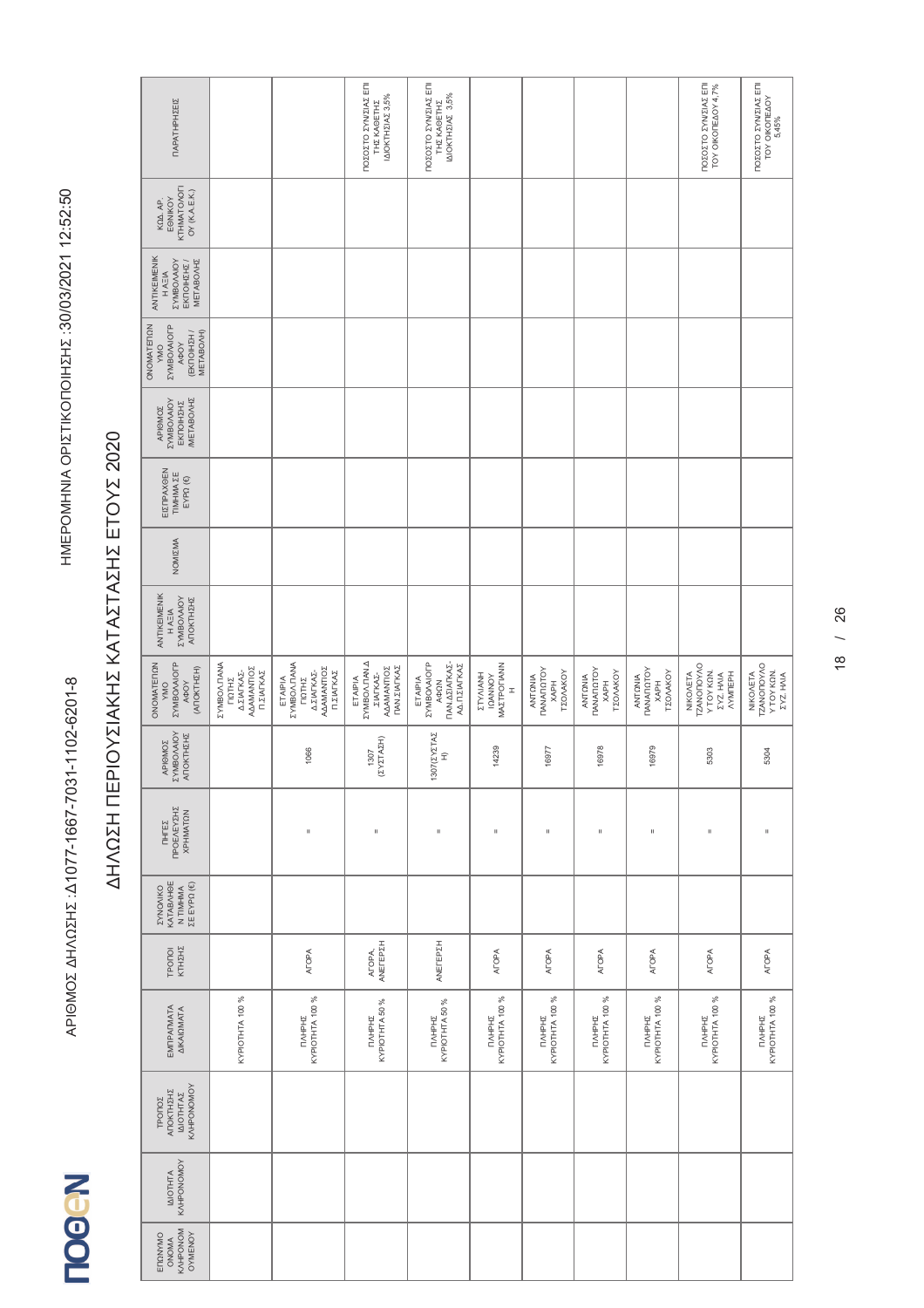ΑΡΙΘΜΟΣ ΔΗΛΩΣΗΣ :Δ1077-1667-7031-1102-6201-8

ΗΜΕΡΟΜΗΝΙΑ ΟΡΙΣΤΙΚΟΠΟΙΗΣΗΣ :30/03/2021 12:52:50

# ΔΗΛΩΣΗ ΠΕΡΙΟΥΣΙΑΚΗΣ ΚΑΤΑΣΤΑΣΗΣ ΕΤΟΥΣ 2020

| ΕΠΩΝΥΜΟ ΟΝΟΜΑ ΚΛΗΡΟΝΟΜΟΥΜΕΝΟΥ | ΙΔΙΟΤΗΤΑ ΚΛΗΡΟΝΟΜΟΥ | ΤΡΟΠΟΣ ΑΠΟΚΤΗΣΗΣ ΙΔΙΟΤΗΤΑΣ ΚΛΗΡΟΝΟΜΟΥ | ΕΜΠΡΑΓΜΑΤΑ ΔΙΚΑΙΩΜΑΤΑ | ΤΡΟΠΟΙ ΚΤΗΣΗΣ | ΣΥΝΟΛΙΚΟ ΚΑΤΑΒΛΗΘΕΝ ΤΙΜΗΜΑ ΣΕ ΕΥΡΩ (€) | ΠΗΓΕΣ ΠΡΟΕΛΕΥΣΗΣ ΧΡΗΜΑΤΩΝ | ΑΡΙΘΜΟΣ ΣΥΜΒΟΛΑΙΟΥ ΑΠΟΚΤΗΣΗΣ | ΟΝΟΜΑΤΕΠΩΝΥΜΟ ΣΥΜΒΟΛΑΙΟΓΡΑΦΟΥ (ΑΠΟΚΤΗΣΗ) | ΑΝΤΙΚΕΙΜΕΝΙΚΗ ΑΞΙΑ ΣΥΜΒΟΛΑΙΟΥ ΑΠΟΚΤΗΣΗΣ | ΝΟΜΙΣΜΑ | ΕΙΣΠΡΑΧΘΕΝ ΤΙΜΗΜΑ ΣΕ ΕΥΡΩ (€) | ΑΡΙΘΜΟΣ ΣΥΜΒΟΛΑΙΟΥ ΕΚΠΟΙΗΣΗΣ /ΜΕΤΑΒΟΛΗΣ | ΟΝΟΜΑΤΕΠΩΝΥΜΟ ΣΥΜΒΟΛΑΙΟΓΡΑΦΟΥ (ΕΚΠΟΙΗΣΗ / ΜΕΤΑΒΟΛΗ) | ΑΝΤΙΚΕΙΜΕΝΙΚΗ ΑΞΙΑ ΣΥΜΒΟΛΑΙΟΥ ΕΚΠΟΙΗΣΗΣ / ΜΕΤΑΒΟΛΗΣ | ΚΩΔ. ΑΡ. ΕΘΝΙΚΟΥ ΚΤΗΜΑΤΟΛΟΓΙΟΥ (Κ.Α.Ε.Κ.) | ΠΑΡΑΤΗΡΗΣΕΙΣ |
|---|---|---|---|---|---|---|---|---|---|---|---|---|---|---|---|---|
| | | | ΚΥΡΙΟΤΗΤΑ 100 % | | | | | ΣΥΜΒΟΛΑΙΟΓΡΑΦΟΣ ΔΙΑΚΑΣ-ΑΔΑΜΑΝΤΙΟΣ ΠΣΙΑΓΚΑΣ | | | | | | | | |
| | | | ΠΛΗΡΗΣ ΚΥΡΙΟΤΗΤΑ 100 % | ΑΓΟΡΑ | | " | 1066 | ΕΤΑΙΡΙΑ ΣΥΜΒΟΛΑΙΟΓΡΑΦΟΣ ΔΙΑΚΑΣ-ΑΔΑΜΑΝΤΙΟΣ ΠΣΙΑΓΚΑΣ | | | | | | | | |
| | | | ΠΛΗΡΗΣ ΚΥΡΙΟΤΗΤΑ 50 % | ΑΓΟΡΑ, ΑΝΕΓΕΡΣΗ | | " | 1307 (ΣΥΣΤΑΣΗ) | ΕΤΑΙΡΙΑ ΣΥΜΒΟΛΑΙΟΓΡΑΦΟΙ ΔΙΑΚΑΣ-ΑΔΑΜΑΝΤΙΟΣ ΠΑΝ.ΣΙΑΓΚΑΣ | | | | | | | | ΠΟΣΟΣΤΟ ΣΥΝ/ΣΙΑΣ ΕΠΙ ΤΗΣ ΚΑΘΕΤΗΣ ΙΔΙΟΚΤΗΣΙΑΣ 3,5% |
| | | | ΠΛΗΡΗΣ ΚΥΡΙΟΤΗΤΑ 50 % | ΑΝΕΓΕΡΣΗ | | " | 1307(ΣΥΣΤΑΣΗ) | ΕΤΑΙΡΙΑ ΣΥΜΒΟΛΑΙΟΓΡΑΦΩΝ ΠΑΝ.ΔΙΑΚΑΣ-ΑΔ.ΠΣΙΑΓΚΑΣ | | | | | | | | ΠΟΣΟΣΤΟ ΣΥΝ/ΣΙΑΣ ΕΠΙ ΤΗΣ ΚΑΘΕΤΗΣ ΙΔΙΟΚΤΗΣΙΑΣ 3,5% |
| | | | ΠΛΗΡΗΣ ΚΥΡΙΟΤΗΤΑ 100 % | ΑΓΟΡΑ | | " | 14239 | ΣΤΥΛΙΑΝΗ ΙΩΑΝΝΟΥ ΜΑΣΤΡΟΓΙΑΝΝΗ | | | | | | | | |
| | | | ΠΛΗΡΗΣ ΚΥΡΙΟΤΗΤΑ 100 % | ΑΓΟΡΑ | | " | 16977 | ΑΝΤΩΝΙΑ ΠΑΝΑΓΙΩΤΟΥ ΧΑΡΗ ΤΣΟΛΑΚΟΥ | | | | | | | | |
| | | | ΠΛΗΡΗΣ ΚΥΡΙΟΤΗΤΑ 100 % | ΑΓΟΡΑ | | " | 16978 | ΑΝΤΩΝΙΑ ΠΑΝΑΓΙΩΤΟΥ ΧΑΡΗ ΤΣΟΛΑΚΟΥ | | | | | | | | |
| | | | ΠΛΗΡΗΣ ΚΥΡΙΟΤΗΤΑ 100 % | ΑΓΟΡΑ | | " | 16979 | ΑΝΤΩΝΙΑ ΠΑΝΑΓΙΩΤΟΥ ΧΑΡΗ ΤΣΟΛΑΚΟΥ | | | | | | | | |
| | | | ΠΛΗΡΗΣ ΚΥΡΙΟΤΗΤΑ 100 % | ΑΓΟΡΑ | | " | 5303 | ΝΙΚΟΛΕΤΑ ΤΖΑΝΟΠΟΥΛΟΥ ΤΟΥ ΚΩΝ. ΣΥΖ. ΗΛΙΑ ΛΥΜΠΕΡΗ | | | | | | | | ΠΟΣΟΣΤΟ ΣΥΝ/ΣΙΑΣ ΕΠΙ ΤΟΥ ΟΙΚΟΠΕΔΟΥ 4,7% |
| | | | ΠΛΗΡΗΣ ΚΥΡΙΟΤΗΤΑ 100 % | ΑΓΟΡΑ | | " | 5304 | ΝΙΚΟΛΕΤΑ ΤΖΑΝΟΠΟΥΛΟΥ ΤΟΥ ΚΩΝ. ΣΥΖ. ΗΛΙΑ | | | | | | | | ΠΟΣΟΣΤΟ ΣΥΝ/ΣΙΑΣ ΕΠΙ ΤΟΥ ΟΙΚΟΠΕΔΟΥ 5,45% |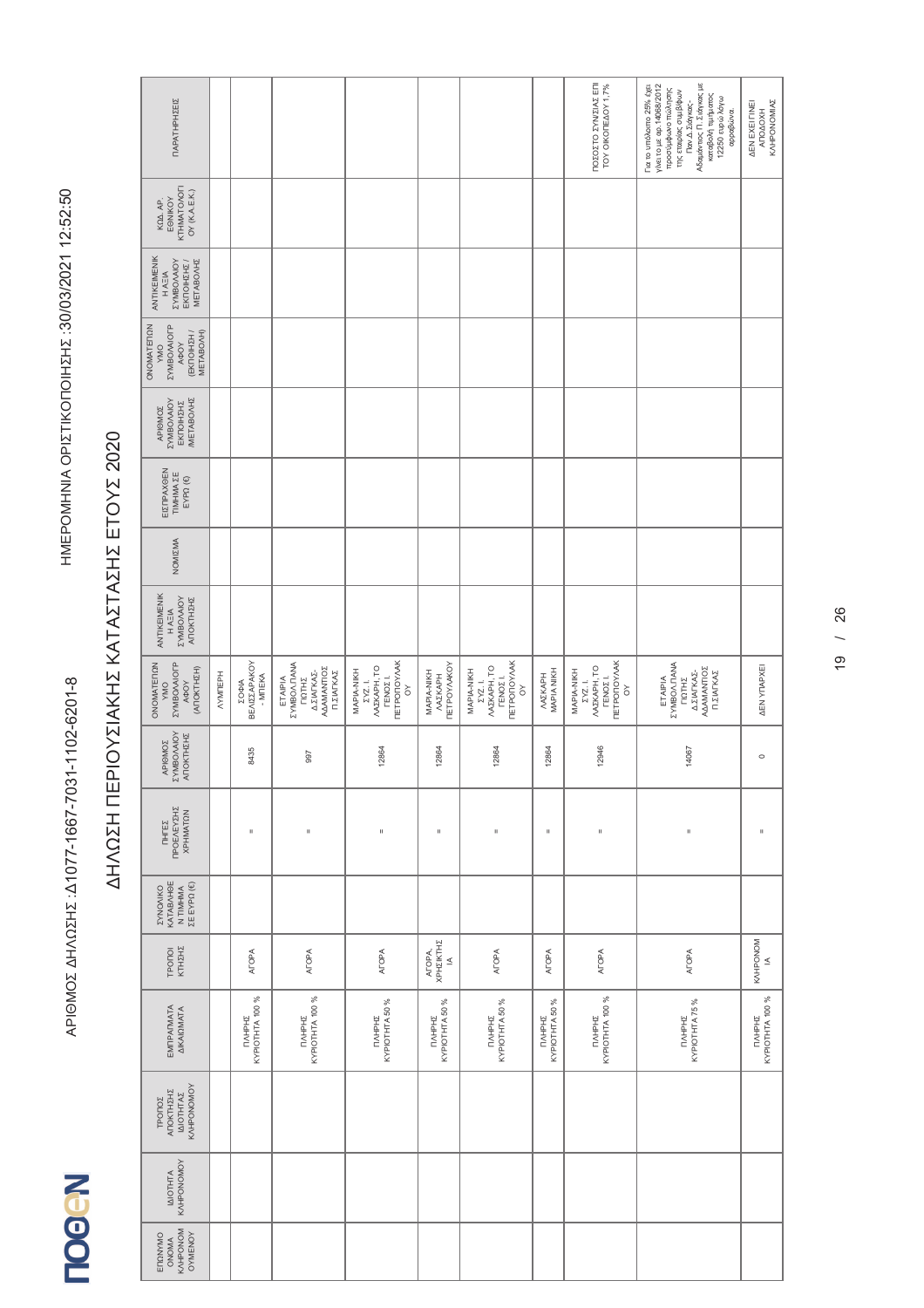ΑΡΙΘΜΟΣ ΔΗΛΩΣΗΣ :Δ1077-1667-7031-1102-6201-8

ΗΜΕΡΟΜΗΝΙΑ ΟΡΙΣΤΙΚΟΠΟΙΗΣΗΣ :30/03/2021 12:52:50

# ΔΗΛΩΣΗ ΠΕΡΙΟΥΣΙΑΚΗΣ ΚΑΤΑΣΤΑΣΗΣ ΕΤΟΥΣ 2020

| ΕΠΩΝΥΜΟ ΟΝΟΜΑ ΚΛΗΡΟΝΟΜΟΥΜΕΝΟΥ | ΙΔΙΟΤΗΤΑ ΚΛΗΡΟΝΟΜΟΥ | ΤΡΟΠΟΣ ΑΠΟΚΤΗΣΗΣ ΙΔΙΟΤΗΤΑΣ ΚΛΗΡΟΝΟΜΟΥ | ΕΜΠΡΑΓΜΑΤΑ ΔΙΚΑΙΩΜΑΤΑ | ΤΡΟΠΟΙ ΚΤΗΣΗΣ | ΣΥΝΟΛΙΚΟ ΚΑΤΑΒΛΗΘΕΝ ΤΙΜΗΜΑ ΣΕ ΕΥΡΩ (€) | ΠΗΓΕΣ ΠΡΟΕΛΕΥΣΗΣ ΧΡΗΜΑΤΩΝ | ΑΡΙΘΜΟΣ ΣΥΜΒΟΛΑΙΟΥ ΑΠΟΚΤΗΣΗΣ | ΟΝΟΜΑΤΕΠΩΝΥΜΟ ΣΥΜΒΟΛΑΙΟΓΡΑΦΟΥ (ΑΠΟΚΤΗΣΗ) | ΑΝΤΙΚΕΙΜΕΝΙΚΗ ΑΞΙΑ ΣΥΜΒΟΛΑΙΟΥ ΑΠΟΚΤΗΣΗΣ | ΝΟΜΙΣΜΑ | ΕΙΣΠΡΑΧΘΕΝ ΤΙΜΗΜΑ ΣΕ ΕΥΡΩ (€) | ΑΡΙΘΜΟΣ ΣΥΜΒΟΛΑΙΟΥ ΕΚΠΟΙΗΣΗΣ /ΜΕΤΑΒΟΛΗΣ | ΟΝΟΜΑΤΕΠΩΝΥΜΟ ΣΥΜΒΟΛΑΙΟΓΡΑΦΟΥ (ΕΚΠΟΙΗΣΗ / ΜΕΤΑΒΟΛΗ) | ΑΝΤΙΚΕΙΜΕΝΙΚΗ ΑΞΙΑ ΣΥΜΒΟΛΑΙΟΥ ΕΚΠΟΙΗΣΗΣ / ΜΕΤΑΒΟΛΗΣ | ΚΩΔ. ΑΡ. ΕΘΝΙΚΟΥ ΚΤΗΜΑΤΟΛΟΓΙΟΥ (Κ.Α.Ε.Κ.) | ΠΑΡΑΤΗΡΗΣΕΙΣ |
|---|---|---|---|---|---|---|---|---|---|---|---|---|---|---|---|---|
| | | | | | | | | ΛΥΜΠΕΡΗ | | | | | | | | |
| | | | ΠΛΗΡΗΣ ΚΥΡΙΟΤΗΤΑ 100 % | ΑΓΟΡΑ | | = | 8435 | ΣΟΦΙΑ ΒΕΛΙΣΣΑΡΑΚΟΥ - ΜΠΕΚΑ | | | | | | | | |
| | | | ΠΛΗΡΗΣ ΚΥΡΙΟΤΗΤΑ 100 % | ΑΓΟΡΑ | | = | 997 | ΕΤΑΙΡΙΑ ΣΥΜΒΟΛ.ΠΑΝΑΓΙΩΤΗΣ Δ.ΣΙΑΓΚΑΣ-ΑΔΑΜΑΝΤΙΟΣ Π.ΣΙΑΓΚΑΣ | | | | | | | | |
| | | | ΠΛΗΡΗΣ ΚΥΡΙΟΤΗΤΑ 50 % | ΑΓΟΡΑ | | = | 12864 | ΜΑΡΙΑ-ΝΙΚΗ ΣΥΖ. Ι. ΛΑΣΚΑΡΗ,ΤΟ ΓΕΝΟΣ Ι. ΠΕΤΡΟΠΟΥΛΑΚΟΥ | | | | | | | | |
| | | | ΠΛΗΡΗΣ ΚΥΡΙΟΤΗΤΑ 50 % | ΑΓΟΡΑ, ΧΡΗΣΙΚΤΗΣΙΑ | | = | 12864 | ΜΑΡΙΑ-ΝΙΚΗ ΛΑΣΚΑΡΗ ΠΕΤΡΟΥΛΑΚΟΥ | | | | | | | | |
| | | | ΠΛΗΡΗΣ ΚΥΡΙΟΤΗΤΑ 50 % | ΑΓΟΡΑ | | = | 12864 | ΜΑΡΙΑ-ΝΙΚΗ ΣΥΖ. Ι. ΛΑΣΚΑΡΗ,ΤΟ ΓΕΝΟΣ Ι. ΠΕΤΡΟΠΟΥΛΑΚΟΥ | | | | | | | | |
| | | | ΠΛΗΡΗΣ ΚΥΡΙΟΤΗΤΑ 50 % | ΑΓΟΡΑ | | = | 12864 | ΛΑΣΚΑΡΗ ΜΑΡΙΑ ΝΙΚΗ | | | | | | | | |
| | | | ΠΛΗΡΗΣ ΚΥΡΙΟΤΗΤΑ 100 % | ΑΓΟΡΑ | | = | 12946 | ΜΑΡΙΑ-ΝΙΚΗ ΣΥΖ. Ι. ΛΑΣΚΑΡΗ,ΤΟ ΓΕΝΟΣ Ι. ΠΕΤΡΟΠΟΥΛΑΚΟΥ | | | | | | | | ΠΟΣΟΣΤΟ ΣΥΝΙΔΙΟΚΤΗΣΙΑΣ ΕΠΙ ΤΟΥ ΟΙΚΟΠΕΔΟΥ 1,7% |
| | | | ΠΛΗΡΗΣ ΚΥΡΙΟΤΗΤΑ 75 % | ΑΓΟΡΑ | | = | 14067 | ΕΤΑΙΡΙΑ ΣΥΜΒΟΛ.ΠΑΝΑΓΙΩΤΗΣ Δ.ΣΙΑΓΚΑΣ-ΑΔΑΜΑΝΤΙΟΣ Π.ΣΙΑΓΚΑΣ | | | | | | | | Για το υπόλοιπο 25% έχει γίνει το με αρ. 14068/2012 προσύμφωνο πώλησης της εταιρίας συμβ/φων Παν.Δ. Σιάγκας-Αδαμάντιος Π. Σιάγκας με καταβολή τιμήματος 12250 ευρώ λόγω αρραβώνα. |
| | | | ΠΛΗΡΗΣ ΚΥΡΙΟΤΗΤΑ 100 % | ΚΛΗΡΟΝΟΜΙΑ | | = | 0 | ΔΕΝ ΥΠΑΡΧΕΙ | | | | | | | | ΔΕΝ ΕΧΕΙ ΓΙΝΕΙ ΑΠΟΔΟΧΗ ΚΛΗΡΟΝΟΜΙΑΣ |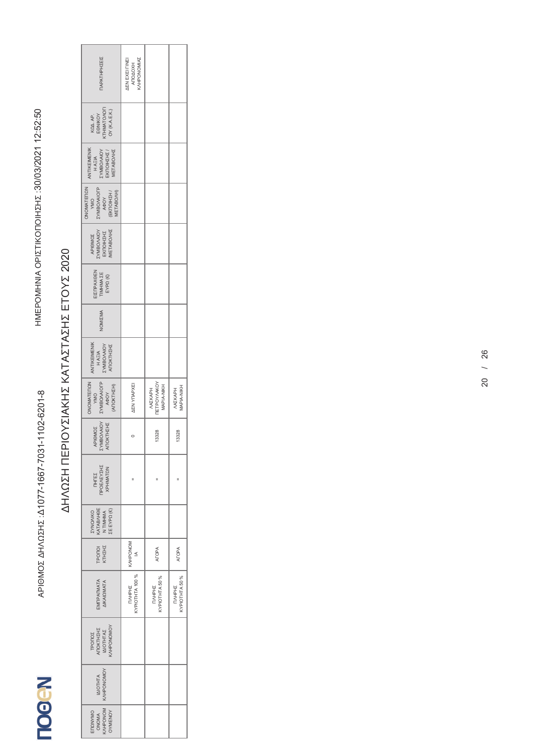ΑΡΙΘΜΟΣ ΔΗΛΩΣΗΣ :Δ1077-1667-7031-1102-6201-8

ΗΜΕΡΟΜΗΝΙΑ ΟΡΙΣΤΙΚΟΠΟΙΗΣΗΣ :30/03/2021 12:52:50

# ΔΗΛΩΣΗ ΠΕΡΙΟΥΣΙΑΚΗΣ ΚΑΤΑΣΤΑΣΗΣ ΕΤΟΥΣ 2020

| ΕΠΩΝΥΜΟ ΟΝΟΜΑ ΚΛΗΡΟΝΟΜΟΥΜΕΝΟΥ | ΙΔΙΟΤΗΤΑ ΚΛΗΡΟΝΟΜΟΥ | ΤΡΟΠΟΣ ΑΠΟΚΤΗΣΗΣ ΙΔΙΟΤΗΤΑΣ ΚΛΗΡΟΝΟΜΟΥ | ΕΜΠΡΑΓΜΑΤΑ ΔΙΚΑΙΩΜΑΤΑ | ΤΡΟΠΟΙ ΚΤΗΣΗΣ | ΣΥΝΟΛΙΚΟ ΚΑΤΑΒΛΗΘΕΝ ΤΙΜΗΜΑ ΣΕ ΕΥΡΩ (€) | ΠΗΓΕΣ ΠΡΟΕΛΕΥΣΗΣ ΧΡΗΜΑΤΩΝ | ΑΡΙΘΜΟΣ ΣΥΜΒΟΛΑΙΟΥ ΑΠΟΚΤΗΣΗΣ | ΟΝΟΜΑΤΕΠΩΝΥΜΟ ΣΥΜΒΟΛΑΙΟΓΡΑΦΟΥ (ΑΠΟΚΤΗΣΗ) | ΑΝΤΙΚΕΙΜΕΝΙΚΗ ΑΞΙΑ ΣΥΜΒΟΛΑΙΟΥ ΑΠΟΚΤΗΣΗΣ | ΝΟΜΙΣΜΑ | ΕΙΣΠΡΑΧΘΕΝ ΤΙΜΗΜΑ ΣΕ ΕΥΡΩ (€) | ΑΡΙΘΜΟΣ ΣΥΜΒΟΛΑΙΟΥ ΕΚΠΟΙΗΣΗΣ /ΜΕΤΑΒΟΛΗΣ | ΟΝΟΜΑΤΕΠΩΝΥΜΟ ΣΥΜΒΟΛΑΙΟΓΡΑΦΟΥ (ΕΚΠΟΙΗΣΗ / ΜΕΤΑΒΟΛΗ) | ΑΝΤΙΚΕΙΜΕΝΙΚΗ ΑΞΙΑ ΣΥΜΒΟΛΑΙΟΥ ΕΚΠΟΙΗΣΗΣ / ΜΕΤΑΒΟΛΗΣ | ΚΩΔ. ΑΡ. ΕΘΝΙΚΟΥ ΚΤΗΜΑΤΟΛΟΓΙΟΥ (Κ.Α.Ε.Κ.) | ΠΑΡΑΤΗΡΗΣΕΙΣ |
|---|---|---|---|---|---|---|---|---|---|---|---|---|---|---|---|---|
| | | | ΠΛΗΡΗΣ ΚΥΡΙΟΤΗΤΑ 100 % | ΚΛΗΡΟΝΟΜΙΑ | | = | 0 | ΔΕΝ ΥΠΑΡΧΕΙ | | | | | | | | ΔΕΝ ΕΧΕΙ ΓΙΝΕΙ ΑΠΟΔΟΧΗ ΚΛΗΡΟΝΟΜΙΑΣ |
| | | | ΠΛΗΡΗΣ ΚΥΡΙΟΤΗΤΑ 50 % | ΑΓΟΡΑ | | = | 13328 | ΛΑΣΚΑΡΗ ΠΕΤΡΟΥΛΑΚΟΥ ΜΑΡΙΑ-ΝΙΚΗ | | | | | | | | |
| | | | ΠΛΗΡΗΣ ΚΥΡΙΟΤΗΤΑ 50 % | ΑΓΟΡΑ | | = | 13328 | ΛΑΣΚΑΡΗ ΜΑΡΙΑ-ΝΙΚΗ | | | | | | | | |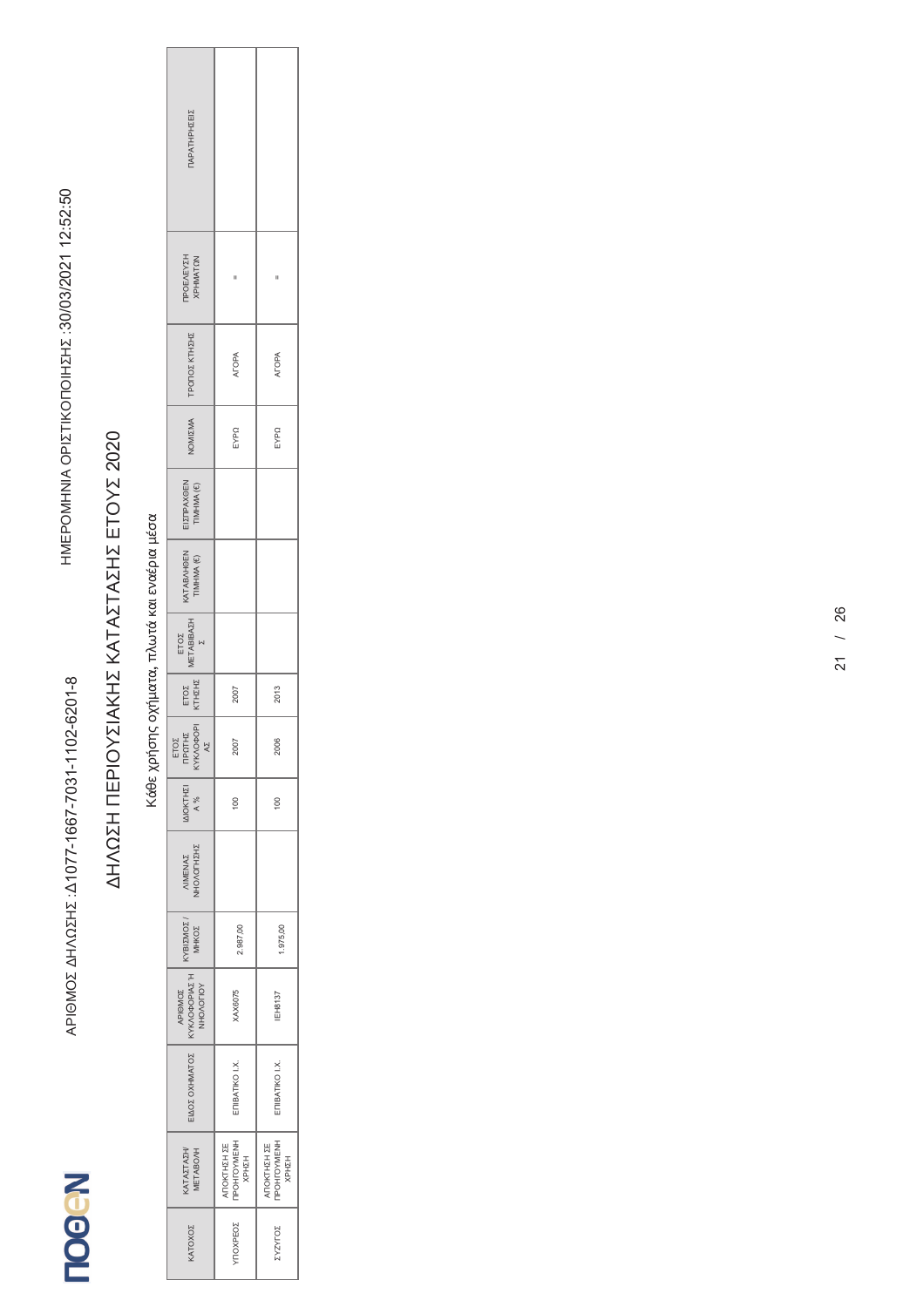ΑΡΙΘΜΟΣ ΔΗΛΩΣΗΣ :Δ1077-1667-7031-1102-6201-8

ΗΜΕΡΟΜΗΝΙΑ ΟΡΙΣΤΙΚΟΠΟΙΗΣΗΣ :30/03/2021 12:52:50

# ΔΗΛΩΣΗ ΠΕΡΙΟΥΣΙΑΚΗΣ ΚΑΤΑΣΤΑΣΗΣ ΕΤΟΥΣ 2020

## Κάθε χρήσης οχήματα, πλωτά και εναέρια μέσα

| ΚΑΤΟΧΟΣ | ΚΑΤΑΣΤΑΣΗ/ ΜΕΤΑΒΟΛΗ | ΕΙΔΟΣ ΟΧΗΜΑΤΟΣ | ΑΡΙΘΜΟΣ ΚΥΚΛΟΦΟΡΙΑΣ Ή ΝΗΟΛΟΓΙΟΥ | ΚΥΒΙΣΜΟΣ / ΜΗΚΟΣ | ΛΙΜΕΝΑΣ ΝΗΟΛΟΓΗΣΗΣ | ΙΔΙΟΚΤΗΣΙΑ % | ΕΤΟΣ ΠΡΩΤΗΣ ΚΥΚΛΟΦΟΡΙΑΣ | ΕΤΟΣ ΚΤΗΣΗΣ | ΕΤΟΣ ΜΕΤΑΒΙΒΑΣΗΣ | ΚΑΤΑΒΛΗΘΕΝ ΤΙΜΗΜΑ (€) | ΕΙΣΠΡΑΧΘΕΝ ΤΙΜΗΜΑ (€) | ΝΟΜΙΣΜΑ | ΤΡΟΠΟΣ ΚΤΗΣΗΣ | ΠΡΟΕΛΕΥΣΗ ΧΡΗΜΑΤΩΝ | ΠΑΡΑΤΗΡΗΣΕΙΣ |
|---|---|---|---|---|---|---|---|---|---|---|---|---|---|---|---|
| ΥΠΟΧΡΕΟΣ | ΑΠΟΚΤΗΣΗ ΣΕ ΠΡΟΗΓΟΥΜΕΝΗ ΧΡΗΣΗ | ΕΠΙΒΑΤΙΚΟ Ι.Χ. | ΧΑΧ6075 | 2.987,00 | | 100 | 2007 | 2007 | | | | ΕΥΡΩ | ΑΓΟΡΑ | = | |
| ΣΥΖΥΓΟΣ | ΑΠΟΚΤΗΣΗ ΣΕ ΠΡΟΗΓΟΥΜΕΝΗ ΧΡΗΣΗ | ΕΠΙΒΑΤΙΚΟ Ι.Χ. | ΙΕΗ8137 | 1.975,00 | | 100 | 2006 | 2013 | | | | ΕΥΡΩ | ΑΓΟΡΑ | = | |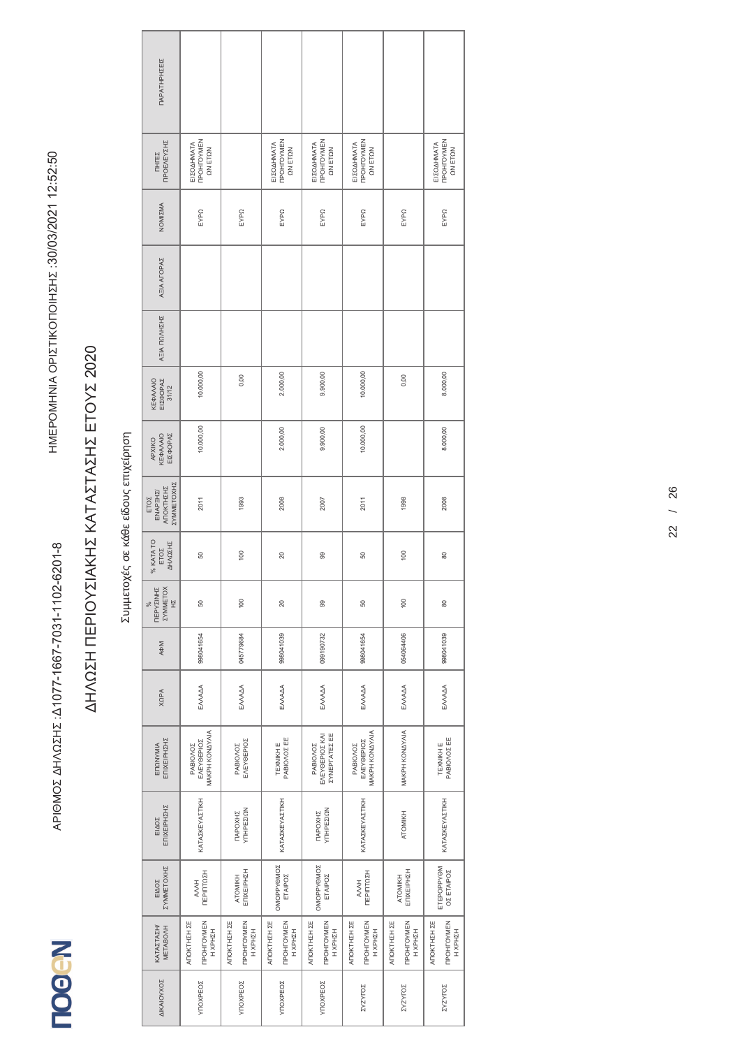ΑΡΙΘΜΟΣ ΔΗΛΩΣΗΣ :Δ1077-1667-7031-1102-6201-8

ΗΜΕΡΟΜΗΝΙΑ ΟΡΙΣΤΙΚΟΠΟΙΗΣΗΣ :30/03/2021 12:52:50

# ΔΗΛΩΣΗ ΠΕΡΙΟΥΣΙΑΚΗΣ ΚΑΤΑΣΤΑΣΗΣ ΕΤΟΥΣ 2020

## Συμμετοχές σε κάθε είδους επιχείρηση

| ΔΙΚΑΙΟΥΧΟΣ | ΚΑΤΑΣΤΑΣΗ/ ΜΕΤΑΒΟΛΗ | ΕΙΔΟΣ ΣΥΜΜΕΤΟΧΗΣ | ΕΙΔΟΣ ΕΠΙΧΕΙΡΗΣΗΣ | ΕΠΩΝΥΜΙΑ ΕΠΙΧΕΙΡΗΣΗΣ | ΧΩΡΑ | ΑΦΜ | % ΠΕΡΥΣΙΝΗΣ ΣΥΜΜΕΤΟΧΗΣ | % ΚΑΤΑ ΤΟ ΕΤΟΣ ΔΗΛΩΣΗΣ | ΕΤΟΣ ΕΝΑΡΞΗΣ/ ΑΠΟΚΤΗΣΗΣ ΣΥΜΜΕΤΟΧΗΣ | ΑΡΧΙΚΟ ΚΕΦΑΛΑΙΟ ΕΙΣΦΟΡΑΣ | ΚΕΦΑΛΑΙΟ ΕΙΣΦΟΡΑΣ 31/12 | ΑΞΙΑ ΠΩΛΗΣΗΣ | ΑΞΙΑ ΑΓΟΡΑΣ | ΝΟΜΙΣΜΑ | ΠΗΓΕΣ ΠΡΟΕΛΕΥΣΗΣ | ΠΑΡΑΤΗΡΗΣΕΙΣ |
|---|---|---|---|---|---|---|---|---|---|---|---|---|---|---|---|---|
| ΥΠΟΧΡΕΟΣ | ΑΠΟΚΤΗΣΗ ΣΕ ΠΡΟΗΓΟΥΜΕΝΗ ΧΡΗΣΗ | ΑΛΛΗ ΠΕΡΙΠΤΩΣΗ | ΚΑΤΑΣΚΕΥΑΣΤΙΚΗ | ΡΑΒΙΟΛΟΣ ΕΛΕΥΘΕΡΙΟΣ ΜΑΚΡΗ ΚΟΝΔΥΛΙΑ | ΕΛΛΑΔΑ | 998041654 | 50 | 50 | 2011 | 10.000,00 | 10.000,00 | | | ΕΥΡΩ | ΕΙΣΟΔΗΜΑΤΑ ΠΡΟΗΓΟΥΜΕΝ ΩΝ ΕΤΩΝ | |
| ΥΠΟΧΡΕΟΣ | ΑΠΟΚΤΗΣΗ ΣΕ ΠΡΟΗΓΟΥΜΕΝΗ ΧΡΗΣΗ | ΑΤΟΜΙΚΗ ΕΠΙΧΕΙΡΗΣΗ | ΠΑΡΟΧΗΣ ΥΠΗΡΕΣΙΩΝ | ΡΑΒΙΟΛΟΣ ΕΛΕΥΘΕΡΙΟΣ | ΕΛΛΑΔΑ | 045779684 | 100 | 100 | 1993 | | 0,00 | | | ΕΥΡΩ | | |
| ΥΠΟΧΡΕΟΣ | ΑΠΟΚΤΗΣΗ ΣΕ ΠΡΟΗΓΟΥΜΕΝΗ ΧΡΗΣΗ | ΟΜΟΡΡΥΘΜΟΣ ΕΤΑΙΡΟΣ | ΚΑΤΑΣΚΕΥΑΣΤΙΚΗ | ΤΕΧΝΙΚΗ Ε ΡΑΒΙΟΛΟΣ ΕΕ | ΕΛΛΑΔΑ | 998041039 | 20 | 20 | 2008 | 2.000,00 | 2.000,00 | | | ΕΥΡΩ | ΕΙΣΟΔΗΜΑΤΑ ΠΡΟΗΓΟΥΜΕΝ ΩΝ ΕΤΩΝ | |
| ΥΠΟΧΡΕΟΣ | ΑΠΟΚΤΗΣΗ ΣΕ ΠΡΟΗΓΟΥΜΕΝΗ ΧΡΗΣΗ | ΟΜΟΡΡΥΘΜΟΣ ΕΤΑΙΡΟΣ | ΠΑΡΟΧΗΣ ΥΠΗΡΕΣΙΩΝ | ΡΑΒΙΟΛΟΣ ΕΛΕΥΘΕΡΙΟΣ ΚΑΙ ΣΥΝΕΡΓΑΤΕΣ ΕΕ | ΕΛΛΑΔΑ | 099190732 | 99 | 99 | 2007 | 9.900,00 | 9.900,00 | | | ΕΥΡΩ | ΕΙΣΟΔΗΜΑΤΑ ΠΡΟΗΓΟΥΜΕΝ ΩΝ ΕΤΩΝ | |
| ΣΥΖΥΓΟΣ | ΑΠΟΚΤΗΣΗ ΣΕ ΠΡΟΗΓΟΥΜΕΝΗ ΧΡΗΣΗ | ΑΛΛΗ ΠΕΡΙΠΤΩΣΗ | ΚΑΤΑΣΚΕΥΑΣΤΙΚΗ | ΡΑΒΙΟΛΟΣ ΕΛΕΥΘΕΡΙΟΣ ΜΑΚΡΗ ΚΟΝΔΥΛΙΑ | ΕΛΛΑΔΑ | 998041654 | 50 | 50 | 2011 | 10.000,00 | 10.000,00 | | | ΕΥΡΩ | ΕΙΣΟΔΗΜΑΤΑ ΠΡΟΗΓΟΥΜΕΝ ΩΝ ΕΤΩΝ | |
| ΣΥΖΥΓΟΣ | ΑΠΟΚΤΗΣΗ ΣΕ ΠΡΟΗΓΟΥΜΕΝΗ ΧΡΗΣΗ | ΑΤΟΜΙΚΗ ΕΠΙΧΕΙΡΗΣΗ | ΑΤΟΜΙΚΗ | ΜΑΚΡΗ ΚΟΝΔΥΛΙΑ | ΕΛΛΑΔΑ | 054064406 | 100 | 100 | 1998 | | 0,00 | | | ΕΥΡΩ | | |
| ΣΥΖΥΓΟΣ | ΑΠΟΚΤΗΣΗ ΣΕ ΠΡΟΗΓΟΥΜΕΝΗ ΧΡΗΣΗ | ΕΤΕΡΟΡΡΥΘΜ ΟΣ ΕΤΑΙΡΟΣ | ΚΑΤΑΣΚΕΥΑΣΤΙΚΗ | ΤΕΧΝΙΚΗ Ε ΡΑΒΙΟΛΟΣ ΕΕ | ΕΛΛΑΔΑ | 998041039 | 80 | 80 | 2008 | 8.000,00 | 8.000,00 | | | ΕΥΡΩ | ΕΙΣΟΔΗΜΑΤΑ ΠΡΟΗΓΟΥΜΕΝ ΩΝ ΕΤΩΝ | |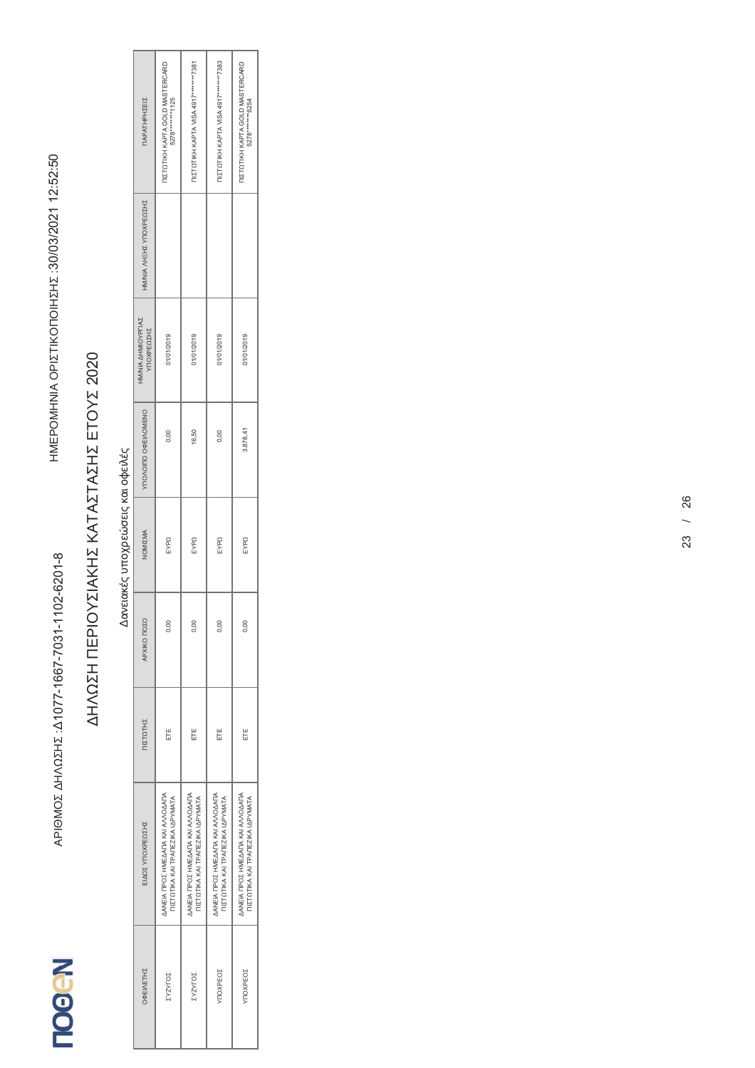ΑΡΙΘΜΟΣ ΔΗΛΩΣΗΣ :Δ1077-1667-7031-1102-6201-8

ΗΜΕΡΟΜΗΝΙΑ ΟΡΙΣΤΙΚΟΠΟΙΗΣΗΣ :30/03/2021 12:52:50

# ΔΗΛΩΣΗ ΠΕΡΙΟΥΣΙΑΚΗΣ ΚΑΤΑΣΤΑΣΗΣ ΕΤΟΥΣ 2020

## Δανειακές υποχρεώσεις και οφειλές

| ΟΦΕΙΛΕΤΗΣ | ΕΙΔΟΣ ΥΠΟΧΡΕΩΣΗΣ | ΠΙΣΤΩΤΗΣ | ΑΡΧΙΚΟ ΠΟΣΟ | ΝΟΜΙΣΜΑ | ΥΠΟΛΟΙΠΟ ΟΦΕΙΛΟΜΕΝΟ | ΗΜ/ΝΙΑ ΔΗΜΙΟΥΡΓΙΑΣ ΥΠΟΧΡΕΩΣΗΣ | ΗΜ/ΝΙΑ ΛΗΞΗΣ ΥΠΟΧΡΕΩΣΗΣ | ΠΑΡΑΤΗΡΗΣΕΙΣ |
|---|---|---|---|---|---|---|---|---|
| ΣΥΖΥΓΟΣ | ΔΑΝΕΙΑ ΠΡΟΣ ΗΜΕΔΑΠΑ ΚΑΙ ΑΛΛΟΔΑΠΑ ΠΙΣΤΩΤΙΚΑ ΚΑΙ ΤΡΑΠΕΖΙΚΑ ΙΔΡΥΜΑΤΑ | ΕΤΕ | 0,00 | ΕΥΡΩ | 0,00 | 01/01/2019 | | ΠΙΣΤΩΤΙΚΗ ΚΑΡΤΑ GOLD MASTERCARD 5278********1125 |
| ΣΥΖΥΓΟΣ | ΔΑΝΕΙΑ ΠΡΟΣ ΗΜΕΔΑΠΑ ΚΑΙ ΑΛΛΟΔΑΠΑ ΠΙΣΤΩΤΙΚΑ ΚΑΙ ΤΡΑΠΕΖΙΚΑ ΙΔΡΥΜΑΤΑ | ΕΤΕ | 0,00 | ΕΥΡΩ | 16,50 | 01/01/2019 | | ΠΙΣΤΩΤΙΚΗ ΚΑΡΤΑ VISA 4917********7381 |
| ΥΠΟΧΡΕΟΣ | ΔΑΝΕΙΑ ΠΡΟΣ ΗΜΕΔΑΠΑ ΚΑΙ ΑΛΛΟΔΑΠΑ ΠΙΣΤΩΤΙΚΑ ΚΑΙ ΤΡΑΠΕΖΙΚΑ ΙΔΡΥΜΑΤΑ | ΕΤΕ | 0,00 | ΕΥΡΩ | 0,00 | 01/01/2019 | | ΠΙΣΤΩΤΙΚΗ ΚΑΡΤΑ VISA 4917********7383 |
| ΥΠΟΧΡΕΟΣ | ΔΑΝΕΙΑ ΠΡΟΣ ΗΜΕΔΑΠΑ ΚΑΙ ΑΛΛΟΔΑΠΑ ΠΙΣΤΩΤΙΚΑ ΚΑΙ ΤΡΑΠΕΖΙΚΑ ΙΔΡΥΜΑΤΑ | ΕΤΕ | 0,00 | ΕΥΡΩ | 3.878,41 | 01/01/2019 | | ΠΙΣΤΩΤΙΚΗ ΚΑΡΤΑ GOLD MASTERCARD 5278********6254 |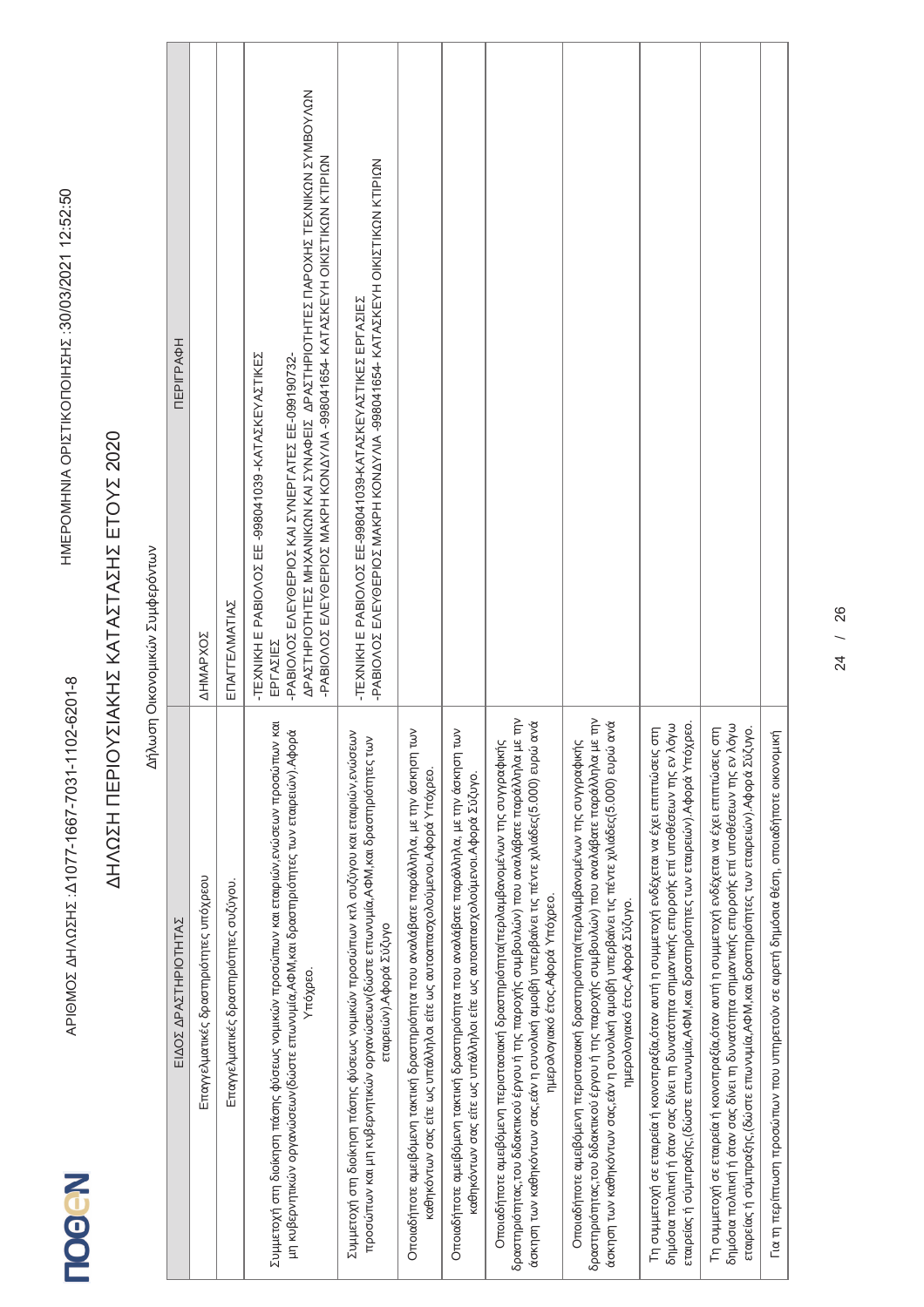ΑΡΙΘΜΟΣ ΔΗΛΩΣΗΣ :Δ1077-1667-7031-1102-6201-8 ΗΜΕΡΟΜΗΝΙΑ ΟΡΙΣΤΙΚΟΠΟΙΗΣΗΣ :30/03/2021 12:52:50

# ΔΗΛΩΣΗ ΠΕΡΙΟΥΣΙΑΚΗΣ ΚΑΤΑΣΤΑΣΗΣ ΕΤΟΥΣ 2020

## Δήλωση Οικονομικών Συμφερόντων

| ΕΙΔΟΣ ΔΡΑΣΤΗΡΙΟΤΗΤΑΣ | ΠΕΡΙΓΡΑΦΗ |
|---|---|
| Επαγγελματικές δραστηριότητες υπόχρεου | ΔΗΜΑΡΧΟΣ |
| Επαγγελματικές δραστηριότητες συζύγου. | ΕΠΑΓΓΕΛΜΑΤΙΑΣ |
| Συμμετοχή στη διοίκηση πάσης φύσεως νομικών προσώπων και εταιριών,ενώσεων προσώπων και μη κυβερνητικών οργανώσεων(δώστε επωνυμία,ΑΦΜ,και δραστηριότητες των εταιρειών).Αφορά Υπόχρεο. | -ΤΕΧΝΙΚΗ Ε ΡΑΒΙΟΛΟΣ ΕΕ -998041039 -ΚΑΤΑΣΚΕΥΑΣΤΙΚΕΣ ΕΡΓΑΣΙΕΣ<br>-ΡΑΒΙΟΛΟΣ ΕΛΕΥΘΕΡΙΟΣ ΚΑΙ ΣΥΝΕΡΓΑΤΕΣ ΕΕ-099190732- ΔΡΑΣΤΗΡΙΟΤΗΤΕΣ ΜΗΧΑΝΙΚΩΝ ΚΑΙ ΣΥΝΑΦΕΙΣ ΔΡΑΣΤΗΡΙΟΤΗΤΕΣ ΠΑΡΟΧΗΣ ΤΕΧΝΙΚΩΝ ΣΥΜΒΟΥΛΩΝ<br>-ΡΑΒΙΟΛΟΣ ΕΛΕΥΘΕΡΙΟΣ ΜΑΚΡΗ ΚΟΝΔΥΛΙΑ -998041654- ΚΑΤΑΣΚΕΥΗ ΟΙΚΙΣΤΙΚΩΝ ΚΤΙΡΙΩΝ |
| Συμμετοχή στη διοίκηση πάσης φύσεως νομικών προσώπων κτλ συζύγου και εταιριών,ενώσεων προσώπων και μη κυβερνητικών οργανώσεων(δώστε επωνυμία,ΑΦΜ,και δραστηριότητες των εταιρειών).Αφορά Σύζυγο | -ΤΕΧΝΙΚΗ Ε ΡΑΒΙΟΛΟΣ ΕΕ-998041039-ΚΑΤΑΣΚΕΥΑΣΤΙΚΕΣ ΕΡΓΑΣΙΕΣ<br>-ΡΑΒΙΟΛΟΣ ΕΛΕΥΘΕΡΙΟΣ ΜΑΚΡΗ ΚΟΝΔΥΛΙΑ -998041654- ΚΑΤΑΣΚΕΥΗ ΟΙΚΙΣΤΙΚΩΝ ΚΤΙΡΙΩΝ |
| Οποιαδήποτε αμειβόμενη τακτική δραστηριότητα που αναλάβατε παράλληλα, με την άσκηση των καθηκόντων σας είτε ως υπάλληλοι είτε ως αυτοαπασχολούμενοι.Αφορά Υπόχρεο. | |
| Οποιαδήποτε αμειβόμενη τακτική δραστηριότητα που αναλάβατε παράλληλα, με την άσκηση των καθηκόντων σας είτε ως υπάλληλοι είτε ως αυτοαπασχολούμενοι.Αφορά Σύζυγο. | |
| Οποιαδήποτε αμειβόμενη περιστασιακή δραστηριότητα(περιλαμβανομένων της συγγραφικής δραστηριότητας,του διδακτικού έργου ή της παροχής συμβουλών) που αναλάβατε παράλληλα με την άσκηση των καθηκόντων σας,εάν η συνολική αμοιβή υπερβαίνει τις πέντε χιλιάδες(5.000) ευρώ ανά ημερολογιακό έτος.Αφορά Υπόχρεο. | |
| Οποιαδήποτε αμειβόμενη περιστασιακή δραστηριότητα(περιλαμβανομένων της συγγραφικής δραστηριότητας,του διδακτικού έργου ή της παροχής συμβουλών) που αναλάβατε παράλληλα με την άσκηση των καθηκόντων σας,εάν η συνολική αμοιβή υπερβαίνει τις πέντε χιλιάδες(5.000) ευρώ ανά ημερολογιακό έτος.Αφορά Σύζυγο. | |
| Τη συμμετοχή σε εταιρεία ή κοινοπραξία,όταν αυτή η συμμετοχή ενδέχεται να έχει επιπτώσεις στη δημόσια πολιτική ή όταν σας δίνει τη δυνατότητα σημαντικής επιρροής επί υποθέσεων της εν λόγω εταιρείας ή σύμπραξης,(δώστε επωνυμία,ΑΦΜ,και δραστηριότητες των εταιρειών).Αφορά Υπόχρεο. | |
| Τη συμμετοχή σε εταιρεία ή κοινοπραξία,όταν αυτή η συμμετοχή ενδέχεται να έχει επιπτώσεις στη δημόσια πολιτική ή όταν σας δίνει τη δυνατότητα σημαντικής επιρροής επί υποθέσεων της εν λόγω εταιρείας ή σύμπραξης,(δώστε επωνυμία,ΑΦΜ,και δραστηριότητες των εταιρειών).Αφορά Σύζυγο. | |
| Για τη περίπτωση προσώπων που υπηρετούν σε αιρετή δημόσια θέση, οποιαδήποτε οικονομική | |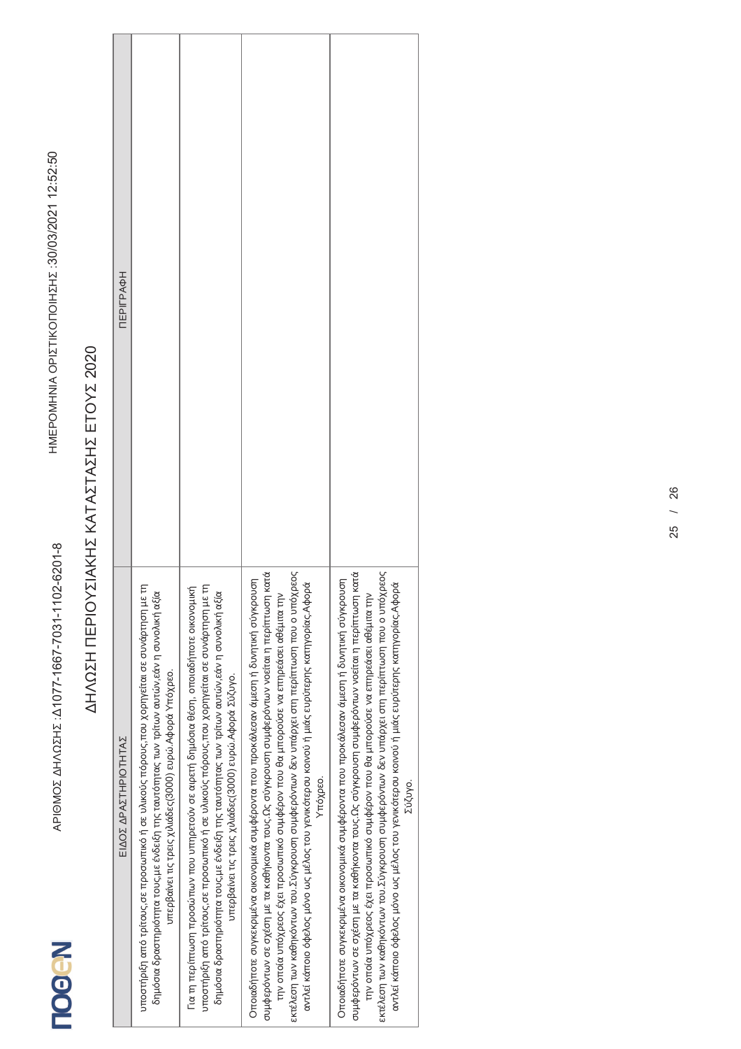# ΔΗΛΩΣΗ ΠΕΡΙΟΥΣΙΑΚΗΣ ΚΑΤΑΣΤΑΣΗΣ ΕΤΟΥΣ 2020

ΑΡΙΘΜΟΣ ΔΗΛΩΣΗΣ :Δ1077-1667-7031-1102-6201-8

ΗΜΕΡΟΜΗΝΙΑ ΟΡΙΣΤΙΚΟΠΟΙΗΣΗΣ :30/03/2021 12:52:50

| ΕΙΔΟΣ ΔΡΑΣΤΗΡΙΟΤΗΤΑΣ | ΠΕΡΙΓΡΑΦΗ |
| --- | --- |
| υποστήριξη από τρίτους,σε προσωπικό ή σε υλικούς πόρους,που χορηγείται σε συνάρτηση με τη δημόσια δραστηριότητα τους,με ένδειξη της ταυτότητας των τρίτων αυτών,εάν η συνολική αξία υπερβαίνει τις τρεις χιλιάδες(3000) ευρώ.Αφορά Υπόχρεο. | |
| Για τη περίπτωση προσώπων που υπηρετούν σε αιρετή δημόσια θέση, οποιαδήποτε οικονομική υποστήριξη από τρίτους,σε προσωπικό ή σε υλικούς πόρους,που χορηγείται σε συνάρτηση με τη δημόσια δραστηριότητα τους,με ένδειξη της ταυτότητας των τρίτων αυτών,εάν η συνολική αξία υπερβαίνει τις τρεις χιλιάδες(3000) ευρώ.Αφορά Σύζυγο. | |
| Οποιαδήποτε συγκεκριμένα οικονομικά συμφέροντα που προκάλεσαν άμεση ή δυνητική σύγκρουση συμφερόντων σε σχέση με τα καθήκοντα τους.Ως σύγκρουση συμφερόντων νοείται η περίπτωση κατά την οποία υπόχρεος έχει προσωπικό συμφέρον που θα μπορούσε να επηρεάσει αθέμιτα την εκτέλεση των καθηκόντων του.Σύγκρουση συμφερόντων δεν υπάρχει στη περίπτωση που ο υπόχρεος αντλεί κάποιο όφελος μόνο ως μέλος του γενικότερου κοινού ή μιάς ευρύτερης κατηγορίας.Αφορά Υπόχρεο. | |
| Οποιαδήποτε συγκεκριμένα οικονομικά συμφέροντα που προκάλεσαν άμεση ή δυνητική σύγκρουση συμφερόντων σε σχέση με τα καθήκοντα τους.Ως σύγκρουση συμφερόντων νοείται η περίπτωση κατά την οποία υπόχρεος έχει προσωπικό συμφέρον που θα μπορούσε να επηρεάσει αθέμιτα την εκτέλεση των καθηκόντων του.Σύγκρουση συμφερόντων δεν υπάρχει στη περίπτωση που ο υπόχρεος αντλεί κάποιο όφελος μόνο ως μέλος του γενικότερου κοινού ή μιάς ευρύτερης κατηγορίας.Αφορά Σύζυγο. | |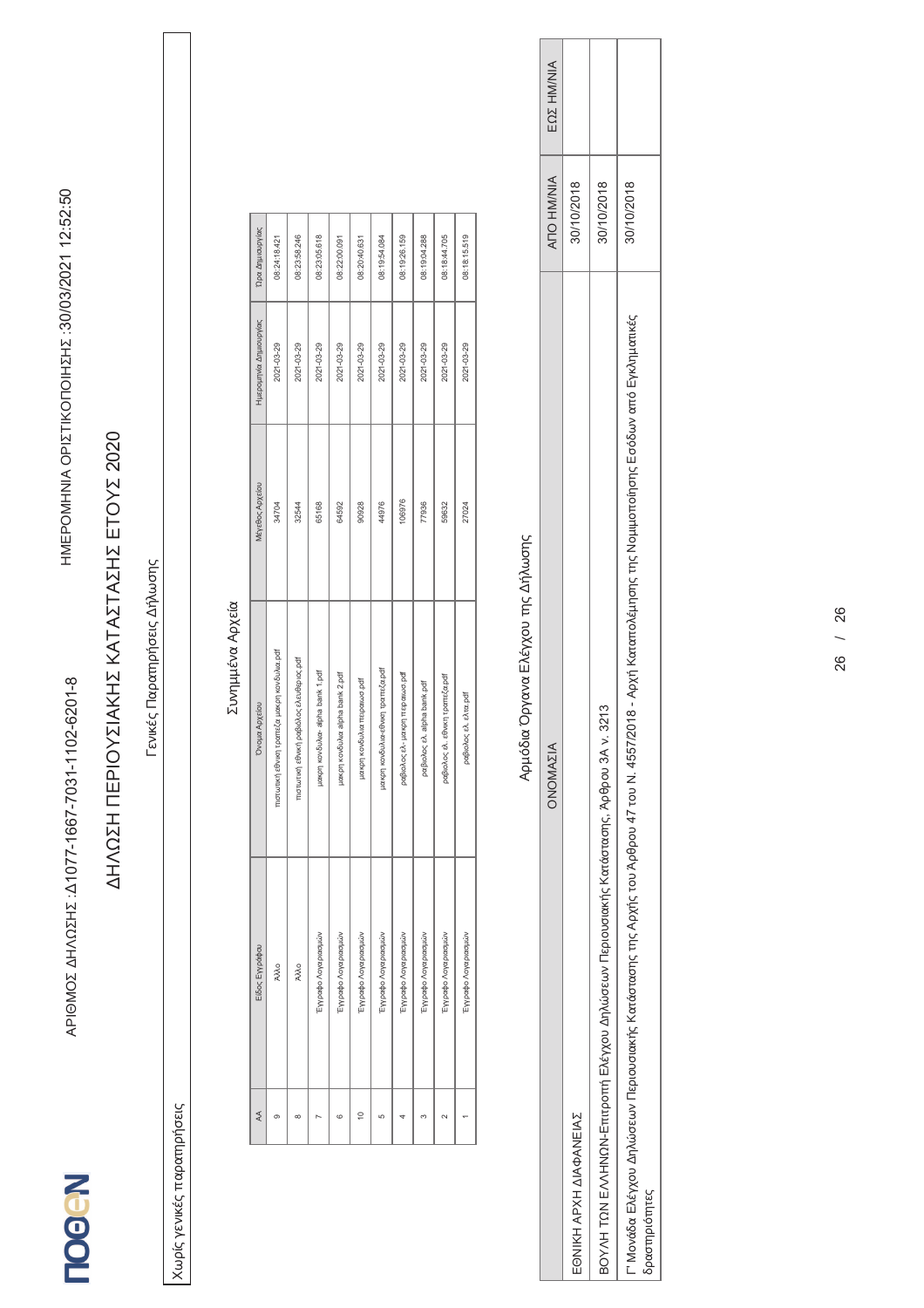ΑΡΙΘΜΟΣ ΔΗΛΩΣΗΣ :Δ1077-1667-7031-1102-6201-8 ΗΜΕΡΟΜΗΝΙΑ ΟΡΙΣΤΙΚΟΠΟΙΗΣΗΣ :30/03/2021 12:52:50

# ΔΗΛΩΣΗ ΠΕΡΙΟΥΣΙΑΚΗΣ ΚΑΤΑΣΤΑΣΗΣ ΕΤΟΥΣ 2020

## Γενικές Παρατηρήσεις Δήλωσης

Χωρίς γενικές παρατηρήσεις

## Συνημμένα Αρχεία

| ΑΑ | Είδος Εγγράφου | Όνομα Αρχείου | Μέγεθος Αρχείου | Ημερομηνία Δημιουργίας | Ώρα Δημιουργίας |
|---|---|---|---|---|---|
| 9 | Άλλο | πιστωτική εθνική τράπεζα μακρη κονδυλια.pdf | 34704 | 2021-03-29 | 08:24:18.421 |
| 8 | Άλλο | πιστωτική εθνική ραβιολος ελευθεριος.pdf | 32544 | 2021-03-29 | 08:23:58.246 |
| 7 | Έγγραφο Λογαριασμών | μακρη κονδυλια- alpha bank 1.pdf | 65168 | 2021-03-29 | 08:23:05.618 |
| 6 | Έγγραφο Λογαριασμών | μακρη κονδυλια alpha bank 2.pdf | 64592 | 2021-03-29 | 08:22:00.091 |
| 10 | Έγγραφο Λογαριασμών | μακρη κονδυλια πειραιως.pdf | 90928 | 2021-03-29 | 08:20:40.631 |
| 5 | Έγγραφο Λογαριασμών | μακρη κονδυλια-εθνικη τραπεζα.pdf | 44976 | 2021-03-29 | 08:19:54.084 |
| 4 | Έγγραφο Λογαριασμών | ραβιολος ελ.- μακρη πειραιως.pdf | 106976 | 2021-03-29 | 08:19:26.159 |
| 3 | Έγγραφο Λογαριασμών | ραβιολος ελ. alpha bank.pdf | 77936 | 2021-03-29 | 08:19:04.288 |
| 2 | Έγγραφο Λογαριασμών | ραβιολος ελ.. εθνικη τραπεζα.pdf | 59632 | 2021-03-29 | 08:18:44.705 |
| 1 | Έγγραφο Λογαριασμών | ραβιολος ελ.πα.pdf | 27024 | 2021-03-29 | 08:18:15.519 |

## Αρμόδια Όργανα Ελέγχου της Δήλωσης

| ΟΝΟΜΑΣΙΑ | ΑΠΟ ΗΜ/ΝΙΑ | ΕΩΣ ΗΜ/ΝΙΑ |
|---|---|---|
| ΕΘΝΙΚΗ ΑΡΧΗ ΔΙΑΦΑΝΕΙΑΣ | 30/10/2018 | |
| ΒΟΥΛΗ ΤΩΝ ΕΛΛΗΝΩΝ-Επιτροπή Ελέγχου Δηλώσεων Περιουσιακής Κατάστασης, Άρθρου 3Α ν. 3213 | 30/10/2018 | |
| Γ' Μονάδα Ελέγχου Δηλώσεων Περιουσιακής Κατάστασης της Αρχής του Άρθρου 47 του Ν. 4557/2018 - Αρχή Καταπολέμησης της Νομιμοποίησης Εσόδων από Εγκληματικές δραστηριότητες | 30/10/2018 | |